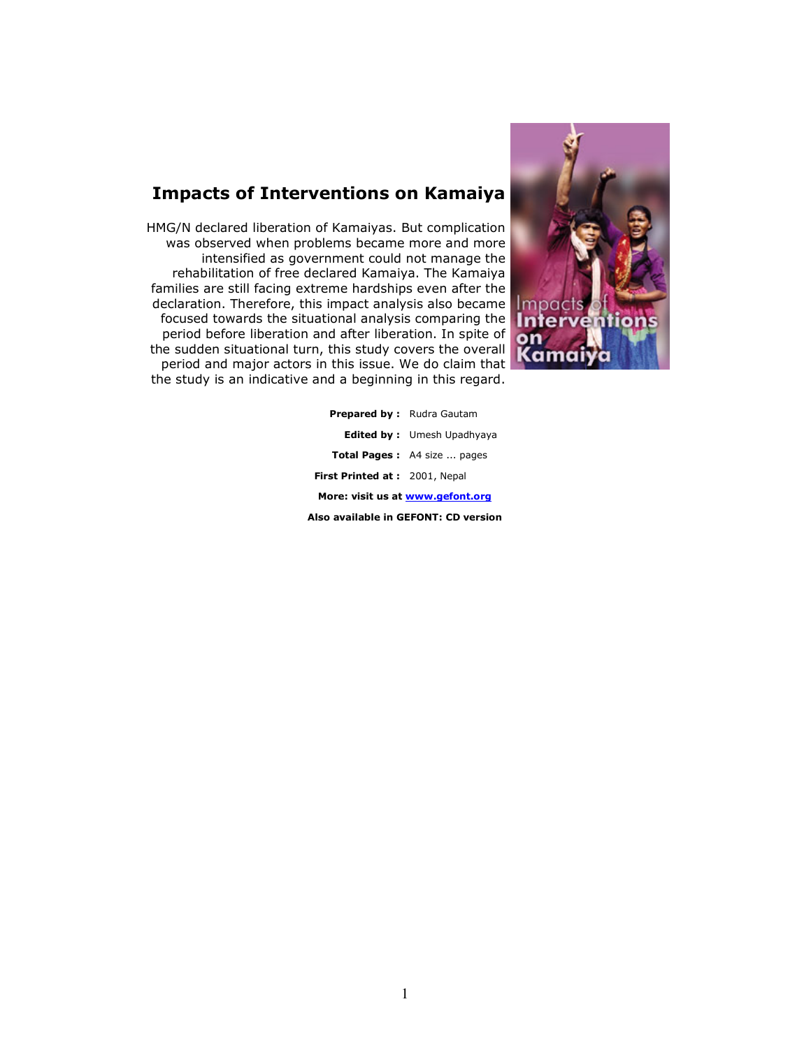# Impacts of Interventions on Kamaiya

HMG/N declared liberation of Kamaiyas. But complication was observed when problems became more and more intensified as government could not manage the rehabilitation of free declared Kamaiya. The Kamaiya families are still facing extreme hardships even after the declaration. Therefore, this impact analysis also became focused towards the situational analysis comparing the period before liberation and after liberation. In spite of the sudden situational turn, this study covers the overall period and major actors in this issue. We do claim that the study is an indicative and a beginning in this regard.

**Prepared by :** Rudra Gautam

**Edited by :** Umesh Upadhyaya

**Total Pages :** A4 size ... pages

**First Printed at :** 2001, Nepal

**More: visit us at [www.gefont.org](http://www.gefont.org)**

**Also available in GEFONT: CD version**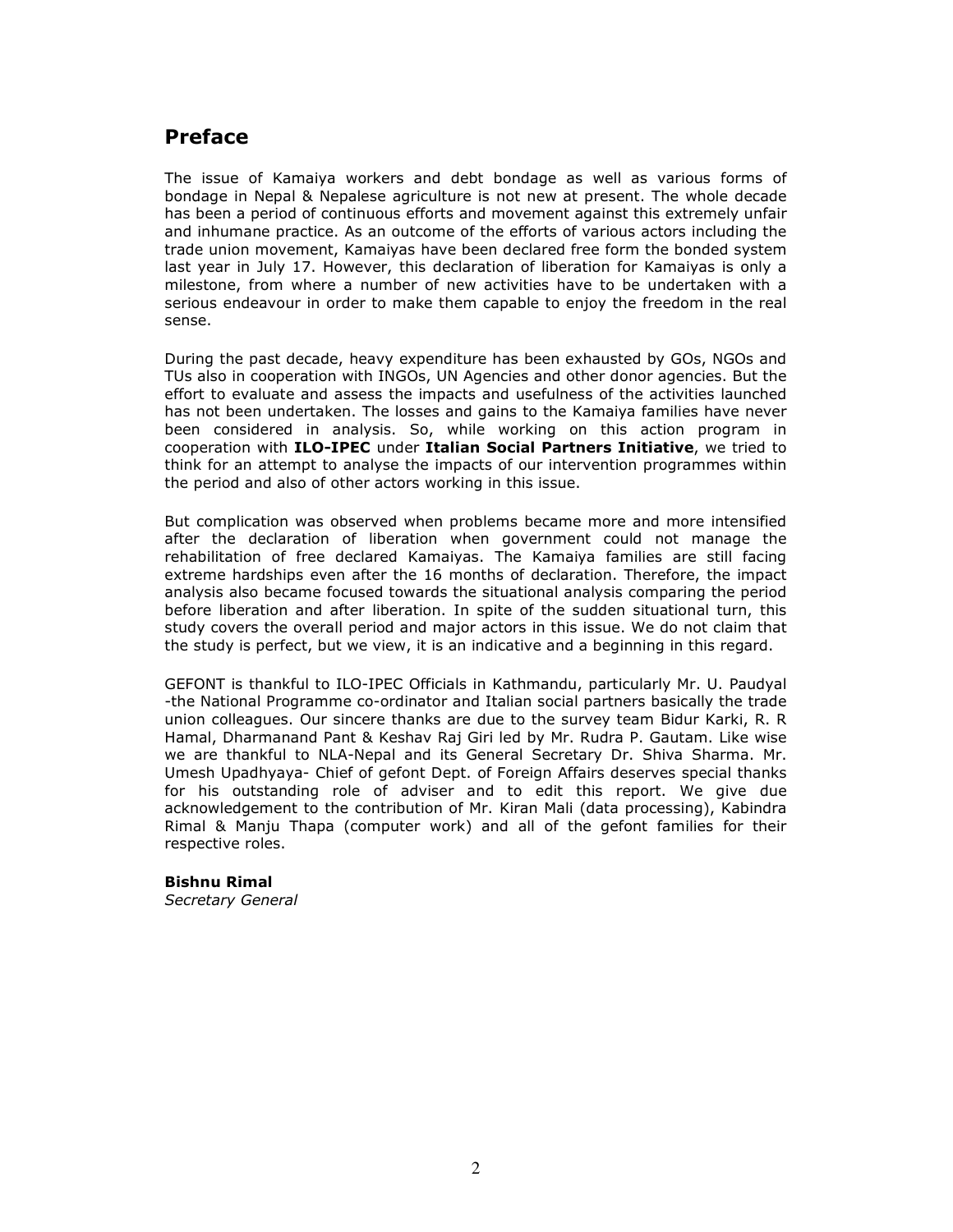## Preface

The issue of Kamaiya workers and debt bondage as well as various forms of bondage in Nepal & Nepalese agriculture is not new at present. The whole decade has been a period of continuous efforts and movement against this extremely unfair and inhumane practice. As an outcome of the efforts of various actors including the trade union movement, Kamaiyas have been declared free form the bonded system last year in July 17. However, this declaration of liberation for Kamaiyas is only a milestone, from where a number of new activities have to be undertaken with a serious endeavour in order to make them capable to enjoy the freedom in the real sense.

During the past decade, heavy expenditure has been exhausted by GOs, NGOs and TUs also in cooperation with INGOs, UN Agencies and other donor agencies. But the effort to evaluate and assess the impacts and usefulness of the activities launched has not been undertaken. The losses and gains to the Kamaiya families have never been considered in analysis. So, while working on this action program in cooperation with **ILO-IPEC** under **Italian Social Partners Initiative**, we tried to think for an attempt to analyse the impacts of our intervention programmes within the period and also of other actors working in this issue.

But complication was observed when problems became more and more intensified after the declaration of liberation when government could not manage the rehabilitation of free declared Kamaiyas. The Kamaiya families are still facing extreme hardships even after the 16 months of declaration. Therefore, the impact analysis also became focused towards the situational analysis comparing the period before liberation and after liberation. In spite of the sudden situational turn, this study covers the overall period and major actors in this issue. We do not claim that the study is perfect, but we view, it is an indicative and a beginning in this regard.

GEFONT is thankful to ILO-IPEC Officials in Kathmandu, particularly Mr. U. Paudyal -the National Programme co-ordinator and Italian social partners basically the trade union colleagues. Our sincere thanks are due to the survey team Bidur Karki, R. R Hamal, Dharmanand Pant & Keshav Raj Giri led by Mr. Rudra P. Gautam. Like wise we are thankful to NLA-Nepal and its General Secretary Dr. Shiva Sharma. Mr. Umesh Upadhyaya- Chief of gefont Dept. of Foreign Affairs deserves special thanks for his outstanding role of adviser and to edit this report. We give due acknowledgement to the contribution of Mr. Kiran Mali (data processing), Kabindra Rimal & Manju Thapa (computer work) and all of the gefont families for their respective roles.

**Bishnu Rimal**
*Secretary General*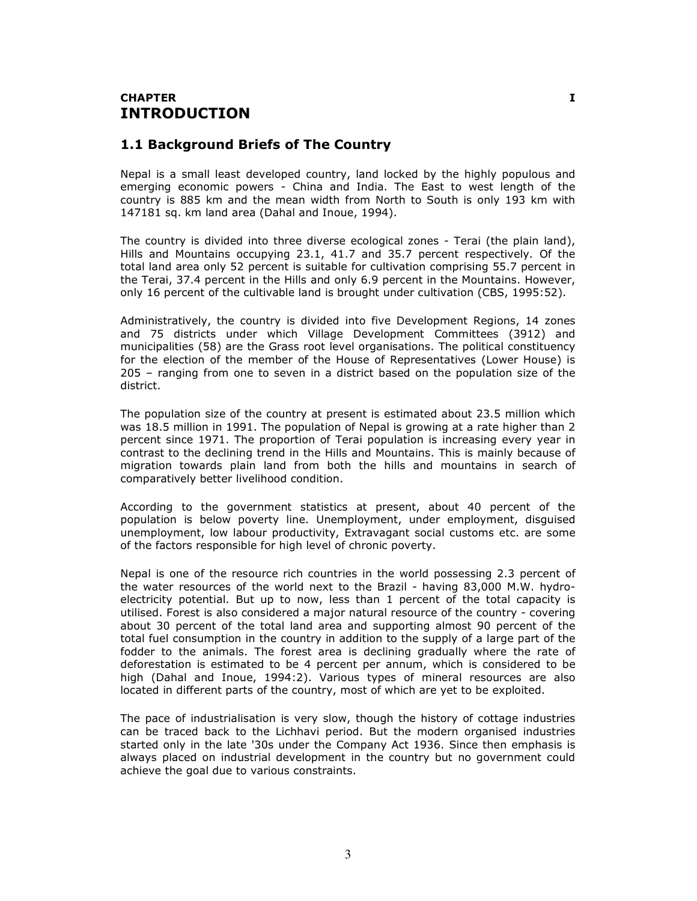**CHAPTER I**

# INTRODUCTION

## 1.1 Background Briefs of The Country

Nepal is a small least developed country, land locked by the highly populous and emerging economic powers - China and India. The East to west length of the country is 885 km and the mean width from North to South is only 193 km with 147181 sq. km land area (Dahal and Inoue, 1994).

The country is divided into three diverse ecological zones - Terai (the plain land), Hills and Mountains occupying 23.1, 41.7 and 35.7 percent respectively. Of the total land area only 52 percent is suitable for cultivation comprising 55.7 percent in the Terai, 37.4 percent in the Hills and only 6.9 percent in the Mountains. However, only 16 percent of the cultivable land is brought under cultivation (CBS, 1995:52).

Administratively, the country is divided into five Development Regions, 14 zones and 75 districts under which Village Development Committees (3912) and municipalities (58) are the Grass root level organisations. The political constituency for the election of the member of the House of Representatives (Lower House) is 205 – ranging from one to seven in a district based on the population size of the district.

The population size of the country at present is estimated about 23.5 million which was 18.5 million in 1991. The population of Nepal is growing at a rate higher than 2 percent since 1971. The proportion of Terai population is increasing every year in contrast to the declining trend in the Hills and Mountains. This is mainly because of migration towards plain land from both the hills and mountains in search of comparatively better livelihood condition.

According to the government statistics at present, about 40 percent of the population is below poverty line. Unemployment, under employment, disguised unemployment, low labour productivity, Extravagant social customs etc. are some of the factors responsible for high level of chronic poverty.

Nepal is one of the resource rich countries in the world possessing 2.3 percent of the water resources of the world next to the Brazil - having 83,000 M.W. hydro-electricity potential. But up to now, less than 1 percent of the total capacity is utilised. Forest is also considered a major natural resource of the country - covering about 30 percent of the total land area and supporting almost 90 percent of the total fuel consumption in the country in addition to the supply of a large part of the fodder to the animals. The forest area is declining gradually where the rate of deforestation is estimated to be 4 percent per annum, which is considered to be high (Dahal and Inoue, 1994:2). Various types of mineral resources are also located in different parts of the country, most of which are yet to be exploited.

The pace of industrialisation is very slow, though the history of cottage industries can be traced back to the Lichhavi period. But the modern organised industries started only in the late '30s under the Company Act 1936. Since then emphasis is always placed on industrial development in the country but no government could achieve the goal due to various constraints.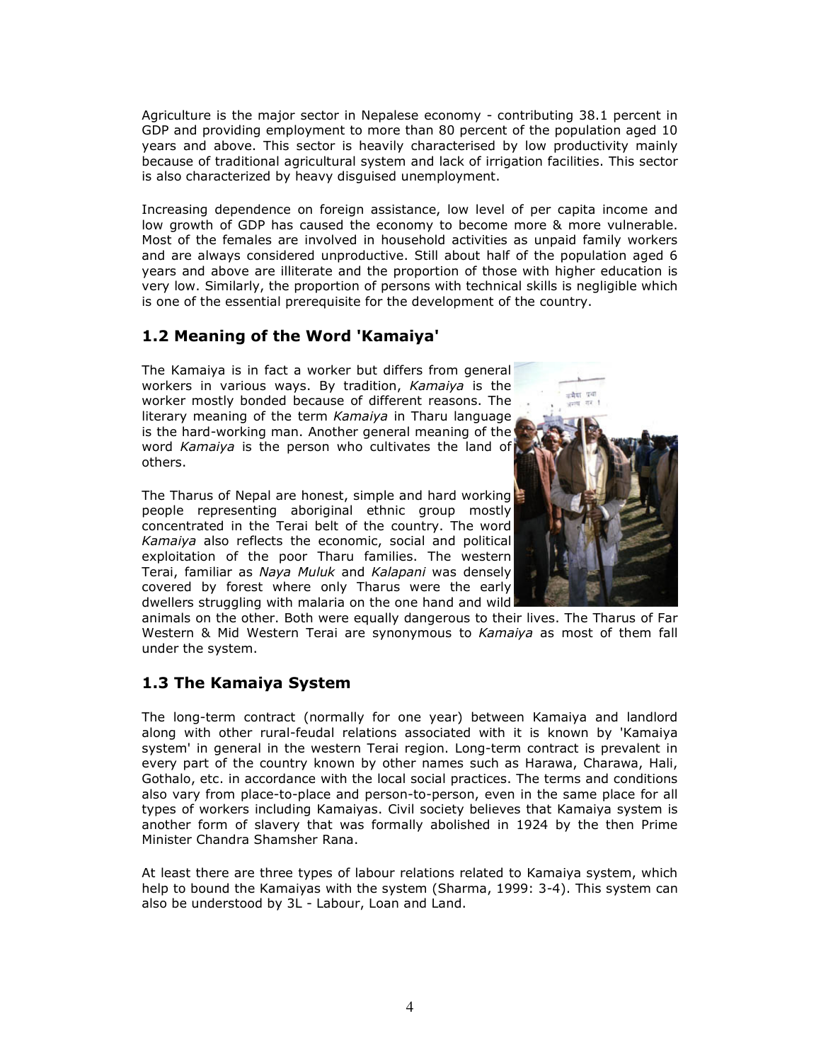Agriculture is the major sector in Nepalese economy - contributing 38.1 percent in GDP and providing employment to more than 80 percent of the population aged 10 years and above. This sector is heavily characterised by low productivity mainly because of traditional agricultural system and lack of irrigation facilities. This sector is also characterized by heavy disguised unemployment.

Increasing dependence on foreign assistance, low level of per capita income and low growth of GDP has caused the economy to become more & more vulnerable. Most of the females are involved in household activities as unpaid family workers and are always considered unproductive. Still about half of the population aged 6 years and above are illiterate and the proportion of those with higher education is very low. Similarly, the proportion of persons with technical skills is negligible which is one of the essential prerequisite for the development of the country.

## 1.2 Meaning of the Word 'Kamaiya'

The Kamaiya is in fact a worker but differs from general workers in various ways. By tradition, *Kamaiya* is the worker mostly bonded because of different reasons. The literary meaning of the term *Kamaiya* in Tharu language is the hard-working man. Another general meaning of the word *Kamaiya* is the person who cultivates the land of others.

The Tharus of Nepal are honest, simple and hard working people representing aboriginal ethnic group mostly concentrated in the Terai belt of the country. The word *Kamaiya* also reflects the economic, social and political exploitation of the poor Tharu families. The western Terai, familiar as *Naya Muluk* and *Kalapani* was densely covered by forest where only Tharus were the early dwellers struggling with malaria on the one hand and wild animals on the other. Both were equally dangerous to their lives. The Tharus of Far Western & Mid Western Terai are synonymous to *Kamaiya* as most of them fall under the system.

## 1.3 The Kamaiya System

The long-term contract (normally for one year) between Kamaiya and landlord along with other rural-feudal relations associated with it is known by 'Kamaiya system' in general in the western Terai region. Long-term contract is prevalent in every part of the country known by other names such as Harawa, Charawa, Hali, Gothalo, etc. in accordance with the local social practices. The terms and conditions also vary from place-to-place and person-to-person, even in the same place for all types of workers including Kamaiyas. Civil society believes that Kamaiya system is another form of slavery that was formally abolished in 1924 by the then Prime Minister Chandra Shamsher Rana.

At least there are three types of labour relations related to Kamaiya system, which help to bound the Kamaiyas with the system (Sharma, 1999: 3-4). This system can also be understood by 3L - Labour, Loan and Land.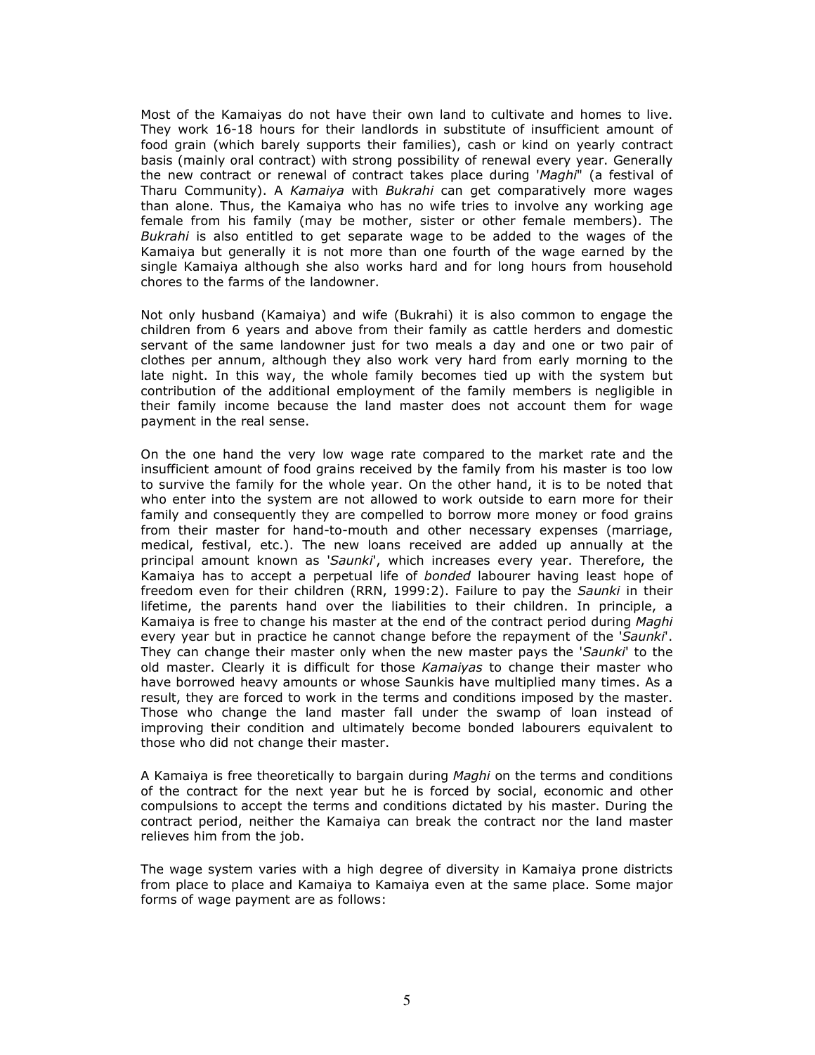Most of the Kamaiyas do not have their own land to cultivate and homes to live. They work 16-18 hours for their landlords in substitute of insufficient amount of food grain (which barely supports their families), cash or kind on yearly contract basis (mainly oral contract) with strong possibility of renewal every year. Generally the new contract or renewal of contract takes place during '*Maghi*" (a festival of Tharu Community). A *Kamaiya* with *Bukrahi* can get comparatively more wages than alone. Thus, the Kamaiya who has no wife tries to involve any working age female from his family (may be mother, sister or other female members). The *Bukrahi* is also entitled to get separate wage to be added to the wages of the Kamaiya but generally it is not more than one fourth of the wage earned by the single Kamaiya although she also works hard and for long hours from household chores to the farms of the landowner.

Not only husband (Kamaiya) and wife (Bukrahi) it is also common to engage the children from 6 years and above from their family as cattle herders and domestic servant of the same landowner just for two meals a day and one or two pair of clothes per annum, although they also work very hard from early morning to the late night. In this way, the whole family becomes tied up with the system but contribution of the additional employment of the family members is negligible in their family income because the land master does not account them for wage payment in the real sense.

On the one hand the very low wage rate compared to the market rate and the insufficient amount of food grains received by the family from his master is too low to survive the family for the whole year. On the other hand, it is to be noted that who enter into the system are not allowed to work outside to earn more for their family and consequently they are compelled to borrow more money or food grains from their master for hand-to-mouth and other necessary expenses (marriage, medical, festival, etc.). The new loans received are added up annually at the principal amount known as '*Saunki*', which increases every year. Therefore, the Kamaiya has to accept a perpetual life of *bonded* labourer having least hope of freedom even for their children (RRN, 1999:2). Failure to pay the *Saunki* in their lifetime, the parents hand over the liabilities to their children. In principle, a Kamaiya is free to change his master at the end of the contract period during *Maghi* every year but in practice he cannot change before the repayment of the '*Saunki*'. They can change their master only when the new master pays the '*Saunki*' to the old master. Clearly it is difficult for those *Kamaiyas* to change their master who have borrowed heavy amounts or whose Saunkis have multiplied many times. As a result, they are forced to work in the terms and conditions imposed by the master. Those who change the land master fall under the swamp of loan instead of improving their condition and ultimately become bonded labourers equivalent to those who did not change their master.

A Kamaiya is free theoretically to bargain during *Maghi* on the terms and conditions of the contract for the next year but he is forced by social, economic and other compulsions to accept the terms and conditions dictated by his master. During the contract period, neither the Kamaiya can break the contract nor the land master relieves him from the job.

The wage system varies with a high degree of diversity in Kamaiya prone districts from place to place and Kamaiya to Kamaiya even at the same place. Some major forms of wage payment are as follows: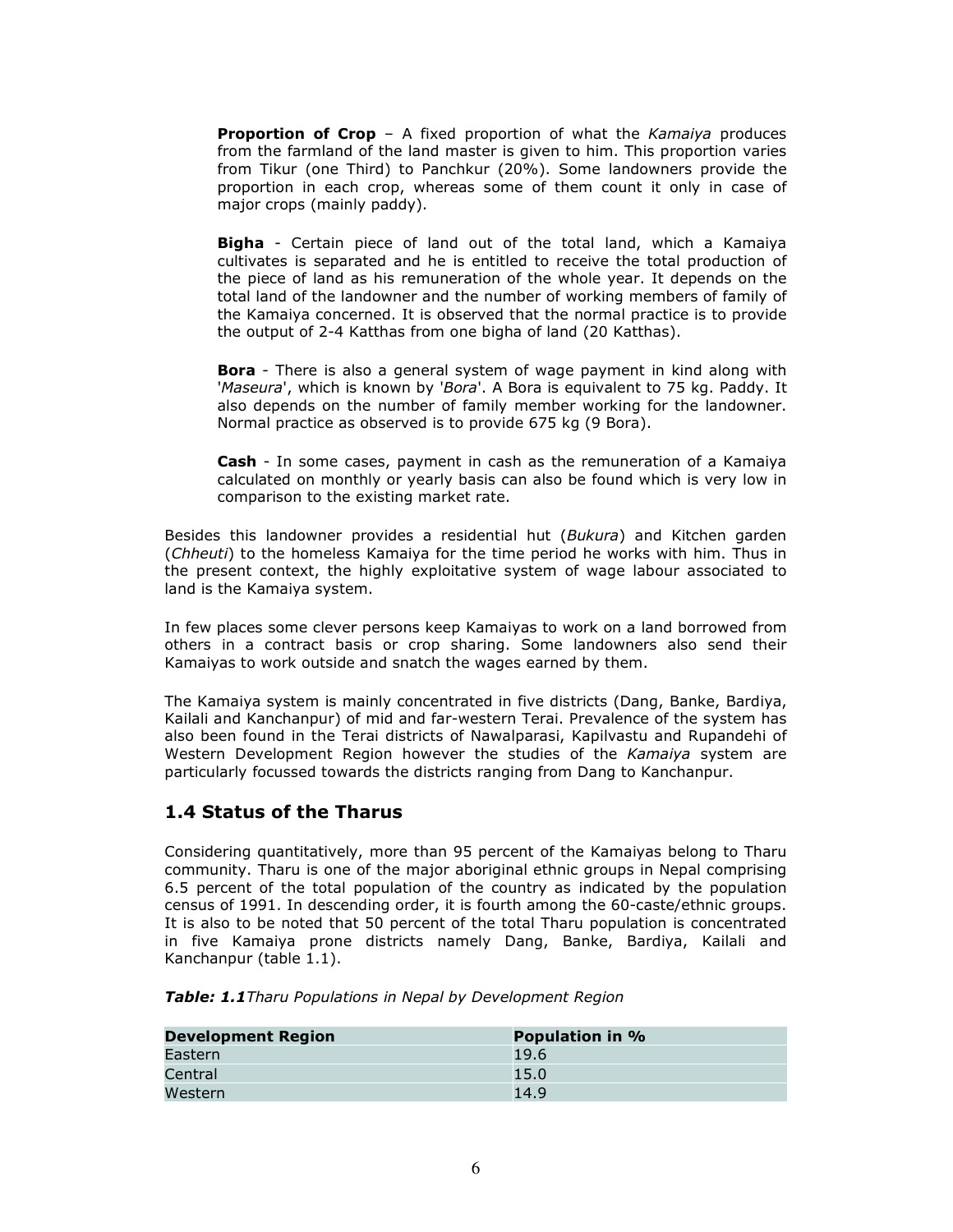**Proportion of Crop** – A fixed proportion of what the *Kamaiya* produces from the farmland of the land master is given to him. This proportion varies from Tikur (one Third) to Panchkur (20%). Some landowners provide the proportion in each crop, whereas some of them count it only in case of major crops (mainly paddy).

**Bigha** - Certain piece of land out of the total land, which a Kamaiya cultivates is separated and he is entitled to receive the total production of the piece of land as his remuneration of the whole year. It depends on the total land of the landowner and the number of working members of family of the Kamaiya concerned. It is observed that the normal practice is to provide the output of 2-4 Katthas from one bigha of land (20 Katthas).

**Bora** - There is also a general system of wage payment in kind along with '*Maseura*', which is known by '*Bora*'. A Bora is equivalent to 75 kg. Paddy. It also depends on the number of family member working for the landowner. Normal practice as observed is to provide 675 kg (9 Bora).

**Cash** - In some cases, payment in cash as the remuneration of a Kamaiya calculated on monthly or yearly basis can also be found which is very low in comparison to the existing market rate.

Besides this landowner provides a residential hut (*Bukura*) and Kitchen garden (*Chheuti*) to the homeless Kamaiya for the time period he works with him. Thus in the present context, the highly exploitative system of wage labour associated to land is the Kamaiya system.

In few places some clever persons keep Kamaiyas to work on a land borrowed from others in a contract basis or crop sharing. Some landowners also send their Kamaiyas to work outside and snatch the wages earned by them.

The Kamaiya system is mainly concentrated in five districts (Dang, Banke, Bardiya, Kailali and Kanchanpur) of mid and far-western Terai. Prevalence of the system has also been found in the Terai districts of Nawalparasi, Kapilvastu and Rupandehi of Western Development Region however the studies of the *Kamaiya* system are particularly focussed towards the districts ranging from Dang to Kanchanpur.

## 1.4 Status of the Tharus

Considering quantitatively, more than 95 percent of the Kamaiyas belong to Tharu community. Tharu is one of the major aboriginal ethnic groups in Nepal comprising 6.5 percent of the total population of the country as indicated by the population census of 1991. In descending order, it is fourth among the 60-caste/ethnic groups. It is also to be noted that 50 percent of the total Tharu population is concentrated in five Kamaiya prone districts namely Dang, Banke, Bardiya, Kailali and Kanchanpur (table 1.1).

***Table: 1.1*** *Tharu Populations in Nepal by Development Region*

| Development Region | Population in % |
|---|---|
| Eastern | 19.6 |
| Central | 15.0 |
| Western | 14.9 |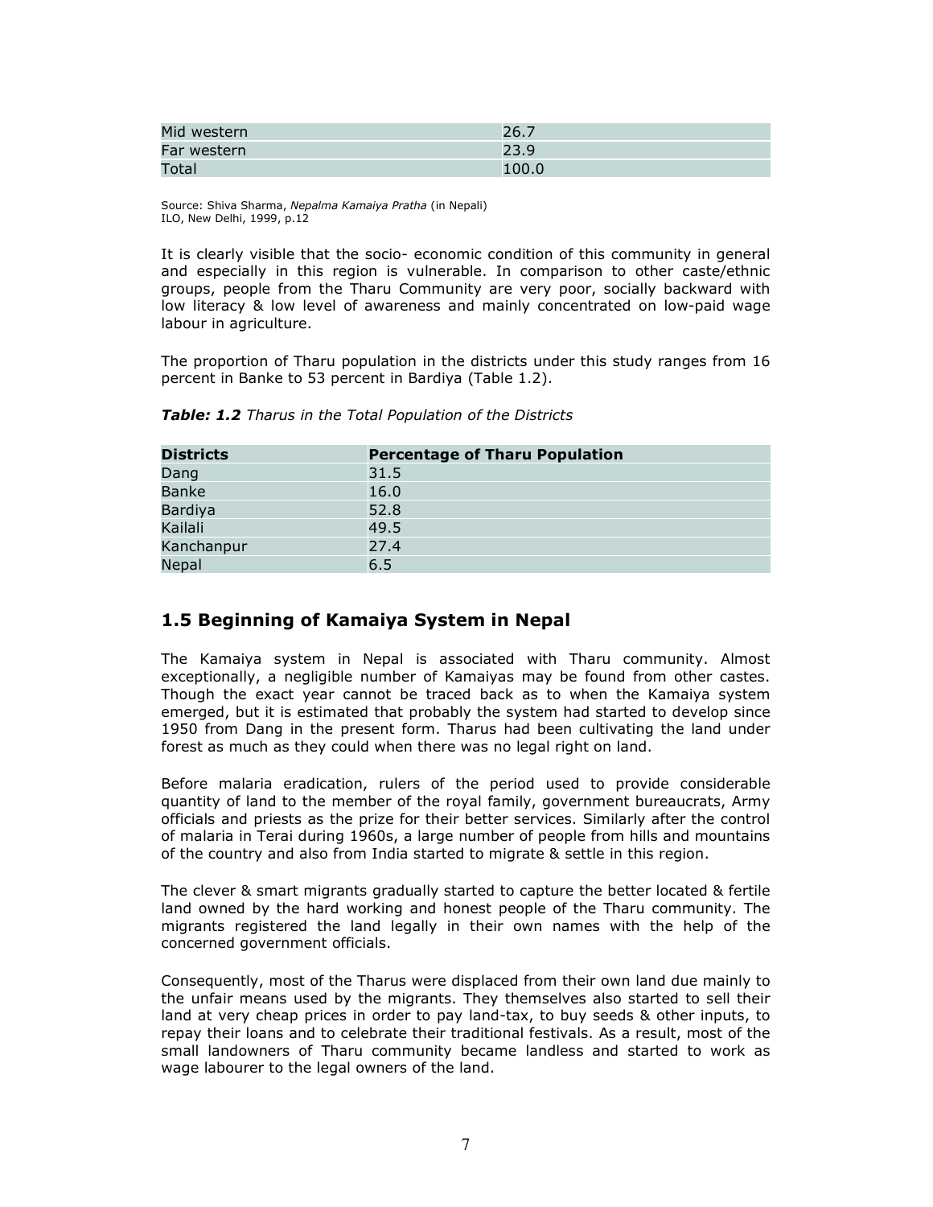| Mid western | 26.7 |
|---|---|
| Far western | 23.9 |
| Total | 100.0 |

Source: Shiva Sharma, *Nepalma Kamaiya Pratha* (in Nepali)
ILO, New Delhi, 1999, p.12

It is clearly visible that the socio- economic condition of this community in general and especially in this region is vulnerable. In comparison to other caste/ethnic groups, people from the Tharu Community are very poor, socially backward with low literacy & low level of awareness and mainly concentrated on low-paid wage labour in agriculture.

The proportion of Tharu population in the districts under this study ranges from 16 percent in Banke to 53 percent in Bardiya (Table 1.2).

***Table: 1.2*** *Tharus in the Total Population of the Districts*

| Districts | Percentage of Tharu Population |
|---|---|
| Dang | 31.5 |
| Banke | 16.0 |
| Bardiya | 52.8 |
| Kailali | 49.5 |
| Kanchanpur | 27.4 |
| Nepal | 6.5 |

## 1.5 Beginning of Kamaiya System in Nepal

The Kamaiya system in Nepal is associated with Tharu community. Almost exceptionally, a negligible number of Kamaiyas may be found from other castes. Though the exact year cannot be traced back as to when the Kamaiya system emerged, but it is estimated that probably the system had started to develop since 1950 from Dang in the present form. Tharus had been cultivating the land under forest as much as they could when there was no legal right on land.

Before malaria eradication, rulers of the period used to provide considerable quantity of land to the member of the royal family, government bureaucrats, Army officials and priests as the prize for their better services. Similarly after the control of malaria in Terai during 1960s, a large number of people from hills and mountains of the country and also from India started to migrate & settle in this region.

The clever & smart migrants gradually started to capture the better located & fertile land owned by the hard working and honest people of the Tharu community. The migrants registered the land legally in their own names with the help of the concerned government officials.

Consequently, most of the Tharus were displaced from their own land due mainly to the unfair means used by the migrants. They themselves also started to sell their land at very cheap prices in order to pay land-tax, to buy seeds & other inputs, to repay their loans and to celebrate their traditional festivals. As a result, most of the small landowners of Tharu community became landless and started to work as wage labourer to the legal owners of the land.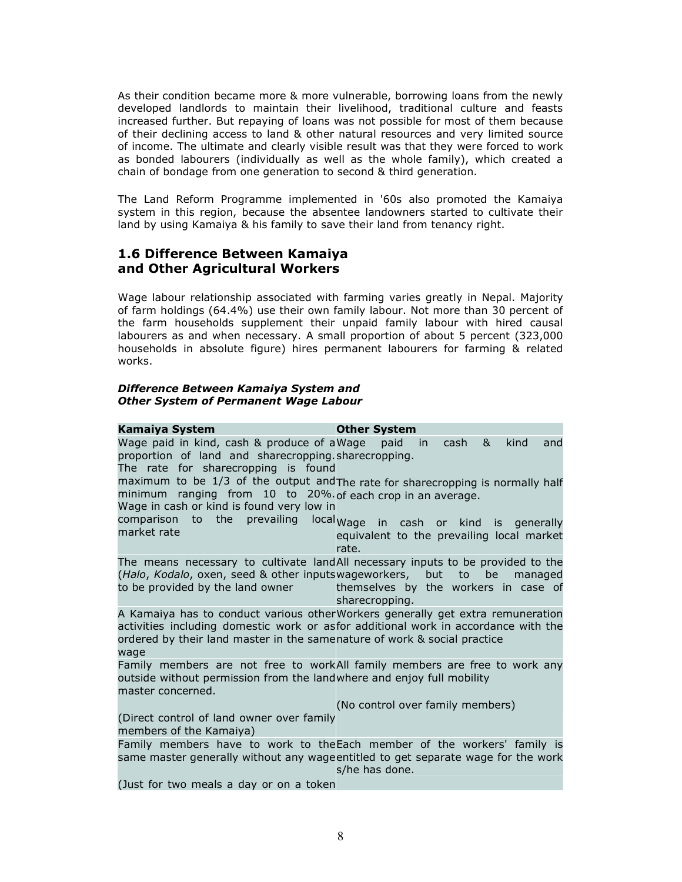As their condition became more & more vulnerable, borrowing loans from the newly developed landlords to maintain their livelihood, traditional culture and feasts increased further. But repaying of loans was not possible for most of them because of their declining access to land & other natural resources and very limited source of income. The ultimate and clearly visible result was that they were forced to work as bonded labourers (individually as well as the whole family), which created a chain of bondage from one generation to second & third generation.

The Land Reform Programme implemented in '60s also promoted the Kamaiya system in this region, because the absentee landowners started to cultivate their land by using Kamaiya & his family to save their land from tenancy right.

## 1.6 Difference Between Kamaiya and Other Agricultural Workers

Wage labour relationship associated with farming varies greatly in Nepal. Majority of farm holdings (64.4%) use their own family labour. Not more than 30 percent of the farm households supplement their unpaid family labour with hired causal labourers as and when necessary. A small proportion of about 5 percent (323,000 households in absolute figure) hires permanent labourers for farming & related works.

***Difference Between Kamaiya System and Other System of Permanent Wage Labour***

| Kamaiya System | Other System |
|---|---|
| Wage paid in kind, cash & produce of a proportion of land and sharecropping. The rate for sharecropping is found maximum to be 1/3 of the output and minimum ranging from 10 to 20%. Wage in cash or kind is found very low in comparison to the prevailing local market rate | Wage paid in cash & kind and sharecropping. The rate for sharecropping is normally half of each crop in an average. Wage in cash or kind is generally equivalent to the prevailing local market rate. |
| The means necessary to cultivate land (*Halo*, *Kodalo*, oxen, seed & other inputs to be provided by the land owner | All necessary inputs to be provided to the wageworkers, but to be managed themselves by the workers in case of sharecropping. |
| A Kamaiya has to conduct various other activities including domestic work or as ordered by their land master in the same wage | Workers generally get extra remuneration for additional work in accordance with the nature of work & social practice |
| Family members are not free to work outside without permission from the land master concerned. (Direct control of land owner over family members of the Kamaiya) | All family members are free to work any where and enjoy full mobility (No control over family members) |
| Family members have to work to the same master generally without any wage (Just for two meals a day or on a token | Each member of the workers' family is entitled to get separate wage for the work s/he has done. |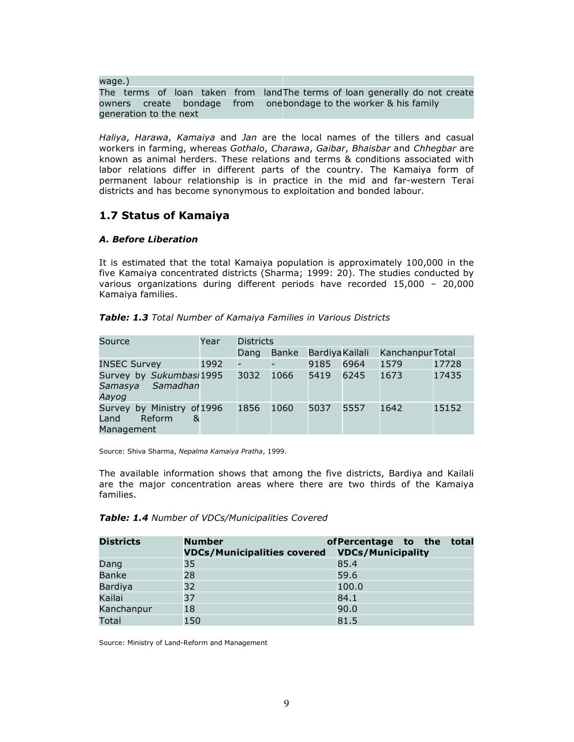| wage.) | |
|---|---|
| The terms of loan taken from land owners create bondage from one generation to the next | The terms of loan generally do not create bondage to the worker & his family |

*Haliya*, *Harawa*, *Kamaiya* and *Jan* are the local names of the tillers and casual workers in farming, whereas *Gothalo*, *Charawa*, *Gaibar*, *Bhaisbar* and *Chhegbar* are known as animal herders. These relations and terms & conditions associated with labor relations differ in different parts of the country. The Kamaiya form of permanent labour relationship is in practice in the mid and far-western Terai districts and has become synonymous to exploitation and bonded labour.

## 1.7 Status of Kamaiya

### *A. Before Liberation*

It is estimated that the total Kamaiya population is approximately 100,000 in the five Kamaiya concentrated districts (Sharma; 1999: 20). The studies conducted by various organizations during different periods have recorded 15,000 – 20,000 Kamaiya families.

***Table: 1.3*** *Total Number of Kamaiya Families in Various Districts*

| Source | Year | Districts | | | | | |
|---|---|---|---|---|---|---|---|
| | | Dang | Banke | Bardiya | Kailali | Kanchanpur | Total |
| INSEC Survey | 1992 | - | - | 9185 | 6964 | 1579 | 17728 |
| Survey by *Sukumbasi Samasya Samadhan Aayog* | 1995 | 3032 | 1066 | 5419 | 6245 | 1673 | 17435 |
| Survey by Ministry of Land Reform & Management | 1996 | 1856 | 1060 | 5037 | 5557 | 1642 | 15152 |

Source: Shiva Sharma, *Nepalma Kamaiya Pratha*, 1999.

The available information shows that among the five districts, Bardiya and Kailali are the major concentration areas where there are two thirds of the Kamaiya families.

***Table: 1.4*** *Number of VDCs/Municipalities Covered*

| **Districts** | **Number of VDCs/Municipalities covered** | **Percentage to the total VDCs/Municipality** |
|---|---|---|
| Dang | 35 | 85.4 |
| Banke | 28 | 59.6 |
| Bardiya | 32 | 100.0 |
| Kailai | 37 | 84.1 |
| Kanchanpur | 18 | 90.0 |
| Total | 150 | 81.5 |

Source: Ministry of Land-Reform and Management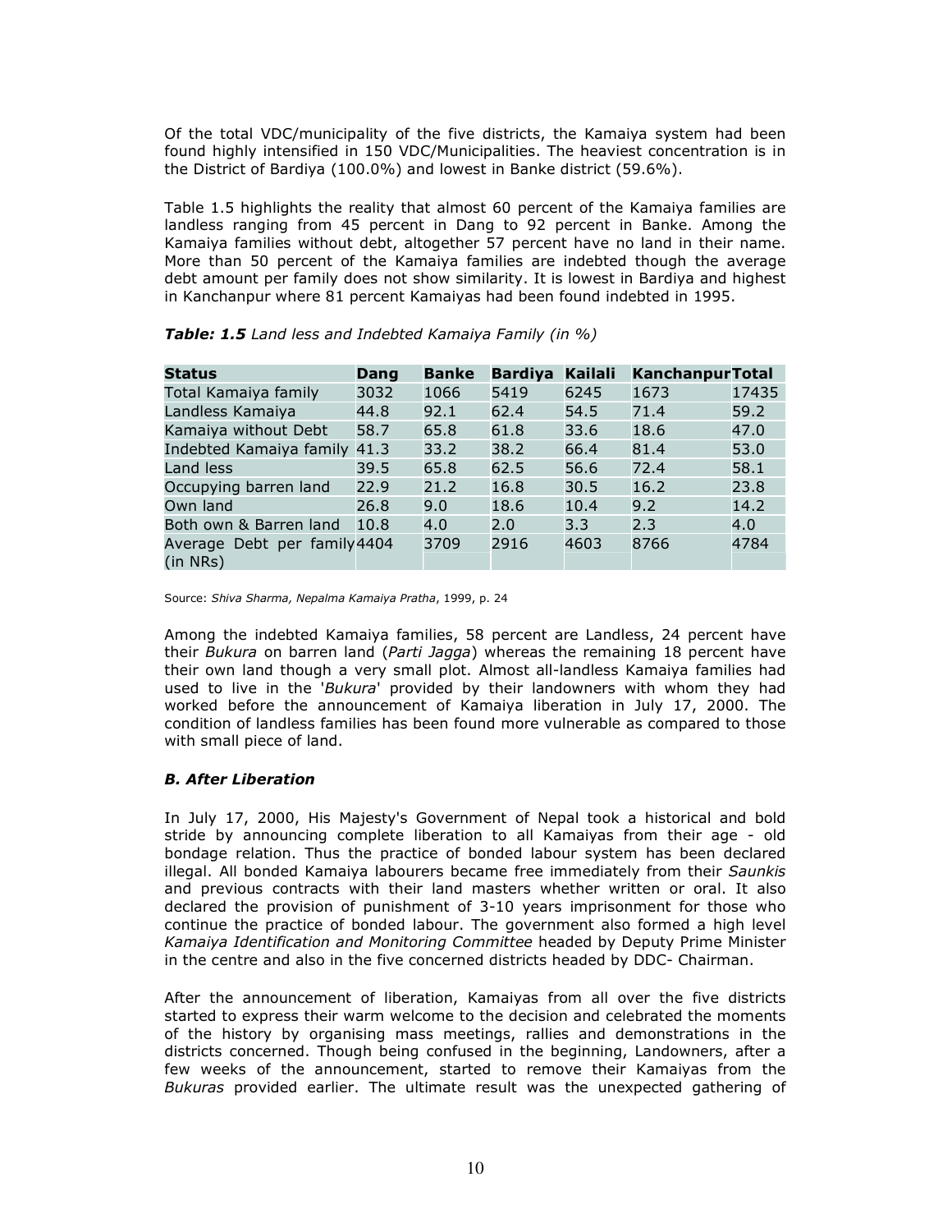Of the total VDC/municipality of the five districts, the Kamaiya system had been found highly intensified in 150 VDC/Municipalities. The heaviest concentration is in the District of Bardiya (100.0%) and lowest in Banke district (59.6%).

Table 1.5 highlights the reality that almost 60 percent of the Kamaiya families are landless ranging from 45 percent in Dang to 92 percent in Banke. Among the Kamaiya families without debt, altogether 57 percent have no land in their name. More than 50 percent of the Kamaiya families are indebted though the average debt amount per family does not show similarity. It is lowest in Bardiya and highest in Kanchanpur where 81 percent Kamaiyas had been found indebted in 1995.

***Table: 1.5*** *Land less and Indebted Kamaiya Family (in %)*

| Status | Dang | Banke | Bardiya | Kailali | Kanchanpur | Total |
|---|---|---|---|---|---|---|
| Total Kamaiya family | 3032 | 1066 | 5419 | 6245 | 1673 | 17435 |
| Landless Kamaiya | 44.8 | 92.1 | 62.4 | 54.5 | 71.4 | 59.2 |
| Kamaiya without Debt | 58.7 | 65.8 | 61.8 | 33.6 | 18.6 | 47.0 |
| Indebted Kamaiya family | 41.3 | 33.2 | 38.2 | 66.4 | 81.4 | 53.0 |
| Land less | 39.5 | 65.8 | 62.5 | 56.6 | 72.4 | 58.1 |
| Occupying barren land | 22.9 | 21.2 | 16.8 | 30.5 | 16.2 | 23.8 |
| Own land | 26.8 | 9.0 | 18.6 | 10.4 | 9.2 | 14.2 |
| Both own & Barren land | 10.8 | 4.0 | 2.0 | 3.3 | 2.3 | 4.0 |
| Average Debt per family (in NRs) | 4404 | 3709 | 2916 | 4603 | 8766 | 4784 |

Source: *Shiva Sharma, Nepalma Kamaiya Pratha*, 1999, p. 24

Among the indebted Kamaiya families, 58 percent are Landless, 24 percent have their *Bukura* on barren land (*Parti Jagga*) whereas the remaining 18 percent have their own land though a very small plot. Almost all-landless Kamaiya families had used to live in the '*Bukura*' provided by their landowners with whom they had worked before the announcement of Kamaiya liberation in July 17, 2000. The condition of landless families has been found more vulnerable as compared to those with small piece of land.

### *B. After Liberation*

In July 17, 2000, His Majesty's Government of Nepal took a historical and bold stride by announcing complete liberation to all Kamaiyas from their age - old bondage relation. Thus the practice of bonded labour system has been declared illegal. All bonded Kamaiya labourers became free immediately from their *Saunkis* and previous contracts with their land masters whether written or oral. It also declared the provision of punishment of 3-10 years imprisonment for those who continue the practice of bonded labour. The government also formed a high level *Kamaiya Identification and Monitoring Committee* headed by Deputy Prime Minister in the centre and also in the five concerned districts headed by DDC- Chairman.

After the announcement of liberation, Kamaiyas from all over the five districts started to express their warm welcome to the decision and celebrated the moments of the history by organising mass meetings, rallies and demonstrations in the districts concerned. Though being confused in the beginning, Landowners, after a few weeks of the announcement, started to remove their Kamaiyas from the *Bukuras* provided earlier. The ultimate result was the unexpected gathering of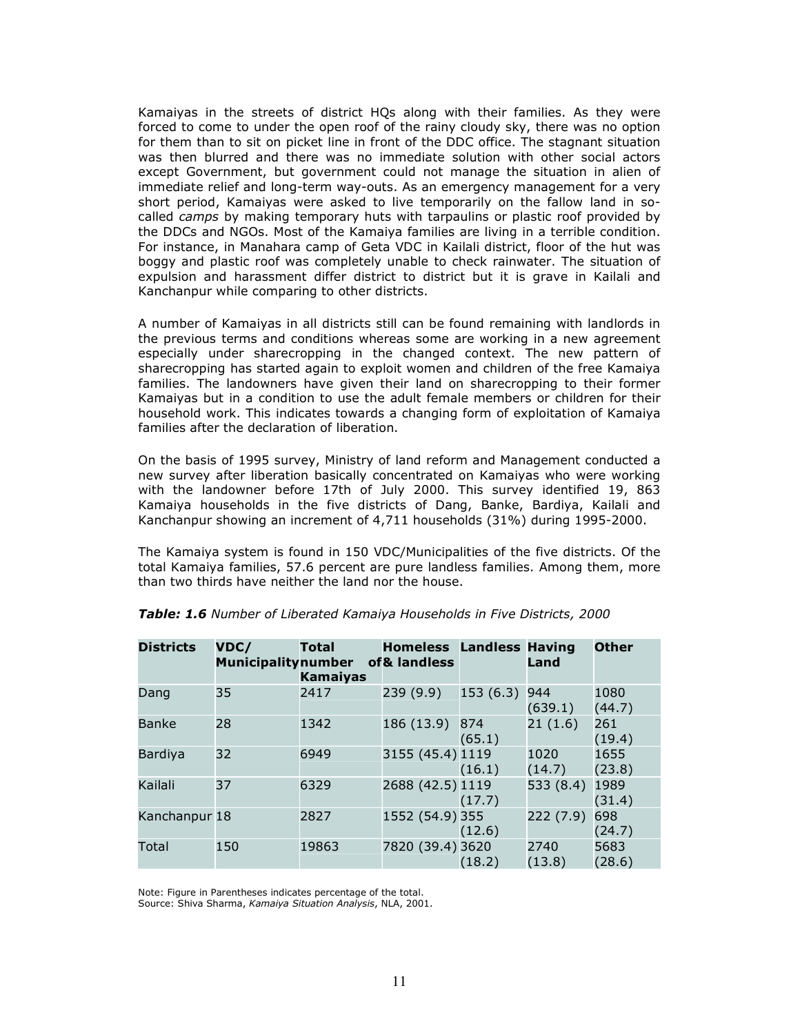Kamaiyas in the streets of district HQs along with their families. As they were forced to come to under the open roof of the rainy cloudy sky, there was no option for them than to sit on picket line in front of the DDC office. The stagnant situation was then blurred and there was no immediate solution with other social actors except Government, but government could not manage the situation in alien of immediate relief and long-term way-outs. As an emergency management for a very short period, Kamaiyas were asked to live temporarily on the fallow land in so-called *camps* by making temporary huts with tarpaulins or plastic roof provided by the DDCs and NGOs. Most of the Kamaiya families are living in a terrible condition. For instance, in Manahara camp of Geta VDC in Kailali district, floor of the hut was boggy and plastic roof was completely unable to check rainwater. The situation of expulsion and harassment differ district to district but it is grave in Kailali and Kanchanpur while comparing to other districts.

A number of Kamaiyas in all districts still can be found remaining with landlords in the previous terms and conditions whereas some are working in a new agreement especially under sharecropping in the changed context. The new pattern of sharecropping has started again to exploit women and children of the free Kamaiya families. The landowners have given their land on sharecropping to their former Kamaiyas but in a condition to use the adult female members or children for their household work. This indicates towards a changing form of exploitation of Kamaiya families after the declaration of liberation.

On the basis of 1995 survey, Ministry of land reform and Management conducted a new survey after liberation basically concentrated on Kamaiyas who were working with the landowner before 17th of July 2000. This survey identified 19, 863 Kamaiya households in the five districts of Dang, Banke, Bardiya, Kailali and Kanchanpur showing an increment of 4,711 households (31%) during 1995-2000.

The Kamaiya system is found in 150 VDC/Municipalities of the five districts. Of the total Kamaiya families, 57.6 percent are pure landless families. Among them, more than two thirds have neither the land nor the house.

***Table: 1.6*** *Number of Liberated Kamaiya Households in Five Districts, 2000*

| **Districts** | **VDC/ Municipality** | **Total number of Kamaiyas** | **Homeless & landless** | **Landless** | **Having Land** | **Other** |
|---|---|---|---|---|---|---|
| Dang | 35 | 2417 | 239 (9.9) | 153 (6.3) | 944 (639.1) | 1080 (44.7) |
| Banke | 28 | 1342 | 186 (13.9) | 874 (65.1) | 21 (1.6) | 261 (19.4) |
| Bardiya | 32 | 6949 | 3155 (45.4) | 1119 (16.1) | 1020 (14.7) | 1655 (23.8) |
| Kailali | 37 | 6329 | 2688 (42.5) | 1119 (17.7) | 533 (8.4) | 1989 (31.4) |
| Kanchanpur | 18 | 2827 | 1552 (54.9) | 355 (12.6) | 222 (7.9) | 698 (24.7) |
| Total | 150 | 19863 | 7820 (39.4) | 3620 (18.2) | 2740 (13.8) | 5683 (28.6) |

Note: Figure in Parentheses indicates percentage of the total.
Source: Shiva Sharma, *Kamaiya Situation Analysis*, NLA, 2001.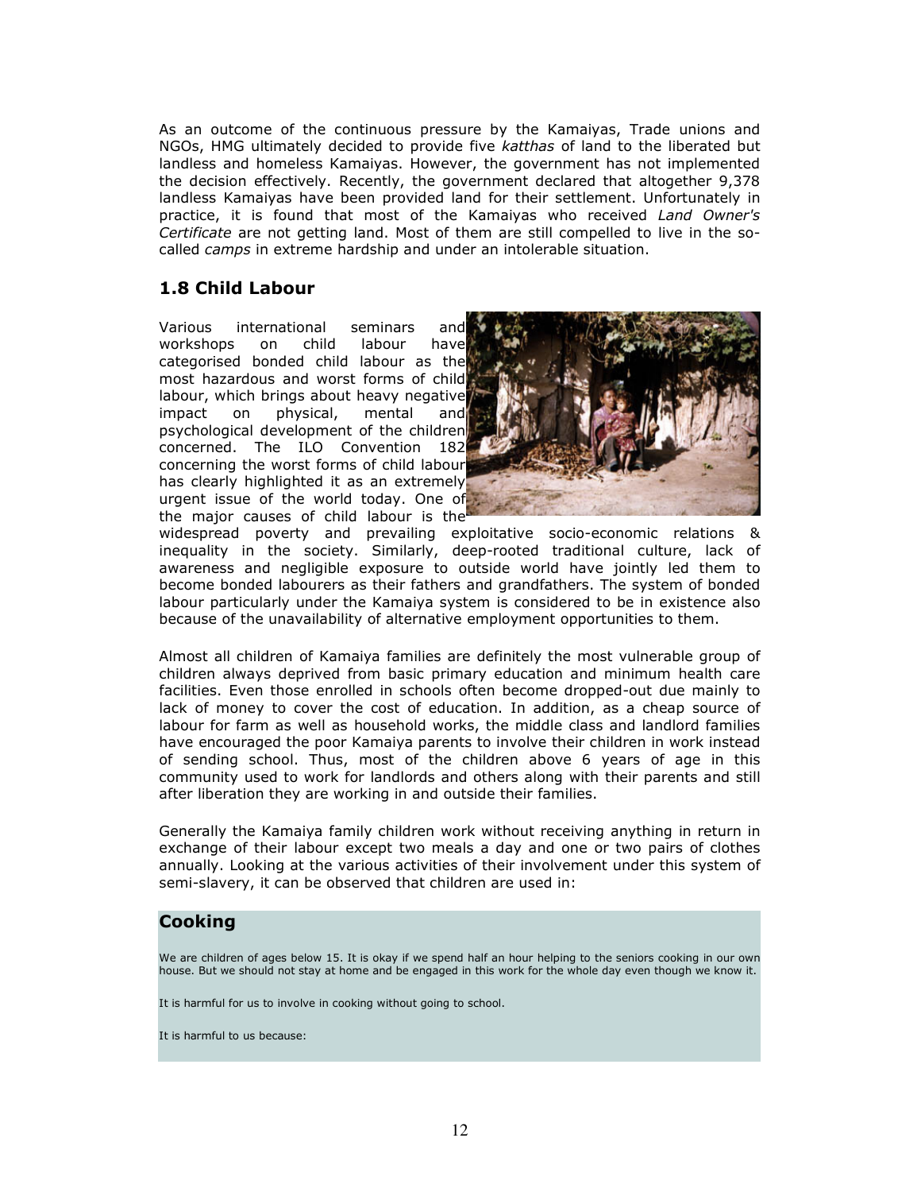As an outcome of the continuous pressure by the Kamaiyas, Trade unions and NGOs, HMG ultimately decided to provide five *katthas* of land to the liberated but landless and homeless Kamaiyas. However, the government has not implemented the decision effectively. Recently, the government declared that altogether 9,378 landless Kamaiyas have been provided land for their settlement. Unfortunately in practice, it is found that most of the Kamaiyas who received *Land Owner's Certificate* are not getting land. Most of them are still compelled to live in the so-called *camps* in extreme hardship and under an intolerable situation.

## 1.8 Child Labour

Various international seminars and workshops on child labour have categorised bonded child labour as the most hazardous and worst forms of child labour, which brings about heavy negative impact on physical, mental and psychological development of the children concerned. The ILO Convention 182 concerning the worst forms of child labour has clearly highlighted it as an extremely urgent issue of the world today. One of the major causes of child labour is the widespread poverty and prevailing exploitative socio-economic relations & inequality in the society. Similarly, deep-rooted traditional culture, lack of awareness and negligible exposure to outside world have jointly led them to become bonded labourers as their fathers and grandfathers. The system of bonded labour particularly under the Kamaiya system is considered to be in existence also because of the unavailability of alternative employment opportunities to them.

Almost all children of Kamaiya families are definitely the most vulnerable group of children always deprived from basic primary education and minimum health care facilities. Even those enrolled in schools often become dropped-out due mainly to lack of money to cover the cost of education. In addition, as a cheap source of labour for farm as well as household works, the middle class and landlord families have encouraged the poor Kamaiya parents to involve their children in work instead of sending school. Thus, most of the children above 6 years of age in this community used to work for landlords and others along with their parents and still after liberation they are working in and outside their families.

Generally the Kamaiya family children work without receiving anything in return in exchange of their labour except two meals a day and one or two pairs of clothes annually. Looking at the various activities of their involvement under this system of semi-slavery, it can be observed that children are used in:

### Cooking

We are children of ages below 15. It is okay if we spend half an hour helping to the seniors cooking in our own house. But we should not stay at home and be engaged in this work for the whole day even though we know it.

It is harmful for us to involve in cooking without going to school.

It is harmful to us because: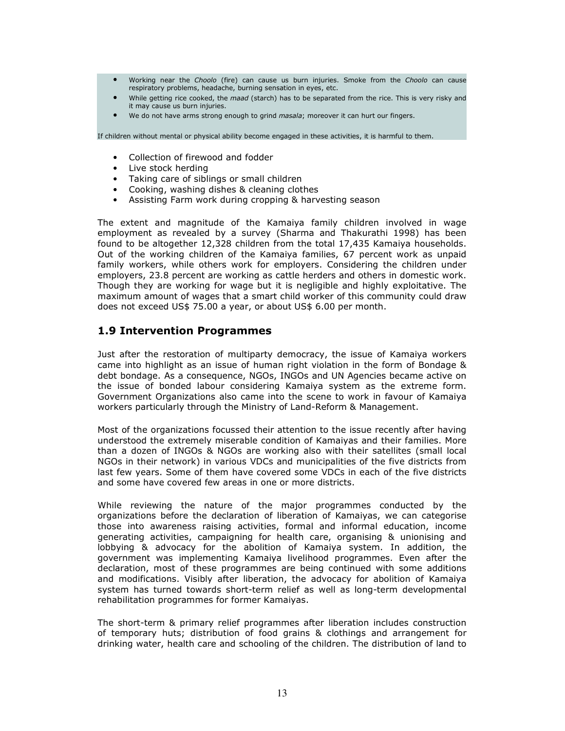- Working near the *Choolo* (fire) can cause us burn injuries. Smoke from the *Choolo* can cause respiratory problems, headache, burning sensation in eyes, etc.
- While getting rice cooked, the *maad* (starch) has to be separated from the rice. This is very risky and it may cause us burn injuries.
- We do not have arms strong enough to grind *masala*; moreover it can hurt our fingers.

If children without mental or physical ability become engaged in these activities, it is harmful to them.

- Collection of firewood and fodder
- Live stock herding
- Taking care of siblings or small children
- Cooking, washing dishes & cleaning clothes
- Assisting Farm work during cropping & harvesting season

The extent and magnitude of the Kamaiya family children involved in wage employment as revealed by a survey (Sharma and Thakurathi 1998) has been found to be altogether 12,328 children from the total 17,435 Kamaiya households. Out of the working children of the Kamaiya families, 67 percent work as unpaid family workers, while others work for employers. Considering the children under employers, 23.8 percent are working as cattle herders and others in domestic work. Though they are working for wage but it is negligible and highly exploitative. The maximum amount of wages that a smart child worker of this community could draw does not exceed US$ 75.00 a year, or about US$ 6.00 per month.

## 1.9 Intervention Programmes

Just after the restoration of multiparty democracy, the issue of Kamaiya workers came into highlight as an issue of human right violation in the form of Bondage & debt bondage. As a consequence, NGOs, INGOs and UN Agencies became active on the issue of bonded labour considering Kamaiya system as the extreme form. Government Organizations also came into the scene to work in favour of Kamaiya workers particularly through the Ministry of Land-Reform & Management.

Most of the organizations focussed their attention to the issue recently after having understood the extremely miserable condition of Kamaiyas and their families. More than a dozen of INGOs & NGOs are working also with their satellites (small local NGOs in their network) in various VDCs and municipalities of the five districts from last few years. Some of them have covered some VDCs in each of the five districts and some have covered few areas in one or more districts.

While reviewing the nature of the major programmes conducted by the organizations before the declaration of liberation of Kamaiyas, we can categorise those into awareness raising activities, formal and informal education, income generating activities, campaigning for health care, organising & unionising and lobbying & advocacy for the abolition of Kamaiya system. In addition, the government was implementing Kamaiya livelihood programmes. Even after the declaration, most of these programmes are being continued with some additions and modifications. Visibly after liberation, the advocacy for abolition of Kamaiya system has turned towards short-term relief as well as long-term developmental rehabilitation programmes for former Kamaiyas.

The short-term & primary relief programmes after liberation includes construction of temporary huts; distribution of food grains & clothings and arrangement for drinking water, health care and schooling of the children. The distribution of land to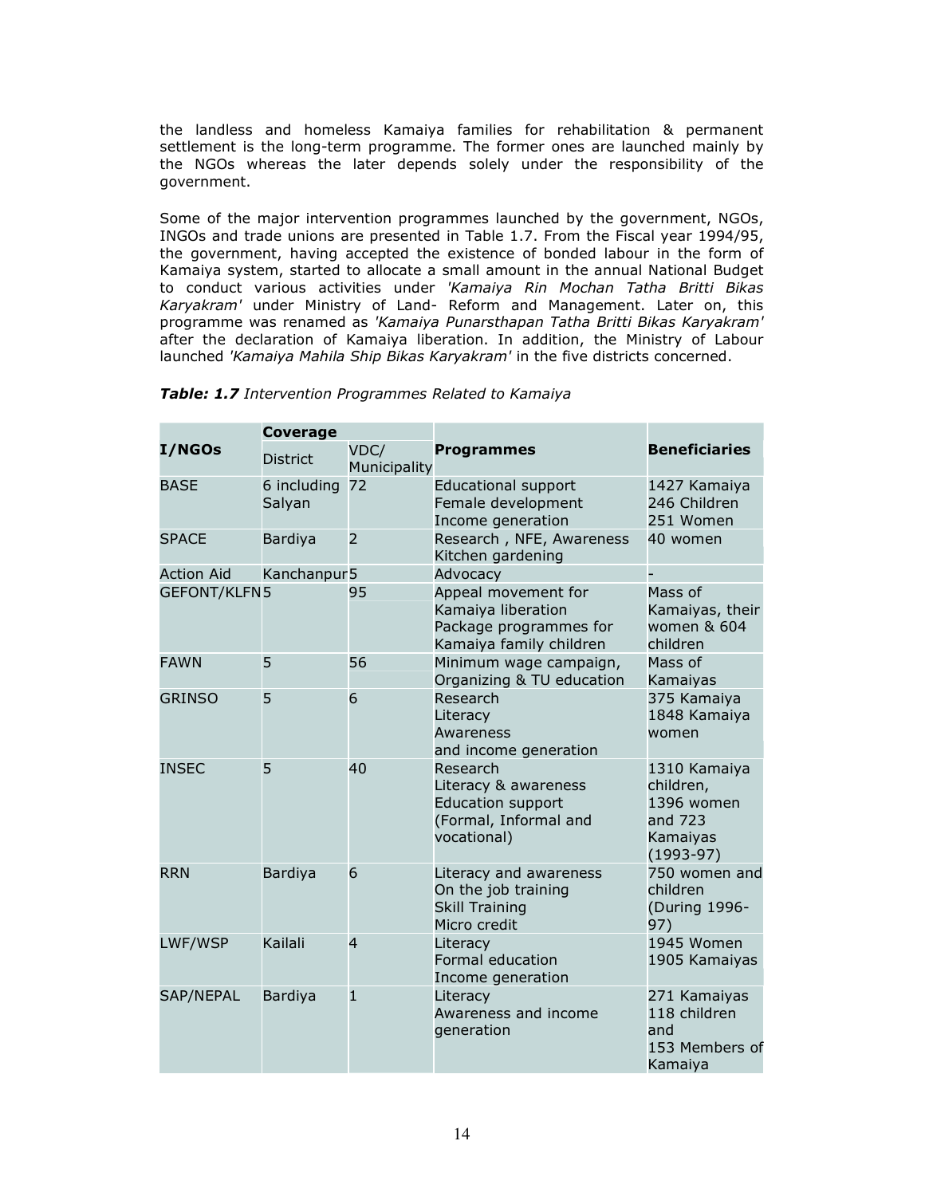the landless and homeless Kamaiya families for rehabilitation & permanent settlement is the long-term programme. The former ones are launched mainly by the NGOs whereas the later depends solely under the responsibility of the government.

Some of the major intervention programmes launched by the government, NGOs, INGOs and trade unions are presented in Table 1.7. From the Fiscal year 1994/95, the government, having accepted the existence of bonded labour in the form of Kamaiya system, started to allocate a small amount in the annual National Budget to conduct various activities under *'Kamaiya Rin Mochan Tatha Britti Bikas Karyakram'* under Ministry of Land- Reform and Management. Later on, this programme was renamed as *'Kamaiya Punarsthapan Tatha Britti Bikas Karyakram'* after the declaration of Kamaiya liberation. In addition, the Ministry of Labour launched *'Kamaiya Mahila Ship Bikas Karyakram'* in the five districts concerned.

***Table: 1.7*** *Intervention Programmes Related to Kamaiya*

| I/NGOs | Coverage | | Programmes | Beneficiaries |
|---|---|---|---|---|
| | District | VDC/ Municipality | | |
| BASE | 6 including Salyan | 72 | Educational support<br>Female development<br>Income generation | 1427 Kamaiya<br>246 Children<br>251 Women |
| SPACE | Bardiya | 2 | Research , NFE, Awareness<br>Kitchen gardening | 40 women |
| Action Aid | Kanchanpur | 5 | Advocacy | - |
| GEFONT/KLFN | 5 | 95 | Appeal movement for Kamaiya liberation<br>Package programmes for Kamaiya family children | Mass of Kamaiyas, their women & 604 children |
| FAWN | 5 | 56 | Minimum wage campaign, Organizing & TU education | Mass of Kamaiyas |
| GRINSO | 5 | 6 | Research<br>Literacy<br>Awareness<br>and income generation | 375 Kamaiya<br>1848 Kamaiya women |
| INSEC | 5 | 40 | Research<br>Literacy & awareness<br>Education support (Formal, Informal and vocational) | 1310 Kamaiya children, 1396 women and 723 Kamaiyas (1993-97) |
| RRN | Bardiya | 6 | Literacy and awareness<br>On the job training<br>Skill Training<br>Micro credit | 750 women and children (During 1996-97) |
| LWF/WSP | Kailali | 4 | Literacy<br>Formal education<br>Income generation | 1945 Women<br>1905 Kamaiyas |
| SAP/NEPAL | Bardiya | 1 | Literacy<br>Awareness and income generation | 271 Kamaiyas<br>118 children and<br>153 Members of Kamaiya |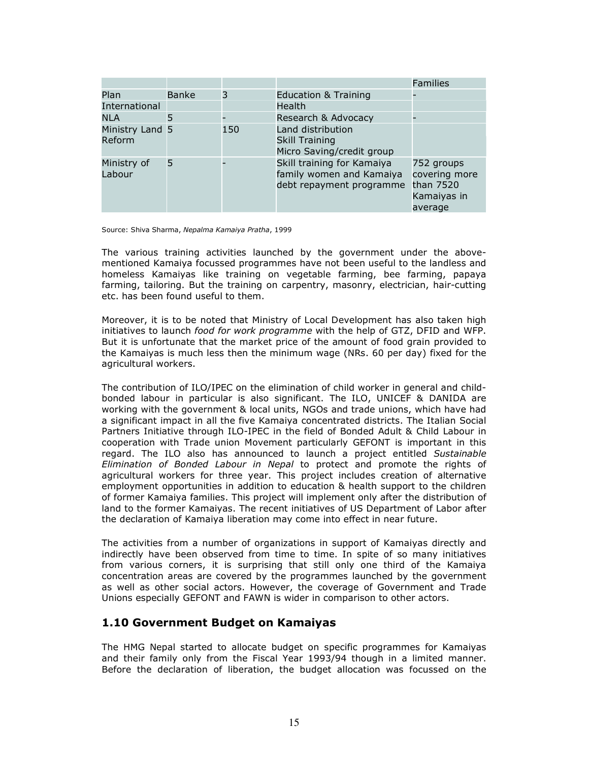| | | | | Families |
|---|---|---|---|---|
| Plan International | Banke | 3 | Education & Training<br>Health | - |
| NLA | 5 | - | Research & Advocacy | - |
| Ministry Land Reform | 5 | 150 | Land distribution<br>Skill Training<br>Micro Saving/credit group | |
| Ministry of Labour | 5 | - | Skill training for Kamaiya family women and Kamaiya debt repayment programme | 752 groups covering more than 7520 Kamaiyas in average |

Source: Shiva Sharma, *Nepalma Kamaiya Pratha*, 1999

The various training activities launched by the government under the above-mentioned Kamaiya focussed programmes have not been useful to the landless and homeless Kamaiyas like training on vegetable farming, bee farming, papaya farming, tailoring. But the training on carpentry, masonry, electrician, hair-cutting etc. has been found useful to them.

Moreover, it is to be noted that Ministry of Local Development has also taken high initiatives to launch *food for work programme* with the help of GTZ, DFID and WFP. But it is unfortunate that the market price of the amount of food grain provided to the Kamaiyas is much less then the minimum wage (NRs. 60 per day) fixed for the agricultural workers.

The contribution of ILO/IPEC on the elimination of child worker in general and child-bonded labour in particular is also significant. The ILO, UNICEF & DANIDA are working with the government & local units, NGOs and trade unions, which have had a significant impact in all the five Kamaiya concentrated districts. The Italian Social Partners Initiative through ILO-IPEC in the field of Bonded Adult & Child Labour in cooperation with Trade union Movement particularly GEFONT is important in this regard. The ILO also has announced to launch a project entitled *Sustainable Elimination of Bonded Labour in Nepal* to protect and promote the rights of agricultural workers for three year. This project includes creation of alternative employment opportunities in addition to education & health support to the children of former Kamaiya families. This project will implement only after the distribution of land to the former Kamaiyas. The recent initiatives of US Department of Labor after the declaration of Kamaiya liberation may come into effect in near future.

The activities from a number of organizations in support of Kamaiyas directly and indirectly have been observed from time to time. In spite of so many initiatives from various corners, it is surprising that still only one third of the Kamaiya concentration areas are covered by the programmes launched by the government as well as other social actors. However, the coverage of Government and Trade Unions especially GEFONT and FAWN is wider in comparison to other actors.

## 1.10 Government Budget on Kamaiyas

The HMG Nepal started to allocate budget on specific programmes for Kamaiyas and their family only from the Fiscal Year 1993/94 though in a limited manner. Before the declaration of liberation, the budget allocation was focussed on the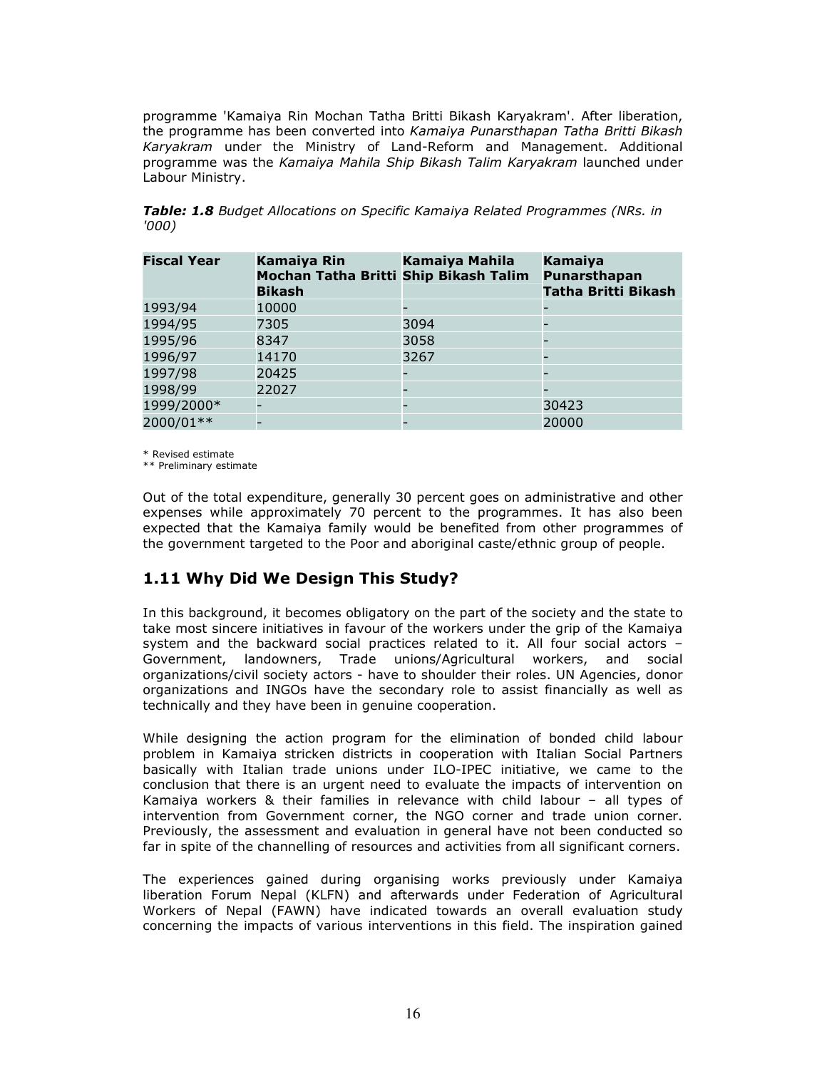programme 'Kamaiya Rin Mochan Tatha Britti Bikash Karyakram'. After liberation, the programme has been converted into *Kamaiya Punarsthapan Tatha Britti Bikash Karyakram* under the Ministry of Land-Reform and Management. Additional programme was the *Kamaiya Mahila Ship Bikash Talim Karyakram* launched under Labour Ministry.

***Table: 1.8*** *Budget Allocations on Specific Kamaiya Related Programmes (NRs. in '000)*

| Fiscal Year | Kamaiya Rin Mochan Tatha Britti Bikash | Kamaiya Mahila Ship Bikash Talim | Kamaiya Punarsthapan Tatha Britti Bikash |
|---|---|---|---|
| 1993/94 | 10000 | - | - |
| 1994/95 | 7305 | 3094 | - |
| 1995/96 | 8347 | 3058 | - |
| 1996/97 | 14170 | 3267 | - |
| 1997/98 | 20425 | - | - |
| 1998/99 | 22027 | - | - |
| 1999/2000* | - | - | 30423 |
| 2000/01** | - | - | 20000 |

\* Revised estimate
\*\* Preliminary estimate

Out of the total expenditure, generally 30 percent goes on administrative and other expenses while approximately 70 percent to the programmes. It has also been expected that the Kamaiya family would be benefited from other programmes of the government targeted to the Poor and aboriginal caste/ethnic group of people.

## 1.11 Why Did We Design This Study?

In this background, it becomes obligatory on the part of the society and the state to take most sincere initiatives in favour of the workers under the grip of the Kamaiya system and the backward social practices related to it. All four social actors – Government, landowners, Trade unions/Agricultural workers, and social organizations/civil society actors - have to shoulder their roles. UN Agencies, donor organizations and INGOs have the secondary role to assist financially as well as technically and they have been in genuine cooperation.

While designing the action program for the elimination of bonded child labour problem in Kamaiya stricken districts in cooperation with Italian Social Partners basically with Italian trade unions under ILO-IPEC initiative, we came to the conclusion that there is an urgent need to evaluate the impacts of intervention on Kamaiya workers & their families in relevance with child labour – all types of intervention from Government corner, the NGO corner and trade union corner. Previously, the assessment and evaluation in general have not been conducted so far in spite of the channelling of resources and activities from all significant corners.

The experiences gained during organising works previously under Kamaiya liberation Forum Nepal (KLFN) and afterwards under Federation of Agricultural Workers of Nepal (FAWN) have indicated towards an overall evaluation study concerning the impacts of various interventions in this field. The inspiration gained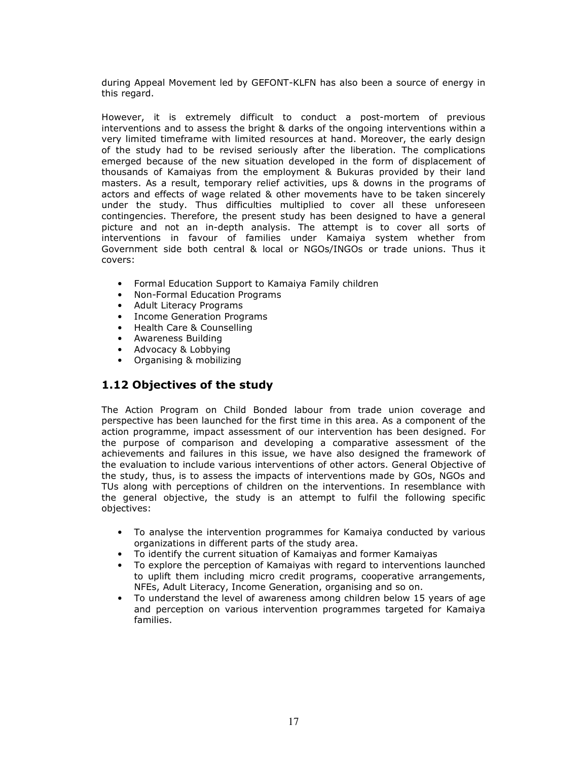during Appeal Movement led by GEFONT-KLFN has also been a source of energy in this regard.

However, it is extremely difficult to conduct a post-mortem of previous interventions and to assess the bright & darks of the ongoing interventions within a very limited timeframe with limited resources at hand. Moreover, the early design of the study had to be revised seriously after the liberation. The complications emerged because of the new situation developed in the form of displacement of thousands of Kamaiyas from the employment & Bukuras provided by their land masters. As a result, temporary relief activities, ups & downs in the programs of actors and effects of wage related & other movements have to be taken sincerely under the study. Thus difficulties multiplied to cover all these unforeseen contingencies. Therefore, the present study has been designed to have a general picture and not an in-depth analysis. The attempt is to cover all sorts of interventions in favour of families under Kamaiya system whether from Government side both central & local or NGOs/INGOs or trade unions. Thus it covers:

- Formal Education Support to Kamaiya Family children
- Non-Formal Education Programs
- Adult Literacy Programs
- Income Generation Programs
- Health Care & Counselling
- Awareness Building
- Advocacy & Lobbying
- Organising & mobilizing

## 1.12 Objectives of the study

The Action Program on Child Bonded labour from trade union coverage and perspective has been launched for the first time in this area. As a component of the action programme, impact assessment of our intervention has been designed. For the purpose of comparison and developing a comparative assessment of the achievements and failures in this issue, we have also designed the framework of the evaluation to include various interventions of other actors. General Objective of the study, thus, is to assess the impacts of interventions made by GOs, NGOs and TUs along with perceptions of children on the interventions. In resemblance with the general objective, the study is an attempt to fulfil the following specific objectives:

- To analyse the intervention programmes for Kamaiya conducted by various organizations in different parts of the study area.
- To identify the current situation of Kamaiyas and former Kamaiyas
- To explore the perception of Kamaiyas with regard to interventions launched to uplift them including micro credit programs, cooperative arrangements, NFEs, Adult Literacy, Income Generation, organising and so on.
- To understand the level of awareness among children below 15 years of age and perception on various intervention programmes targeted for Kamaiya families.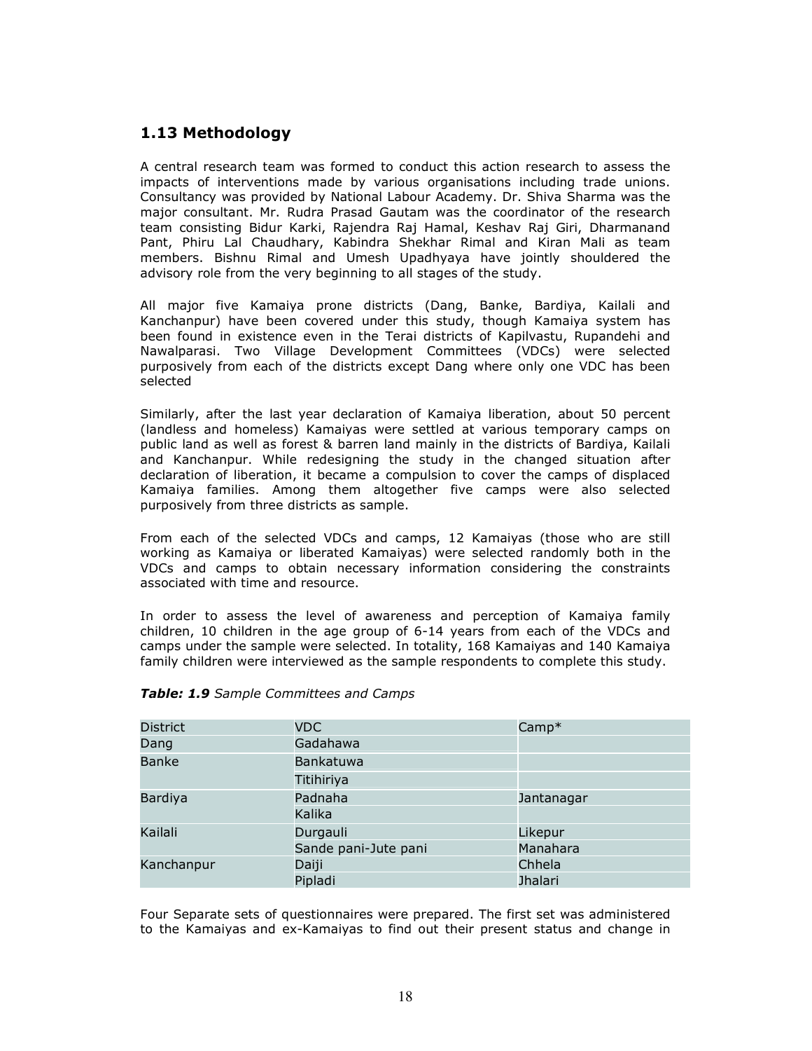## 1.13 Methodology

A central research team was formed to conduct this action research to assess the impacts of interventions made by various organisations including trade unions. Consultancy was provided by National Labour Academy. Dr. Shiva Sharma was the major consultant. Mr. Rudra Prasad Gautam was the coordinator of the research team consisting Bidur Karki, Rajendra Raj Hamal, Keshav Raj Giri, Dharmanand Pant, Phiru Lal Chaudhary, Kabindra Shekhar Rimal and Kiran Mali as team members. Bishnu Rimal and Umesh Upadhyaya have jointly shouldered the advisory role from the very beginning to all stages of the study.

All major five Kamaiya prone districts (Dang, Banke, Bardiya, Kailali and Kanchanpur) have been covered under this study, though Kamaiya system has been found in existence even in the Terai districts of Kapilvastu, Rupandehi and Nawalparasi. Two Village Development Committees (VDCs) were selected purposively from each of the districts except Dang where only one VDC has been selected

Similarly, after the last year declaration of Kamaiya liberation, about 50 percent (landless and homeless) Kamaiyas were settled at various temporary camps on public land as well as forest & barren land mainly in the districts of Bardiya, Kailali and Kanchanpur. While redesigning the study in the changed situation after declaration of liberation, it became a compulsion to cover the camps of displaced Kamaiya families. Among them altogether five camps were also selected purposively from three districts as sample.

From each of the selected VDCs and camps, 12 Kamaiyas (those who are still working as Kamaiya or liberated Kamaiyas) were selected randomly both in the VDCs and camps to obtain necessary information considering the constraints associated with time and resource.

In order to assess the level of awareness and perception of Kamaiya family children, 10 children in the age group of 6-14 years from each of the VDCs and camps under the sample were selected. In totality, 168 Kamaiyas and 140 Kamaiya family children were interviewed as the sample respondents to complete this study.

***Table: 1.9*** *Sample Committees and Camps*

| District | VDC | Camp* |
|---|---|---|
| Dang | Gadahawa | |
| Banke | Bankatuwa | |
| | Titihiriya | |
| Bardiya | Padnaha | Jantanagar |
| | Kalika | |
| Kailali | Durgauli | Likepur |
| | Sande pani-Jute pani | Manahara |
| Kanchanpur | Daiji | Chhela |
| | Pipladi | Jhalari |

Four Separate sets of questionnaires were prepared. The first set was administered to the Kamaiyas and ex-Kamaiyas to find out their present status and change in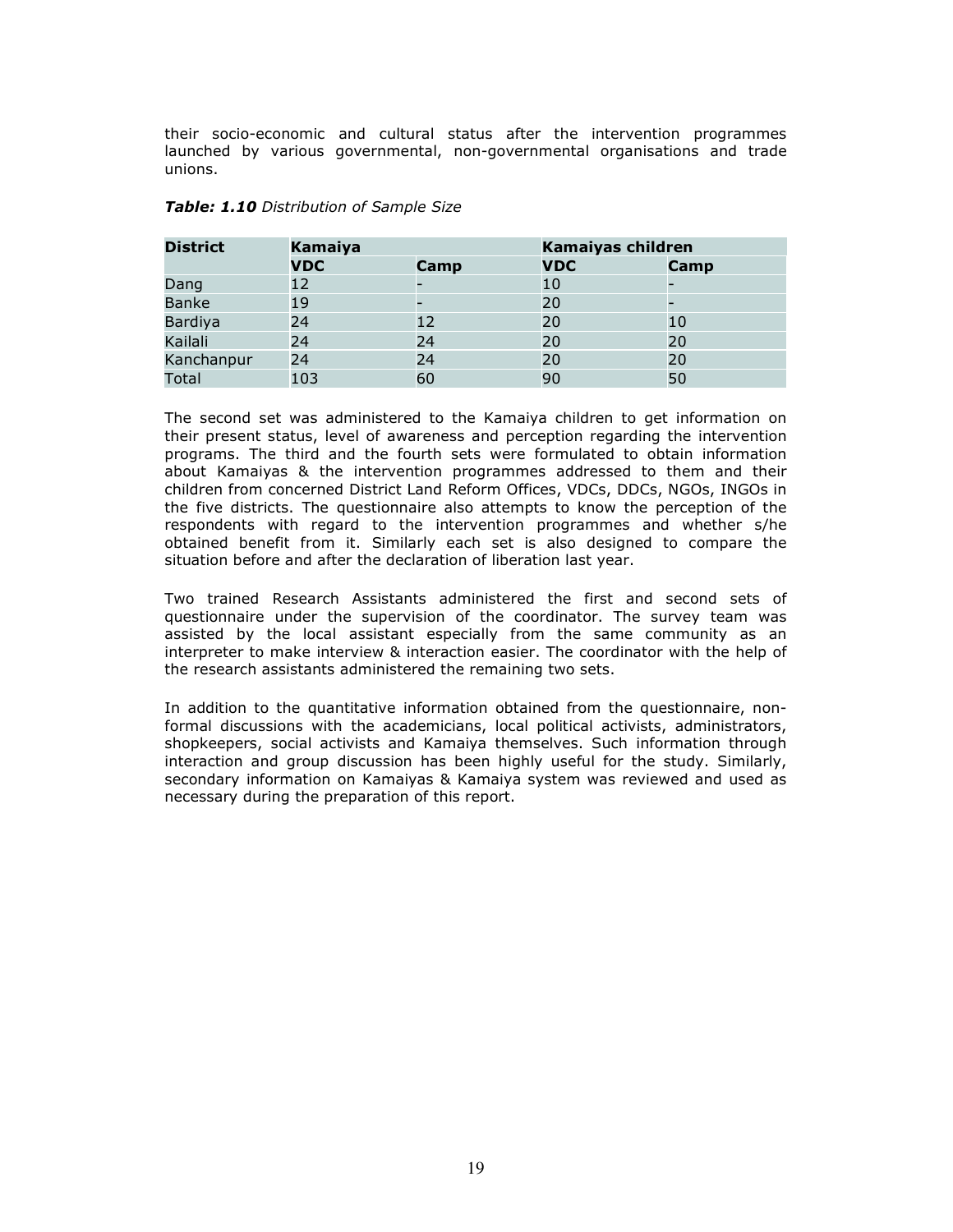their socio-economic and cultural status after the intervention programmes launched by various governmental, non-governmental organisations and trade unions.

***Table: 1.10*** *Distribution of Sample Size*

| District | Kamaiya | | Kamaiyas children | |
|---|---|---|---|---|
| | VDC | Camp | VDC | Camp |
| Dang | 12 | - | 10 | - |
| Banke | 19 | - | 20 | - |
| Bardiya | 24 | 12 | 20 | 10 |
| Kailali | 24 | 24 | 20 | 20 |
| Kanchanpur | 24 | 24 | 20 | 20 |
| Total | 103 | 60 | 90 | 50 |

The second set was administered to the Kamaiya children to get information on their present status, level of awareness and perception regarding the intervention programs. The third and the fourth sets were formulated to obtain information about Kamaiyas & the intervention programmes addressed to them and their children from concerned District Land Reform Offices, VDCs, DDCs, NGOs, INGOs in the five districts. The questionnaire also attempts to know the perception of the respondents with regard to the intervention programmes and whether s/he obtained benefit from it. Similarly each set is also designed to compare the situation before and after the declaration of liberation last year.

Two trained Research Assistants administered the first and second sets of questionnaire under the supervision of the coordinator. The survey team was assisted by the local assistant especially from the same community as an interpreter to make interview & interaction easier. The coordinator with the help of the research assistants administered the remaining two sets.

In addition to the quantitative information obtained from the questionnaire, non-formal discussions with the academicians, local political activists, administrators, shopkeepers, social activists and Kamaiya themselves. Such information through interaction and group discussion has been highly useful for the study. Similarly, secondary information on Kamaiyas & Kamaiya system was reviewed and used as necessary during the preparation of this report.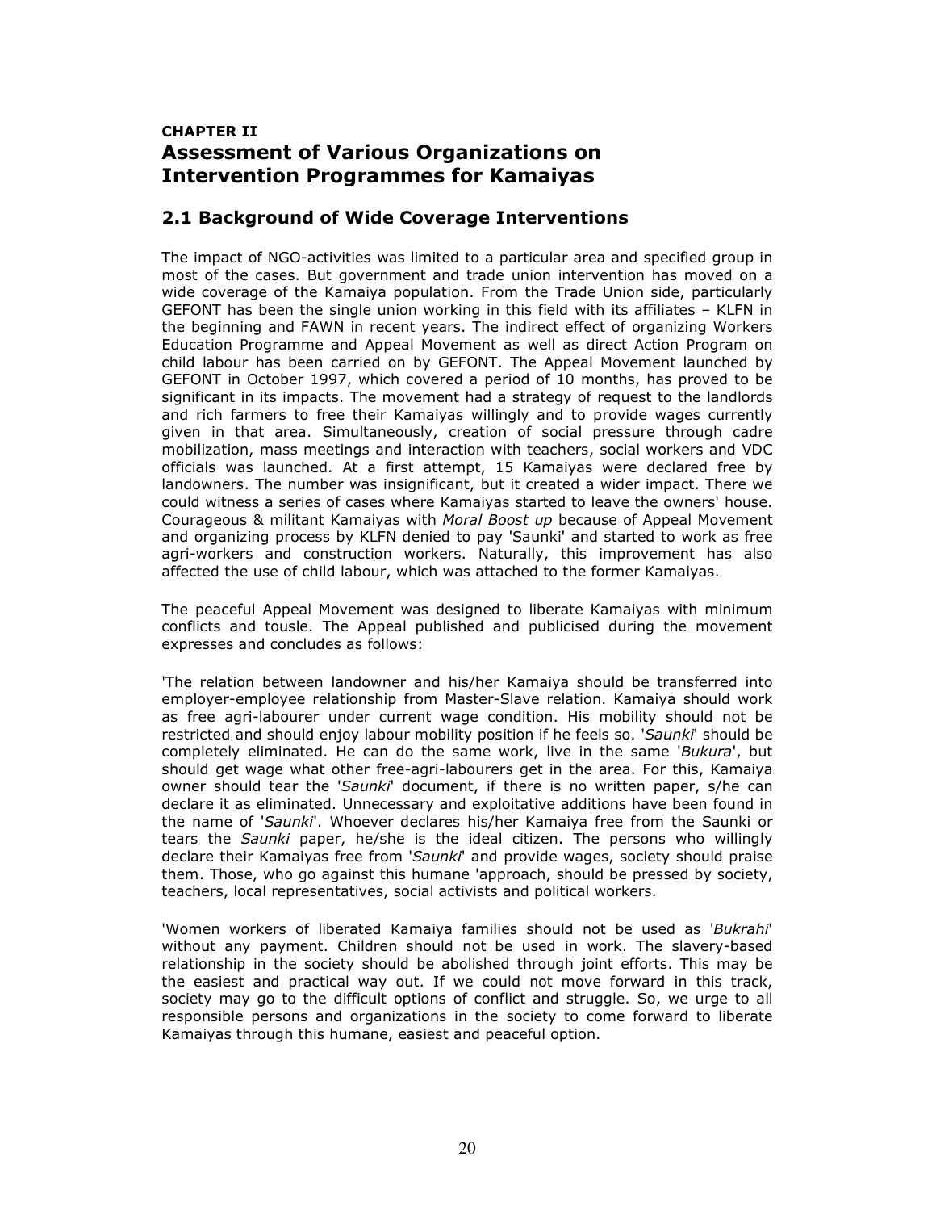## CHAPTER II
## Assessment of Various Organizations on Intervention Programmes for Kamaiyas

### 2.1 Background of Wide Coverage Interventions

The impact of NGO-activities was limited to a particular area and specified group in most of the cases. But government and trade union intervention has moved on a wide coverage of the Kamaiya population. From the Trade Union side, particularly GEFONT has been the single union working in this field with its affiliates – KLFN in the beginning and FAWN in recent years. The indirect effect of organizing Workers Education Programme and Appeal Movement as well as direct Action Program on child labour has been carried on by GEFONT. The Appeal Movement launched by GEFONT in October 1997, which covered a period of 10 months, has proved to be significant in its impacts. The movement had a strategy of request to the landlords and rich farmers to free their Kamaiyas willingly and to provide wages currently given in that area. Simultaneously, creation of social pressure through cadre mobilization, mass meetings and interaction with teachers, social workers and VDC officials was launched. At a first attempt, 15 Kamaiyas were declared free by landowners. The number was insignificant, but it created a wider impact. There we could witness a series of cases where Kamaiyas started to leave the owners' house. Courageous & militant Kamaiyas with *Moral Boost up* because of Appeal Movement and organizing process by KLFN denied to pay 'Saunki' and started to work as free agri-workers and construction workers. Naturally, this improvement has also affected the use of child labour, which was attached to the former Kamaiyas.

The peaceful Appeal Movement was designed to liberate Kamaiyas with minimum conflicts and tousle. The Appeal published and publicised during the movement expresses and concludes as follows:

'The relation between landowner and his/her Kamaiya should be transferred into employer-employee relationship from Master-Slave relation. Kamaiya should work as free agri-labourer under current wage condition. His mobility should not be restricted and should enjoy labour mobility position if he feels so. '*Saunki*' should be completely eliminated. He can do the same work, live in the same '*Bukura*', but should get wage what other free-agri-labourers get in the area. For this, Kamaiya owner should tear the '*Saunki*' document, if there is no written paper, s/he can declare it as eliminated. Unnecessary and exploitative additions have been found in the name of '*Saunki*'. Whoever declares his/her Kamaiya free from the Saunki or tears the *Saunki* paper, he/she is the ideal citizen. The persons who willingly declare their Kamaiyas free from '*Saunki*' and provide wages, society should praise them. Those, who go against this humane 'approach, should be pressed by society, teachers, local representatives, social activists and political workers.

'Women workers of liberated Kamaiya families should not be used as '*Bukrahi*' without any payment. Children should not be used in work. The slavery-based relationship in the society should be abolished through joint efforts. This may be the easiest and practical way out. If we could not move forward in this track, society may go to the difficult options of conflict and struggle. So, we urge to all responsible persons and organizations in the society to come forward to liberate Kamaiyas through this humane, easiest and peaceful option.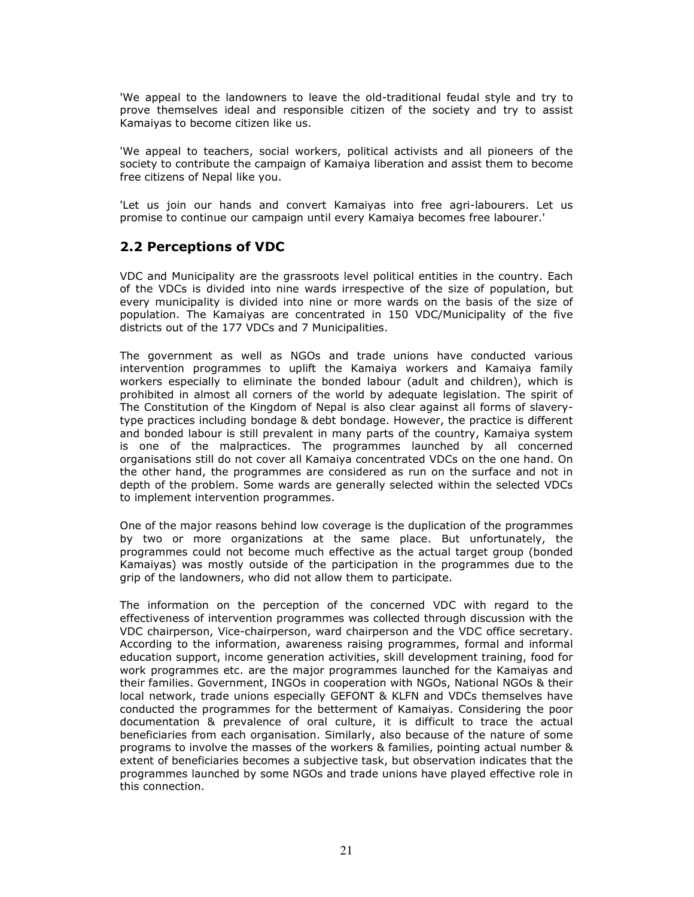'We appeal to the landowners to leave the old-traditional feudal style and try to prove themselves ideal and responsible citizen of the society and try to assist Kamaiyas to become citizen like us.

'We appeal to teachers, social workers, political activists and all pioneers of the society to contribute the campaign of Kamaiya liberation and assist them to become free citizens of Nepal like you.

'Let us join our hands and convert Kamaiyas into free agri-labourers. Let us promise to continue our campaign until every Kamaiya becomes free labourer.'

## 2.2 Perceptions of VDC

VDC and Municipality are the grassroots level political entities in the country. Each of the VDCs is divided into nine wards irrespective of the size of population, but every municipality is divided into nine or more wards on the basis of the size of population. The Kamaiyas are concentrated in 150 VDC/Municipality of the five districts out of the 177 VDCs and 7 Municipalities.

The government as well as NGOs and trade unions have conducted various intervention programmes to uplift the Kamaiya workers and Kamaiya family workers especially to eliminate the bonded labour (adult and children), which is prohibited in almost all corners of the world by adequate legislation. The spirit of The Constitution of the Kingdom of Nepal is also clear against all forms of slavery-type practices including bondage & debt bondage. However, the practice is different and bonded labour is still prevalent in many parts of the country, Kamaiya system is one of the malpractices. The programmes launched by all concerned organisations still do not cover all Kamaiya concentrated VDCs on the one hand. On the other hand, the programmes are considered as run on the surface and not in depth of the problem. Some wards are generally selected within the selected VDCs to implement intervention programmes.

One of the major reasons behind low coverage is the duplication of the programmes by two or more organizations at the same place. But unfortunately, the programmes could not become much effective as the actual target group (bonded Kamaiyas) was mostly outside of the participation in the programmes due to the grip of the landowners, who did not allow them to participate.

The information on the perception of the concerned VDC with regard to the effectiveness of intervention programmes was collected through discussion with the VDC chairperson, Vice-chairperson, ward chairperson and the VDC office secretary. According to the information, awareness raising programmes, formal and informal education support, income generation activities, skill development training, food for work programmes etc. are the major programmes launched for the Kamaiyas and their families. Government, INGOs in cooperation with NGOs, National NGOs & their local network, trade unions especially GEFONT & KLFN and VDCs themselves have conducted the programmes for the betterment of Kamaiyas. Considering the poor documentation & prevalence of oral culture, it is difficult to trace the actual beneficiaries from each organisation. Similarly, also because of the nature of some programs to involve the masses of the workers & families, pointing actual number & extent of beneficiaries becomes a subjective task, but observation indicates that the programmes launched by some NGOs and trade unions have played effective role in this connection.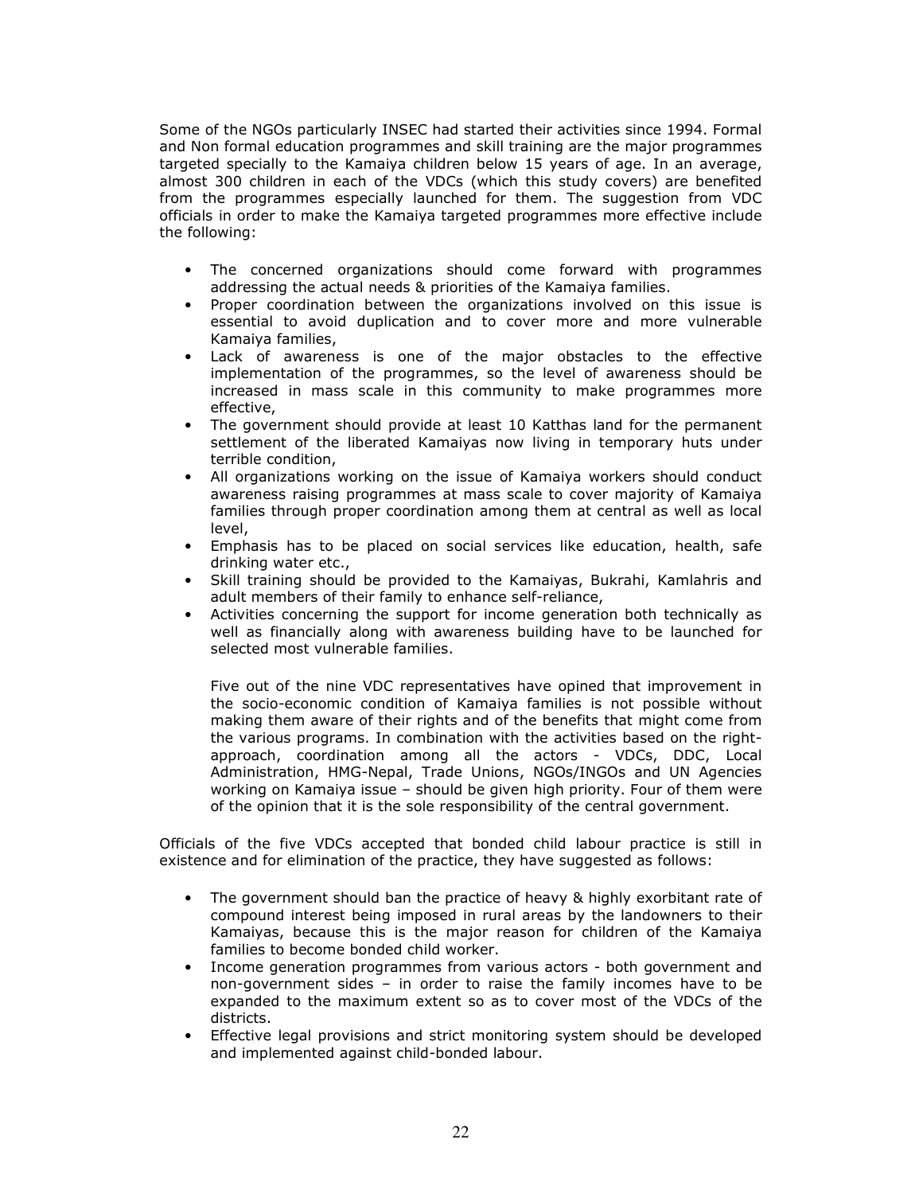Some of the NGOs particularly INSEC had started their activities since 1994. Formal and Non formal education programmes and skill training are the major programmes targeted specially to the Kamaiya children below 15 years of age. In an average, almost 300 children in each of the VDCs (which this study covers) are benefited from the programmes especially launched for them. The suggestion from VDC officials in order to make the Kamaiya targeted programmes more effective include the following:

- The concerned organizations should come forward with programmes addressing the actual needs & priorities of the Kamaiya families.
- Proper coordination between the organizations involved on this issue is essential to avoid duplication and to cover more and more vulnerable Kamaiya families,
- Lack of awareness is one of the major obstacles to the effective implementation of the programmes, so the level of awareness should be increased in mass scale in this community to make programmes more effective,
- The government should provide at least 10 Katthas land for the permanent settlement of the liberated Kamaiyas now living in temporary huts under terrible condition,
- All organizations working on the issue of Kamaiya workers should conduct awareness raising programmes at mass scale to cover majority of Kamaiya families through proper coordination among them at central as well as local level,
- Emphasis has to be placed on social services like education, health, safe drinking water etc.,
- Skill training should be provided to the Kamaiyas, Bukrahi, Kamlahris and adult members of their family to enhance self-reliance,
- Activities concerning the support for income generation both technically as well as financially along with awareness building have to be launched for selected most vulnerable families.

  Five out of the nine VDC representatives have opined that improvement in the socio-economic condition of Kamaiya families is not possible without making them aware of their rights and of the benefits that might come from the various programs. In combination with the activities based on the right-approach, coordination among all the actors - VDCs, DDC, Local Administration, HMG-Nepal, Trade Unions, NGOs/INGOs and UN Agencies working on Kamaiya issue – should be given high priority. Four of them were of the opinion that it is the sole responsibility of the central government.

Officials of the five VDCs accepted that bonded child labour practice is still in existence and for elimination of the practice, they have suggested as follows:

- The government should ban the practice of heavy & highly exorbitant rate of compound interest being imposed in rural areas by the landowners to their Kamaiyas, because this is the major reason for children of the Kamaiya families to become bonded child worker.
- Income generation programmes from various actors - both government and non-government sides – in order to raise the family incomes have to be expanded to the maximum extent so as to cover most of the VDCs of the districts.
- Effective legal provisions and strict monitoring system should be developed and implemented against child-bonded labour.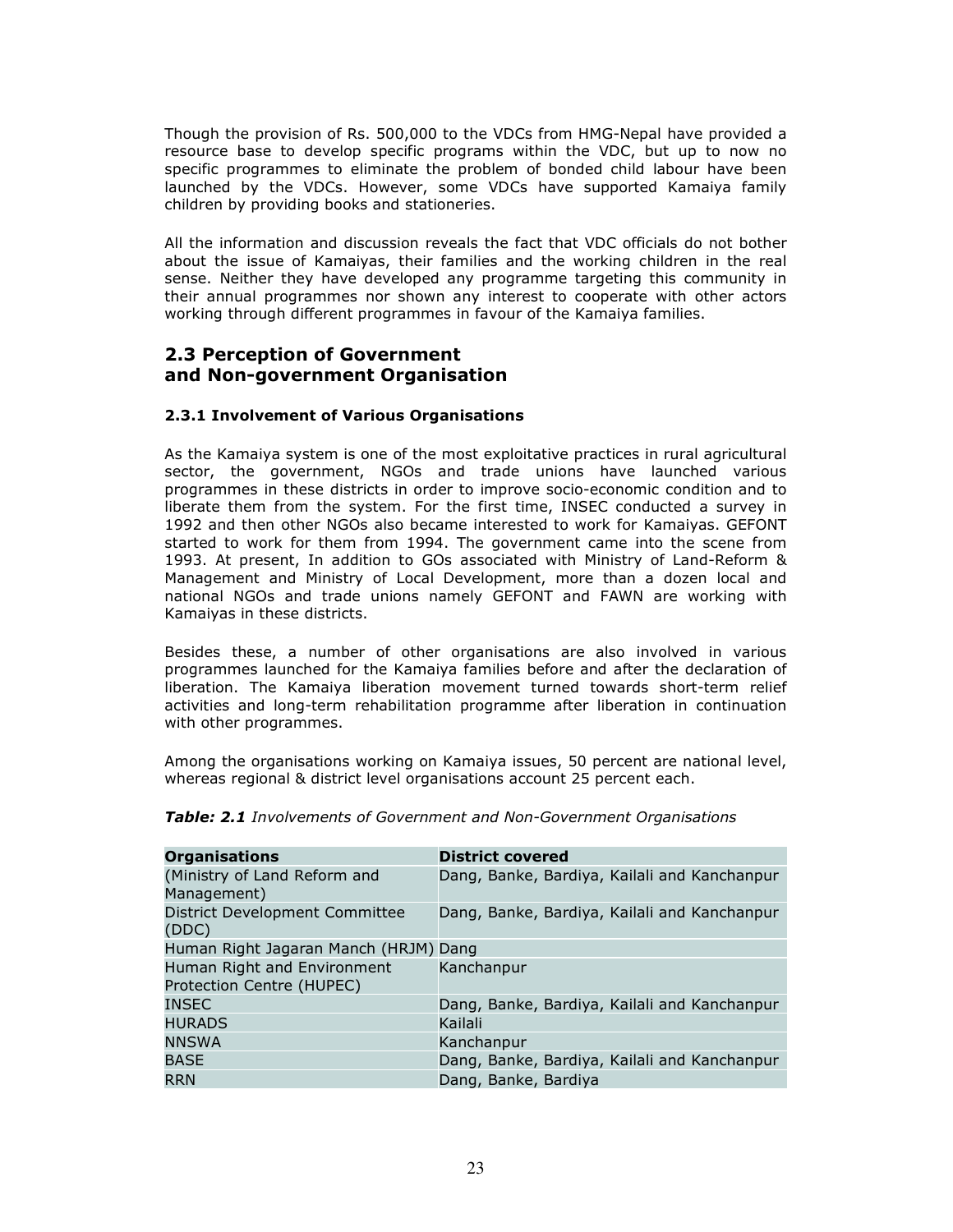Though the provision of Rs. 500,000 to the VDCs from HMG-Nepal have provided a resource base to develop specific programs within the VDC, but up to now no specific programmes to eliminate the problem of bonded child labour have been launched by the VDCs. However, some VDCs have supported Kamaiya family children by providing books and stationeries.

All the information and discussion reveals the fact that VDC officials do not bother about the issue of Kamaiyas, their families and the working children in the real sense. Neither they have developed any programme targeting this community in their annual programmes nor shown any interest to cooperate with other actors working through different programmes in favour of the Kamaiya families.

## 2.3 Perception of Government and Non-government Organisation

### 2.3.1 Involvement of Various Organisations

As the Kamaiya system is one of the most exploitative practices in rural agricultural sector, the government, NGOs and trade unions have launched various programmes in these districts in order to improve socio-economic condition and to liberate them from the system. For the first time, INSEC conducted a survey in 1992 and then other NGOs also became interested to work for Kamaiyas. GEFONT started to work for them from 1994. The government came into the scene from 1993. At present, In addition to GOs associated with Ministry of Land-Reform & Management and Ministry of Local Development, more than a dozen local and national NGOs and trade unions namely GEFONT and FAWN are working with Kamaiyas in these districts.

Besides these, a number of other organisations are also involved in various programmes launched for the Kamaiya families before and after the declaration of liberation. The Kamaiya liberation movement turned towards short-term relief activities and long-term rehabilitation programme after liberation in continuation with other programmes.

Among the organisations working on Kamaiya issues, 50 percent are national level, whereas regional & district level organisations account 25 percent each.

***Table: 2.1*** *Involvements of Government and Non-Government Organisations*

| Organisations | District covered |
|---|---|
| (Ministry of Land Reform and Management) | Dang, Banke, Bardiya, Kailali and Kanchanpur |
| District Development Committee (DDC) | Dang, Banke, Bardiya, Kailali and Kanchanpur |
| Human Right Jagaran Manch (HRJM) | Dang |
| Human Right and Environment Protection Centre (HUPEC) | Kanchanpur |
| INSEC | Dang, Banke, Bardiya, Kailali and Kanchanpur |
| HURADS | Kailali |
| NNSWA | Kanchanpur |
| BASE | Dang, Banke, Bardiya, Kailali and Kanchanpur |
| RRN | Dang, Banke, Bardiya |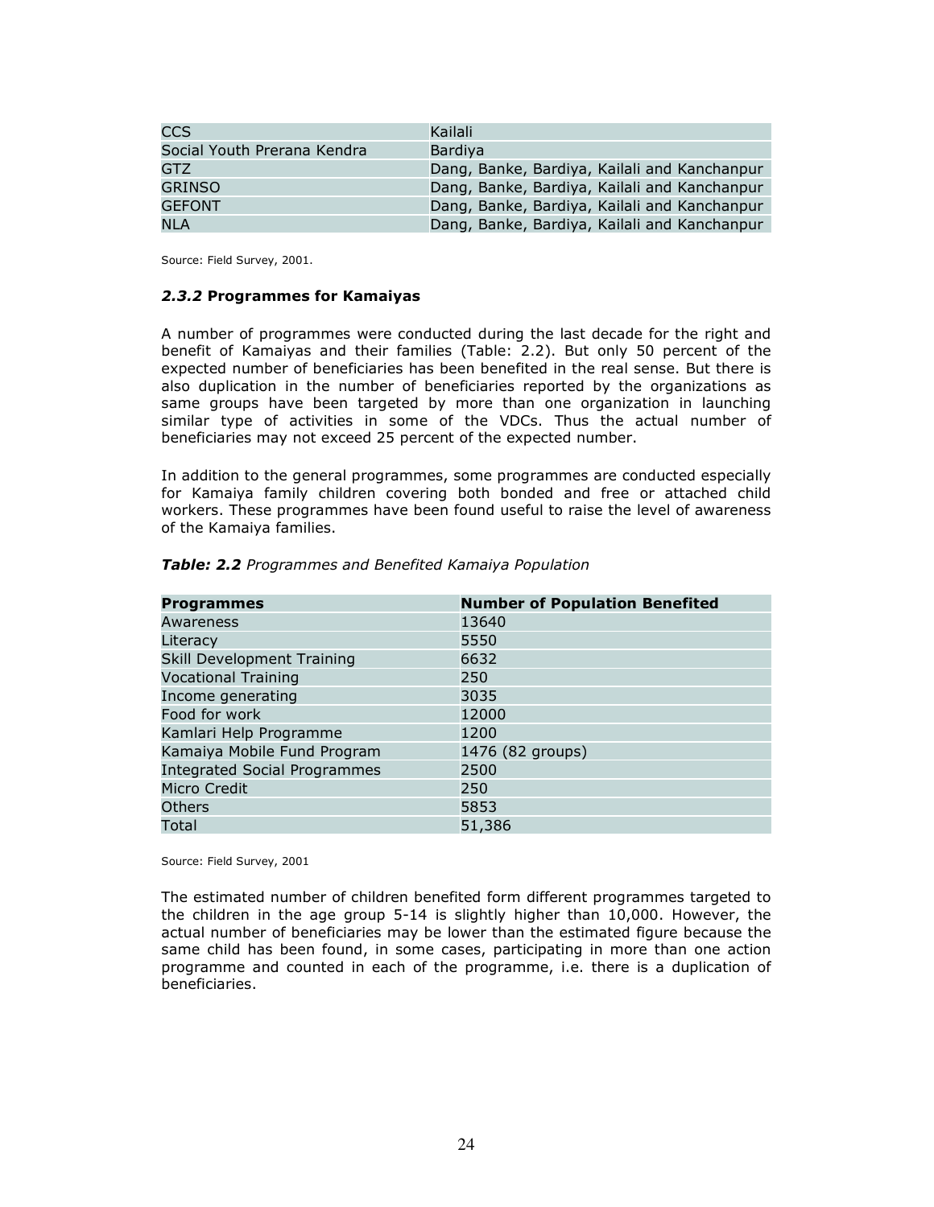| | |
|---|---|
| CCS | Kailali |
| Social Youth Prerana Kendra | Bardiya |
| GTZ | Dang, Banke, Bardiya, Kailali and Kanchanpur |
| GRINSO | Dang, Banke, Bardiya, Kailali and Kanchanpur |
| GEFONT | Dang, Banke, Bardiya, Kailali and Kanchanpur |
| NLA | Dang, Banke, Bardiya, Kailali and Kanchanpur |

Source: Field Survey, 2001.

### *2.3.2* Programmes for Kamaiyas

A number of programmes were conducted during the last decade for the right and benefit of Kamaiyas and their families (Table: 2.2). But only 50 percent of the expected number of beneficiaries has been benefited in the real sense. But there is also duplication in the number of beneficiaries reported by the organizations as same groups have been targeted by more than one organization in launching similar type of activities in some of the VDCs. Thus the actual number of beneficiaries may not exceed 25 percent of the expected number.

In addition to the general programmes, some programmes are conducted especially for Kamaiya family children covering both bonded and free or attached child workers. These programmes have been found useful to raise the level of awareness of the Kamaiya families.

***Table: 2.2*** *Programmes and Benefited Kamaiya Population*

| Programmes | Number of Population Benefited |
|---|---|
| Awareness | 13640 |
| Literacy | 5550 |
| Skill Development Training | 6632 |
| Vocational Training | 250 |
| Income generating | 3035 |
| Food for work | 12000 |
| Kamlari Help Programme | 1200 |
| Kamaiya Mobile Fund Program | 1476 (82 groups) |
| Integrated Social Programmes | 2500 |
| Micro Credit | 250 |
| Others | 5853 |
| Total | 51,386 |

Source: Field Survey, 2001

The estimated number of children benefited form different programmes targeted to the children in the age group 5-14 is slightly higher than 10,000. However, the actual number of beneficiaries may be lower than the estimated figure because the same child has been found, in some cases, participating in more than one action programme and counted in each of the programme, i.e. there is a duplication of beneficiaries.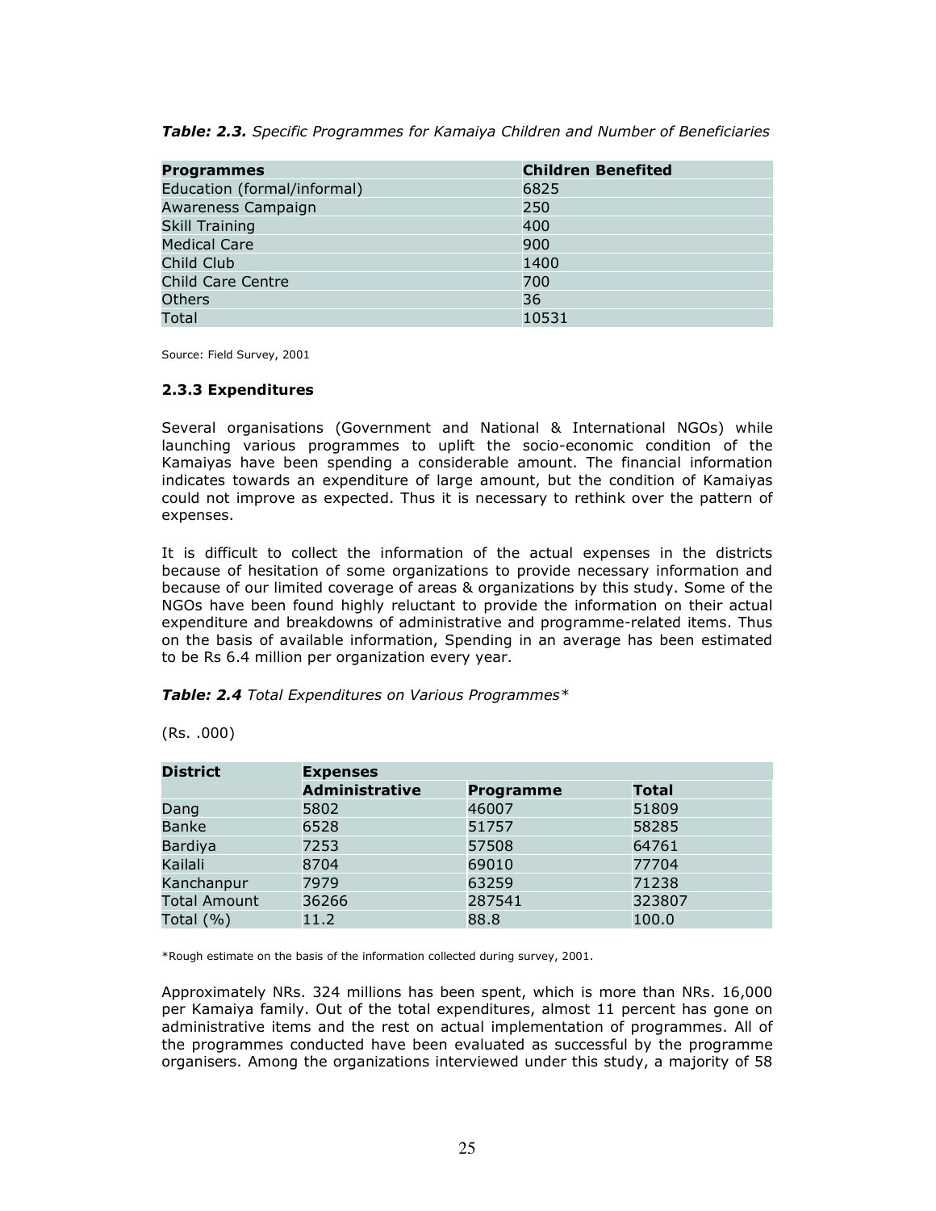***Table: 2.3.*** *Specific Programmes for Kamaiya Children and Number of Beneficiaries*

| **Programmes** | **Children Benefited** |
|---|---|
| Education (formal/informal) | 6825 |
| Awareness Campaign | 250 |
| Skill Training | 400 |
| Medical Care | 900 |
| Child Club | 1400 |
| Child Care Centre | 700 |
| Others | 36 |
| Total | 10531 |

Source: Field Survey, 2001

### 2.3.3 Expenditures

Several organisations (Government and National & International NGOs) while launching various programmes to uplift the socio-economic condition of the Kamaiyas have been spending a considerable amount. The financial information indicates towards an expenditure of large amount, but the condition of Kamaiyas could not improve as expected. Thus it is necessary to rethink over the pattern of expenses.

It is difficult to collect the information of the actual expenses in the districts because of hesitation of some organizations to provide necessary information and because of our limited coverage of areas & organizations by this study. Some of the NGOs have been found highly reluctant to provide the information on their actual expenditure and breakdowns of administrative and programme-related items. Thus on the basis of available information, Spending in an average has been estimated to be Rs 6.4 million per organization every year.

***Table: 2.4*** *Total Expenditures on Various Programmes**

(Rs. .000)

| **District** | **Expenses** | | |
|---|---|---|---|
| | **Administrative** | **Programme** | **Total** |
| Dang | 5802 | 46007 | 51809 |
| Banke | 6528 | 51757 | 58285 |
| Bardiya | 7253 | 57508 | 64761 |
| Kailali | 8704 | 69010 | 77704 |
| Kanchanpur | 7979 | 63259 | 71238 |
| Total Amount | 36266 | 287541 | 323807 |
| Total (%) | 11.2 | 88.8 | 100.0 |

*Rough estimate on the basis of the information collected during survey, 2001.

Approximately NRs. 324 millions has been spent, which is more than NRs. 16,000 per Kamaiya family. Out of the total expenditures, almost 11 percent has gone on administrative items and the rest on actual implementation of programmes. All of the programmes conducted have been evaluated as successful by the programme organisers. Among the organizations interviewed under this study, a majority of 58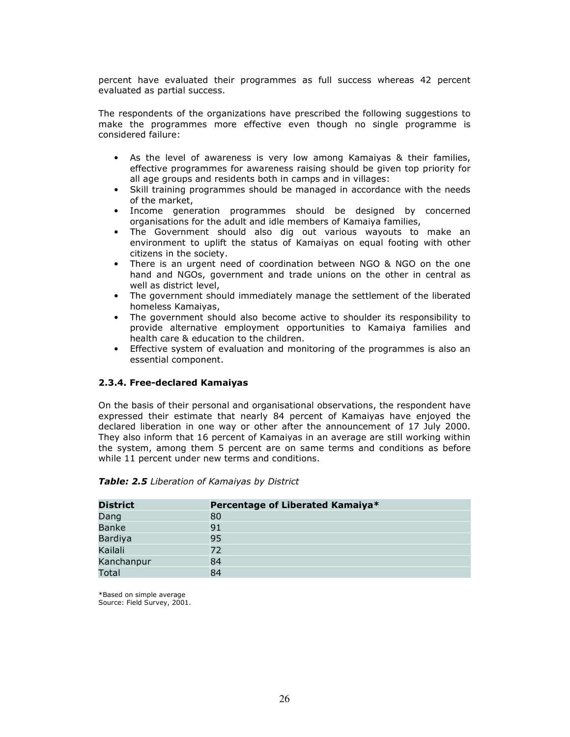percent have evaluated their programmes as full success whereas 42 percent evaluated as partial success.

The respondents of the organizations have prescribed the following suggestions to make the programmes more effective even though no single programme is considered failure:

- As the level of awareness is very low among Kamaiyas & their families, effective programmes for awareness raising should be given top priority for all age groups and residents both in camps and in villages:
- Skill training programmes should be managed in accordance with the needs of the market,
- Income generation programmes should be designed by concerned organisations for the adult and idle members of Kamaiya families,
- The Government should also dig out various wayouts to make an environment to uplift the status of Kamaiyas on equal footing with other citizens in the society.
- There is an urgent need of coordination between NGO & NGO on the one hand and NGOs, government and trade unions on the other in central as well as district level,
- The government should immediately manage the settlement of the liberated homeless Kamaiyas,
- The government should also become active to shoulder its responsibility to provide alternative employment opportunities to Kamaiya families and health care & education to the children.
- Effective system of evaluation and monitoring of the programmes is also an essential component.

### 2.3.4. Free-declared Kamaiyas

On the basis of their personal and organisational observations, the respondent have expressed their estimate that nearly 84 percent of Kamaiyas have enjoyed the declared liberation in one way or other after the announcement of 17 July 2000. They also inform that 16 percent of Kamaiyas in an average are still working within the system, among them 5 percent are on same terms and conditions as before while 11 percent under new terms and conditions.

***Table: 2.5*** *Liberation of Kamaiyas by District*

| District | Percentage of Liberated Kamaiya* |
|---|---|
| Dang | 80 |
| Banke | 91 |
| Bardiya | 95 |
| Kailali | 72 |
| Kanchanpur | 84 |
| Total | 84 |

*Based on simple average
Source: Field Survey, 2001.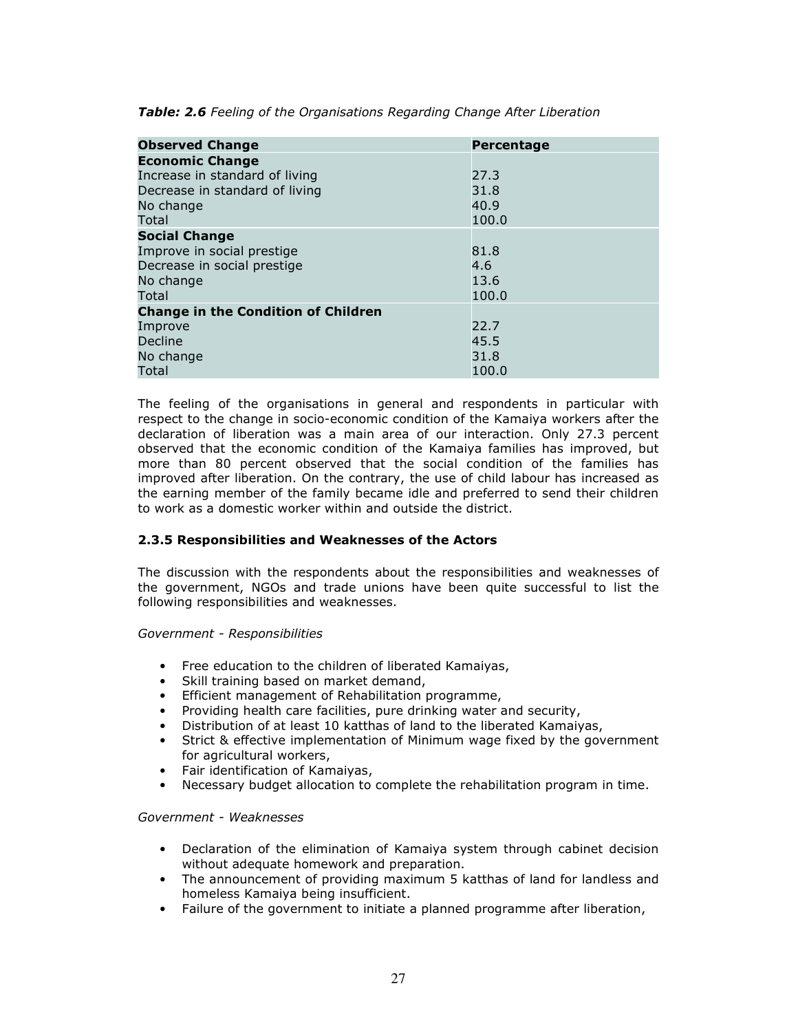***Table: 2.6*** *Feeling of the Organisations Regarding Change After Liberation*

| **Observed Change** | **Percentage** |
|---|---|
| **Economic Change** | |
| Increase in standard of living | 27.3 |
| Decrease in standard of living | 31.8 |
| No change | 40.9 |
| Total | 100.0 |
| **Social Change** | |
| Improve in social prestige | 81.8 |
| Decrease in social prestige | 4.6 |
| No change | 13.6 |
| Total | 100.0 |
| **Change in the Condition of Children** | |
| Improve | 22.7 |
| Decline | 45.5 |
| No change | 31.8 |
| Total | 100.0 |

The feeling of the organisations in general and respondents in particular with respect to the change in socio-economic condition of the Kamaiya workers after the declaration of liberation was a main area of our interaction. Only 27.3 percent observed that the economic condition of the Kamaiya families has improved, but more than 80 percent observed that the social condition of the families has improved after liberation. On the contrary, the use of child labour has increased as the earning member of the family became idle and preferred to send their children to work as a domestic worker within and outside the district.

### 2.3.5 Responsibilities and Weaknesses of the Actors

The discussion with the respondents about the responsibilities and weaknesses of the government, NGOs and trade unions have been quite successful to list the following responsibilities and weaknesses.

*Government - Responsibilities*

- Free education to the children of liberated Kamaiyas,
- Skill training based on market demand,
- Efficient management of Rehabilitation programme,
- Providing health care facilities, pure drinking water and security,
- Distribution of at least 10 katthas of land to the liberated Kamaiyas,
- Strict & effective implementation of Minimum wage fixed by the government for agricultural workers,
- Fair identification of Kamaiyas,
- Necessary budget allocation to complete the rehabilitation program in time.

*Government - Weaknesses*

- Declaration of the elimination of Kamaiya system through cabinet decision without adequate homework and preparation.
- The announcement of providing maximum 5 katthas of land for landless and homeless Kamaiya being insufficient.
- Failure of the government to initiate a planned programme after liberation,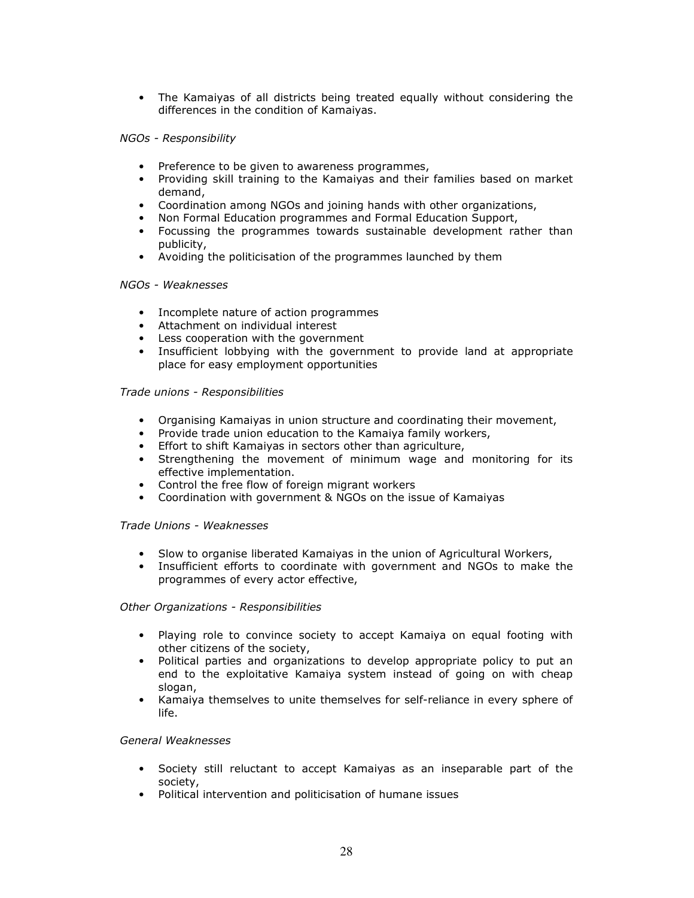- The Kamaiyas of all districts being treated equally without considering the differences in the condition of Kamaiyas.

*NGOs - Responsibility*

- Preference to be given to awareness programmes,
- Providing skill training to the Kamaiyas and their families based on market demand,
- Coordination among NGOs and joining hands with other organizations,
- Non Formal Education programmes and Formal Education Support,
- Focussing the programmes towards sustainable development rather than publicity,
- Avoiding the politicisation of the programmes launched by them

*NGOs - Weaknesses*

- Incomplete nature of action programmes
- Attachment on individual interest
- Less cooperation with the government
- Insufficient lobbying with the government to provide land at appropriate place for easy employment opportunities

*Trade unions - Responsibilities*

- Organising Kamaiyas in union structure and coordinating their movement,
- Provide trade union education to the Kamaiya family workers,
- Effort to shift Kamaiyas in sectors other than agriculture,
- Strengthening the movement of minimum wage and monitoring for its effective implementation.
- Control the free flow of foreign migrant workers
- Coordination with government & NGOs on the issue of Kamaiyas

*Trade Unions - Weaknesses*

- Slow to organise liberated Kamaiyas in the union of Agricultural Workers,
- Insufficient efforts to coordinate with government and NGOs to make the programmes of every actor effective,

*Other Organizations - Responsibilities*

- Playing role to convince society to accept Kamaiya on equal footing with other citizens of the society,
- Political parties and organizations to develop appropriate policy to put an end to the exploitative Kamaiya system instead of going on with cheap slogan,
- Kamaiya themselves to unite themselves for self-reliance in every sphere of life.

*General Weaknesses*

- Society still reluctant to accept Kamaiyas as an inseparable part of the society,
- Political intervention and politicisation of humane issues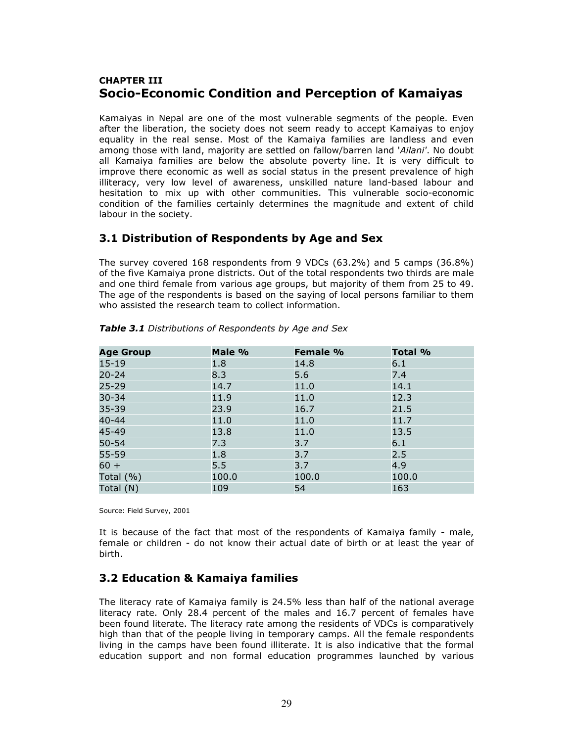## CHAPTER III
# Socio-Economic Condition and Perception of Kamaiyas

Kamaiyas in Nepal are one of the most vulnerable segments of the people. Even after the liberation, the society does not seem ready to accept Kamaiyas to enjoy equality in the real sense. Most of the Kamaiya families are landless and even among those with land, majority are settled on fallow/barren land '*Ailani*'. No doubt all Kamaiya families are below the absolute poverty line. It is very difficult to improve there economic as well as social status in the present prevalence of high illiteracy, very low level of awareness, unskilled nature land-based labour and hesitation to mix up with other communities. This vulnerable socio-economic condition of the families certainly determines the magnitude and extent of child labour in the society.

## 3.1 Distribution of Respondents by Age and Sex

The survey covered 168 respondents from 9 VDCs (63.2%) and 5 camps (36.8%) of the five Kamaiya prone districts. Out of the total respondents two thirds are male and one third female from various age groups, but majority of them from 25 to 49. The age of the respondents is based on the saying of local persons familiar to them who assisted the research team to collect information.

***Table 3.1*** *Distributions of Respondents by Age and Sex*

| Age Group | Male % | Female % | Total % |
|---|---|---|---|
| 15-19 | 1.8 | 14.8 | 6.1 |
| 20-24 | 8.3 | 5.6 | 7.4 |
| 25-29 | 14.7 | 11.0 | 14.1 |
| 30-34 | 11.9 | 11.0 | 12.3 |
| 35-39 | 23.9 | 16.7 | 21.5 |
| 40-44 | 11.0 | 11.0 | 11.7 |
| 45-49 | 13.8 | 11.0 | 13.5 |
| 50-54 | 7.3 | 3.7 | 6.1 |
| 55-59 | 1.8 | 3.7 | 2.5 |
| 60 + | 5.5 | 3.7 | 4.9 |
| Total (%) | 100.0 | 100.0 | 100.0 |
| Total (N) | 109 | 54 | 163 |

Source: Field Survey, 2001

It is because of the fact that most of the respondents of Kamaiya family - male, female or children - do not know their actual date of birth or at least the year of birth.

## 3.2 Education & Kamaiya families

The literacy rate of Kamaiya family is 24.5% less than half of the national average literacy rate. Only 28.4 percent of the males and 16.7 percent of females have been found literate. The literacy rate among the residents of VDCs is comparatively high than that of the people living in temporary camps. All the female respondents living in the camps have been found illiterate. It is also indicative that the formal education support and non formal education programmes launched by various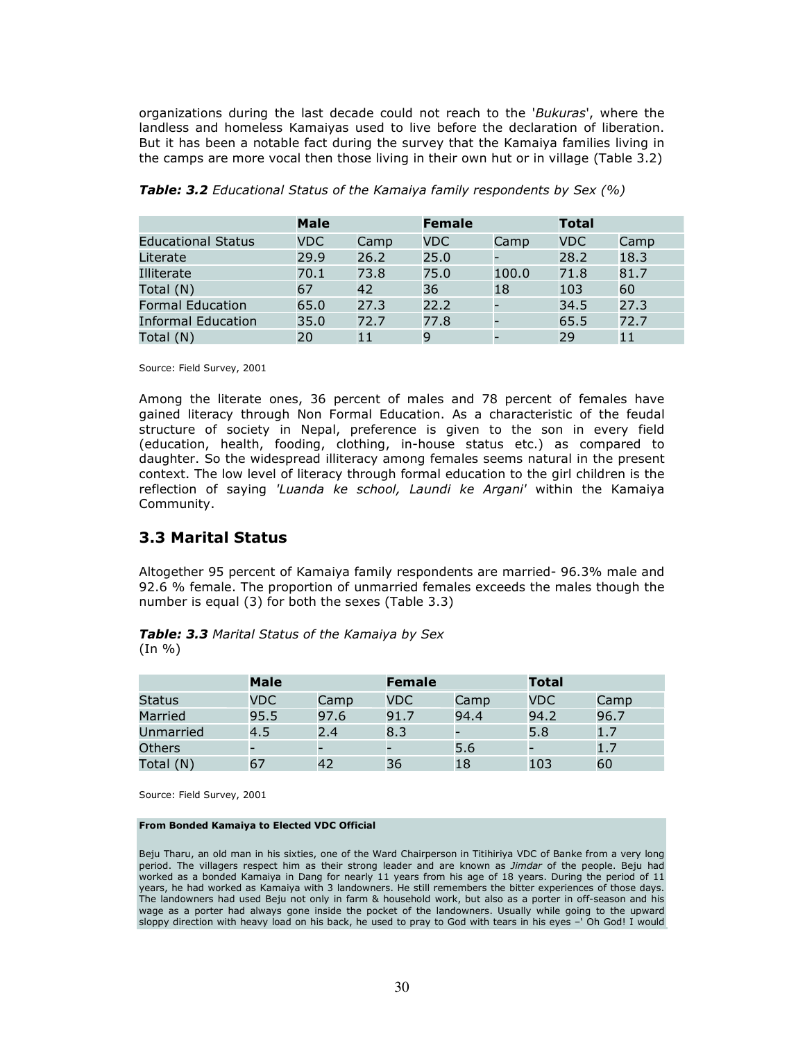organizations during the last decade could not reach to the '*Bukuras*', where the landless and homeless Kamaiyas used to live before the declaration of liberation. But it has been a notable fact during the survey that the Kamaiya families living in the camps are more vocal then those living in their own hut or in village (Table 3.2)

***Table: 3.2*** *Educational Status of the Kamaiya family respondents by Sex (%)*

| | **Male** | | **Female** | | **Total** | |
|---|---|---|---|---|---|---|
| Educational Status | VDC | Camp | VDC | Camp | VDC | Camp |
| Literate | 29.9 | 26.2 | 25.0 | - | 28.2 | 18.3 |
| Illiterate | 70.1 | 73.8 | 75.0 | 100.0 | 71.8 | 81.7 |
| Total (N) | 67 | 42 | 36 | 18 | 103 | 60 |
| Formal Education | 65.0 | 27.3 | 22.2 | - | 34.5 | 27.3 |
| Informal Education | 35.0 | 72.7 | 77.8 | - | 65.5 | 72.7 |
| Total (N) | 20 | 11 | 9 | - | 29 | 11 |

Source: Field Survey, 2001

Among the literate ones, 36 percent of males and 78 percent of females have gained literacy through Non Formal Education. As a characteristic of the feudal structure of society in Nepal, preference is given to the son in every field (education, health, fooding, clothing, in-house status etc.) as compared to daughter. So the widespread illiteracy among females seems natural in the present context. The low level of literacy through formal education to the girl children is the reflection of saying *'Luanda ke school, Laundi ke Argani'* within the Kamaiya Community.

## 3.3 Marital Status

Altogether 95 percent of Kamaiya family respondents are married- 96.3% male and 92.6 % female. The proportion of unmarried females exceeds the males though the number is equal (3) for both the sexes (Table 3.3)

***Table: 3.3*** *Marital Status of the Kamaiya by Sex*
(In %)

| | **Male** | | **Female** | | **Total** | |
|---|---|---|---|---|---|---|
| Status | VDC | Camp | VDC | Camp | VDC | Camp |
| Married | 95.5 | 97.6 | 91.7 | 94.4 | 94.2 | 96.7 |
| Unmarried | 4.5 | 2.4 | 8.3 | - | 5.8 | 1.7 |
| Others | - | - | - | 5.6 | - | 1.7 |
| Total (N) | 67 | 42 | 36 | 18 | 103 | 60 |

Source: Field Survey, 2001

**From Bonded Kamaiya to Elected VDC Official**

Beju Tharu, an old man in his sixties, one of the Ward Chairperson in Titihiriya VDC of Banke from a very long period. The villagers respect him as their strong leader and are known as *Jimdar* of the people. Beju had worked as a bonded Kamaiya in Dang for nearly 11 years from his age of 18 years. During the period of 11 years, he had worked as Kamaiya with 3 landowners. He still remembers the bitter experiences of those days. The landowners had used Beju not only in farm & household work, but also as a porter in off-season and his wage as a porter had always gone inside the pocket of the landowners. Usually while going to the upward sloppy direction with heavy load on his back, he used to pray to God with tears in his eyes –' Oh God! I would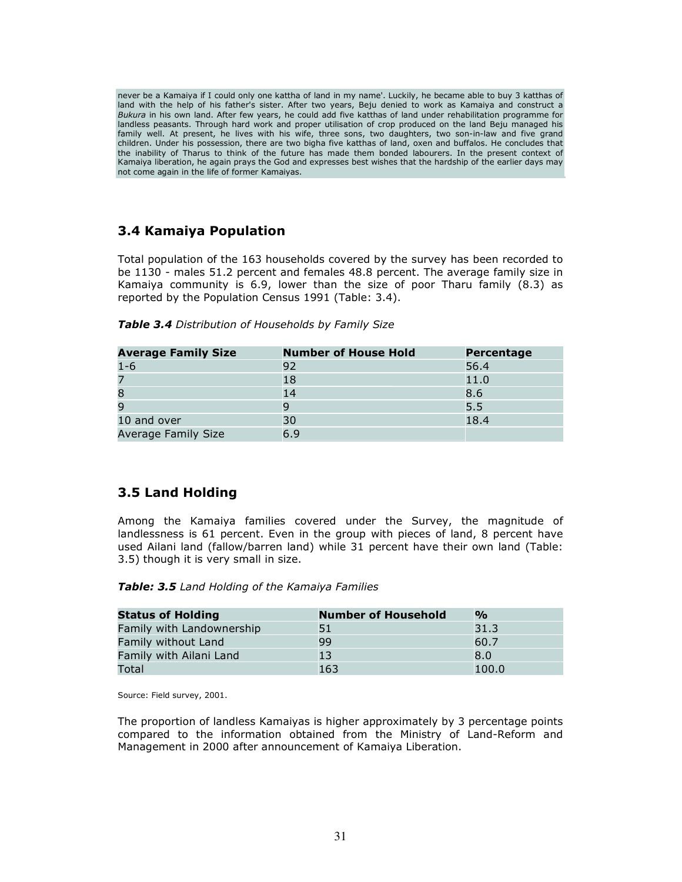never be a Kamaiya if I could only one kattha of land in my name'. Luckily, he became able to buy 3 katthas of land with the help of his father's sister. After two years, Beju denied to work as Kamaiya and construct a *Bukura* in his own land. After few years, he could add five katthas of land under rehabilitation programme for landless peasants. Through hard work and proper utilisation of crop produced on the land Beju managed his family well. At present, he lives with his wife, three sons, two daughters, two son-in-law and five grand children. Under his possession, there are two bigha five katthas of land, oxen and buffalos. He concludes that the inability of Tharus to think of the future has made them bonded labourers. In the present context of Kamaiya liberation, he again prays the God and expresses best wishes that the hardship of the earlier days may not come again in the life of former Kamaiyas.

## 3.4 Kamaiya Population

Total population of the 163 households covered by the survey has been recorded to be 1130 - males 51.2 percent and females 48.8 percent. The average family size in Kamaiya community is 6.9, lower than the size of poor Tharu family (8.3) as reported by the Population Census 1991 (Table: 3.4).

***Table 3.4*** *Distribution of Households by Family Size*

| Average Family Size | Number of House Hold | Percentage |
|---|---|---|
| 1-6 | 92 | 56.4 |
| 7 | 18 | 11.0 |
| 8 | 14 | 8.6 |
| 9 | 9 | 5.5 |
| 10 and over | 30 | 18.4 |
| Average Family Size | 6.9 | |

## 3.5 Land Holding

Among the Kamaiya families covered under the Survey, the magnitude of landlessness is 61 percent. Even in the group with pieces of land, 8 percent have used Ailani land (fallow/barren land) while 31 percent have their own land (Table: 3.5) though it is very small in size.

***Table: 3.5*** *Land Holding of the Kamaiya Families*

| Status of Holding | Number of Household | % |
|---|---|---|
| Family with Landownership | 51 | 31.3 |
| Family without Land | 99 | 60.7 |
| Family with Ailani Land | 13 | 8.0 |
| Total | 163 | 100.0 |

Source: Field survey, 2001.

The proportion of landless Kamaiyas is higher approximately by 3 percentage points compared to the information obtained from the Ministry of Land-Reform and Management in 2000 after announcement of Kamaiya Liberation.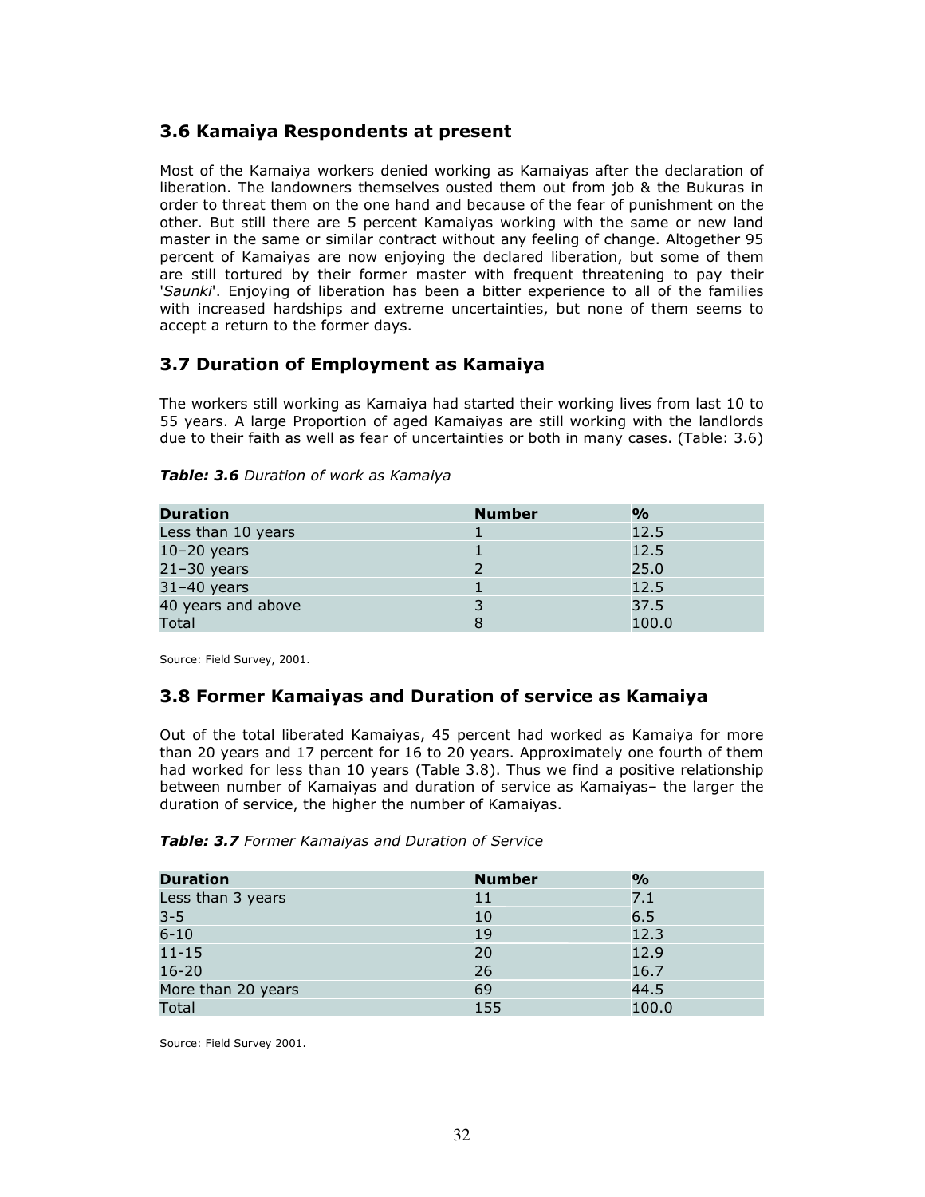## 3.6 Kamaiya Respondents at present

Most of the Kamaiya workers denied working as Kamaiyas after the declaration of liberation. The landowners themselves ousted them out from job & the Bukuras in order to threat them on the one hand and because of the fear of punishment on the other. But still there are 5 percent Kamaiyas working with the same or new land master in the same or similar contract without any feeling of change. Altogether 95 percent of Kamaiyas are now enjoying the declared liberation, but some of them are still tortured by their former master with frequent threatening to pay their '*Saunki*'. Enjoying of liberation has been a bitter experience to all of the families with increased hardships and extreme uncertainties, but none of them seems to accept a return to the former days.

## 3.7 Duration of Employment as Kamaiya

The workers still working as Kamaiya had started their working lives from last 10 to 55 years. A large Proportion of aged Kamaiyas are still working with the landlords due to their faith as well as fear of uncertainties or both in many cases. (Table: 3.6)

***Table: 3.6*** *Duration of work as Kamaiya*

| Duration | Number | % |
|---|---|---|
| Less than 10 years | 1 | 12.5 |
| 10–20 years | 1 | 12.5 |
| 21–30 years | 2 | 25.0 |
| 31–40 years | 1 | 12.5 |
| 40 years and above | 3 | 37.5 |
| Total | 8 | 100.0 |

Source: Field Survey, 2001.

## 3.8 Former Kamaiyas and Duration of service as Kamaiya

Out of the total liberated Kamaiyas, 45 percent had worked as Kamaiya for more than 20 years and 17 percent for 16 to 20 years. Approximately one fourth of them had worked for less than 10 years (Table 3.8). Thus we find a positive relationship between number of Kamaiyas and duration of service as Kamaiyas– the larger the duration of service, the higher the number of Kamaiyas.

***Table: 3.7*** *Former Kamaiyas and Duration of Service*

| Duration | Number | % |
|---|---|---|
| Less than 3 years | 11 | 7.1 |
| 3-5 | 10 | 6.5 |
| 6-10 | 19 | 12.3 |
| 11-15 | 20 | 12.9 |
| 16-20 | 26 | 16.7 |
| More than 20 years | 69 | 44.5 |
| Total | 155 | 100.0 |

Source: Field Survey 2001.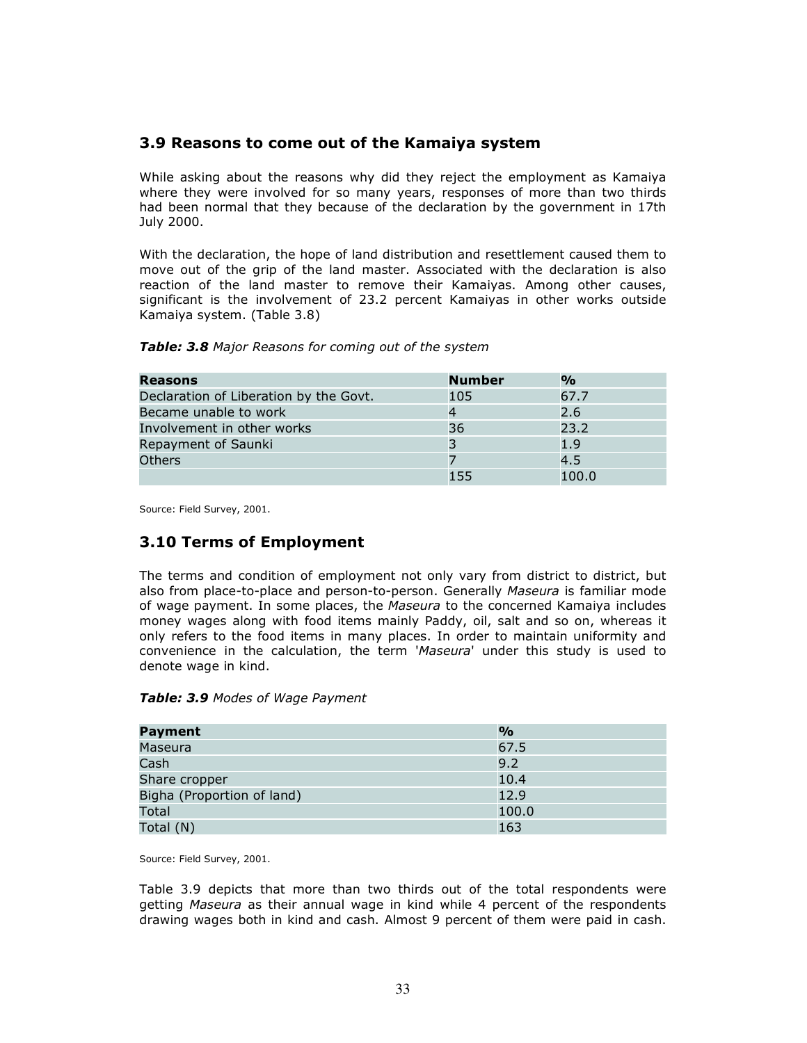## 3.9 Reasons to come out of the Kamaiya system

While asking about the reasons why did they reject the employment as Kamaiya where they were involved for so many years, responses of more than two thirds had been normal that they because of the declaration by the government in 17th July 2000.

With the declaration, the hope of land distribution and resettlement caused them to move out of the grip of the land master. Associated with the declaration is also reaction of the land master to remove their Kamaiyas. Among other causes, significant is the involvement of 23.2 percent Kamaiyas in other works outside Kamaiya system. (Table 3.8)

***Table: 3.8*** *Major Reasons for coming out of the system*

| Reasons | Number | % |
|---|---|---|
| Declaration of Liberation by the Govt. | 105 | 67.7 |
| Became unable to work | 4 | 2.6 |
| Involvement in other works | 36 | 23.2 |
| Repayment of Saunki | 3 | 1.9 |
| Others | 7 | 4.5 |
| | 155 | 100.0 |

Source: Field Survey, 2001.

## 3.10 Terms of Employment

The terms and condition of employment not only vary from district to district, but also from place-to-place and person-to-person. Generally *Maseura* is familiar mode of wage payment. In some places, the *Maseura* to the concerned Kamaiya includes money wages along with food items mainly Paddy, oil, salt and so on, whereas it only refers to the food items in many places. In order to maintain uniformity and convenience in the calculation, the term '*Maseura*' under this study is used to denote wage in kind.

***Table: 3.9*** *Modes of Wage Payment*

| Payment | % |
|---|---|
| Maseura | 67.5 |
| Cash | 9.2 |
| Share cropper | 10.4 |
| Bigha (Proportion of land) | 12.9 |
| Total | 100.0 |
| Total (N) | 163 |

Source: Field Survey, 2001.

Table 3.9 depicts that more than two thirds out of the total respondents were getting *Maseura* as their annual wage in kind while 4 percent of the respondents drawing wages both in kind and cash. Almost 9 percent of them were paid in cash.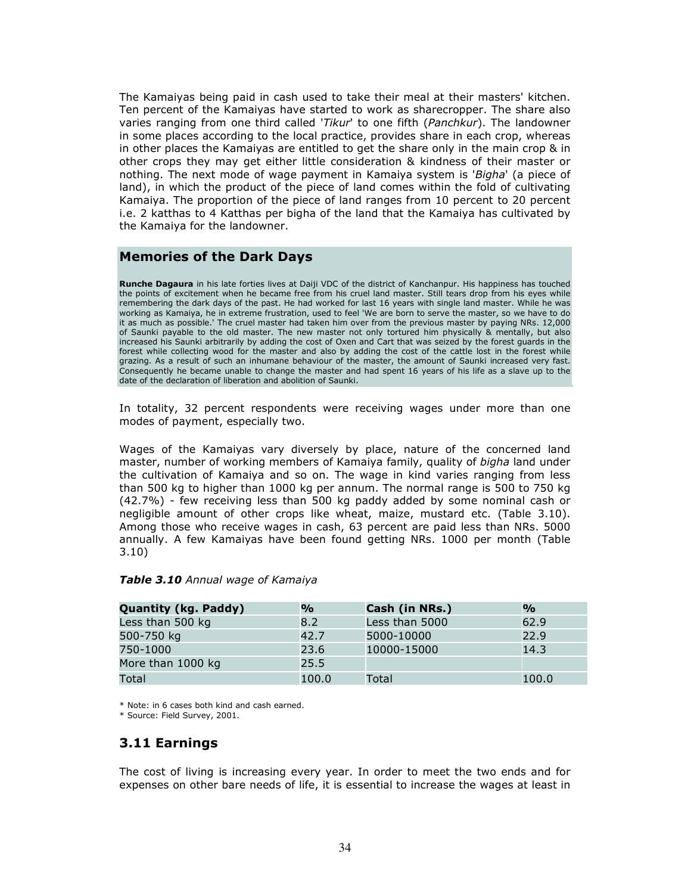The Kamaiyas being paid in cash used to take their meal at their masters' kitchen. Ten percent of the Kamaiyas have started to work as sharecropper. The share also varies ranging from one third called '*Tikur*' to one fifth (*Panchkur*). The landowner in some places according to the local practice, provides share in each crop, whereas in other places the Kamaiyas are entitled to get the share only in the main crop & in other crops they may get either little consideration & kindness of their master or nothing. The next mode of wage payment in Kamaiya system is '*Bigha*' (a piece of land), in which the product of the piece of land comes within the fold of cultivating Kamaiya. The proportion of the piece of land ranges from 10 percent to 20 percent i.e. 2 katthas to 4 Katthas per bigha of the land that the Kamaiya has cultivated by the Kamaiya for the landowner.

### Memories of the Dark Days

**Runche Dagaura** in his late forties lives at Daiji VDC of the district of Kanchanpur. His happiness has touched the points of excitement when he became free from his cruel land master. Still tears drop from his eyes while remembering the dark days of the past. He had worked for last 16 years with single land master. While he was working as Kamaiya, he in extreme frustration, used to feel 'We are born to serve the master, so we have to do it as much as possible.' The cruel master had taken him over from the previous master by paying NRs. 12,000 of Saunki payable to the old master. The new master not only tortured him physically & mentally, but also increased his Saunki arbitrarily by adding the cost of Oxen and Cart that was seized by the forest guards in the forest while collecting wood for the master and also by adding the cost of the cattle lost in the forest while grazing. As a result of such an inhumane behaviour of the master, the amount of Saunki increased very fast. Consequently he became unable to change the master and had spent 16 years of his life as a slave up to the date of the declaration of liberation and abolition of Saunki.

In totality, 32 percent respondents were receiving wages under more than one modes of payment, especially two.

Wages of the Kamaiyas vary diversely by place, nature of the concerned land master, number of working members of Kamaiya family, quality of *bigha* land under the cultivation of Kamaiya and so on. The wage in kind varies ranging from less than 500 kg to higher than 1000 kg per annum. The normal range is 500 to 750 kg (42.7%) - few receiving less than 500 kg paddy added by some nominal cash or negligible amount of other crops like wheat, maize, mustard etc. (Table 3.10). Among those who receive wages in cash, 63 percent are paid less than NRs. 5000 annually. A few Kamaiyas have been found getting NRs. 1000 per month (Table 3.10)

***Table 3.10*** *Annual wage of Kamaiya*

| Quantity (kg. Paddy) | % | Cash (in NRs.) | % |
|---|---|---|---|
| Less than 500 kg | 8.2 | Less than 5000 | 62.9 |
| 500-750 kg | 42.7 | 5000-10000 | 22.9 |
| 750-1000 | 23.6 | 10000-15000 | 14.3 |
| More than 1000 kg | 25.5 | | |
| Total | 100.0 | Total | 100.0 |

\* Note: in 6 cases both kind and cash earned.
\* Source: Field Survey, 2001.

## 3.11 Earnings

The cost of living is increasing every year. In order to meet the two ends and for expenses on other bare needs of life, it is essential to increase the wages at least in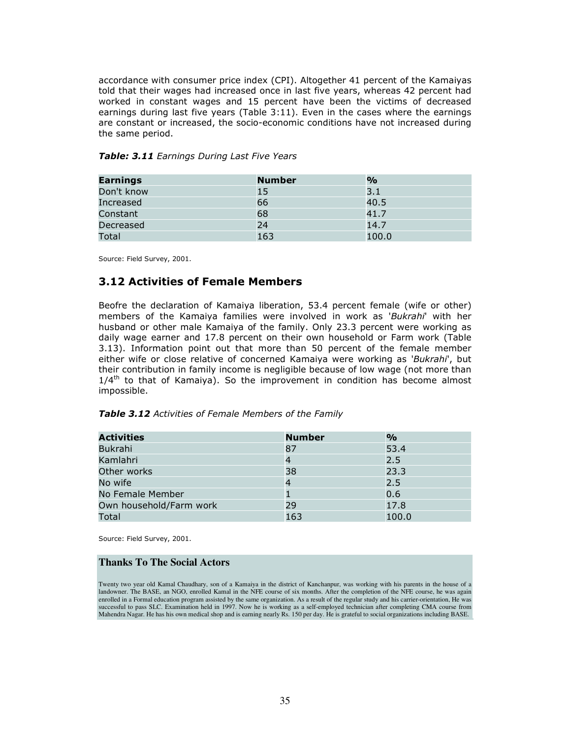accordance with consumer price index (CPI). Altogether 41 percent of the Kamaiyas told that their wages had increased once in last five years, whereas 42 percent had worked in constant wages and 15 percent have been the victims of decreased earnings during last five years (Table 3:11). Even in the cases where the earnings are constant or increased, the socio-economic conditions have not increased during the same period.

***Table: 3.11** Earnings During Last Five Years*

| **Earnings** | **Number** | **%** |
|---|---|---|
| Don't know | 15 | 3.1 |
| Increased | 66 | 40.5 |
| Constant | 68 | 41.7 |
| Decreased | 24 | 14.7 |
| Total | 163 | 100.0 |

Source: Field Survey, 2001.

## 3.12 Activities of Female Members

Beofre the declaration of Kamaiya liberation, 53.4 percent female (wife or other) members of the Kamaiya families were involved in work as '*Bukrahi*' with her husband or other male Kamaiya of the family. Only 23.3 percent were working as daily wage earner and 17.8 percent on their own household or Farm work (Table 3.13). Information point out that more than 50 percent of the female member either wife or close relative of concerned Kamaiya were working as '*Bukrahi*', but their contribution in family income is negligible because of low wage (not more than $1/4^{th}$ to that of Kamaiya). So the improvement in condition has become almost impossible.

***Table 3.12** Activities of Female Members of the Family*

| **Activities** | **Number** | **%** |
|---|---|---|
| Bukrahi | 87 | 53.4 |
| Kamlahri | 4 | 2.5 |
| Other works | 38 | 23.3 |
| No wife | 4 | 2.5 |
| No Female Member | 1 | 0.6 |
| Own household/Farm work | 29 | 17.8 |
| Total | 163 | 100.0 |

Source: Field Survey, 2001.

### Thanks To The Social Actors

Twenty two year old Kamal Chaudhary, son of a Kamaiya in the district of Kanchanpur, was working with his parents in the house of a landowner. The BASE, an NGO, enrolled Kamal in the NFE course of six months. After the completion of the NFE course, he was again enrolled in a Formal education program assisted by the same organization. As a result of the regular study and his carrier-orientation, He was successful to pass SLC. Examination held in 1997. Now he is working as a self-employed technician after completing CMA course from Mahendra Nagar. He has his own medical shop and is earning nearly Rs. 150 per day. He is grateful to social organizations including BASE.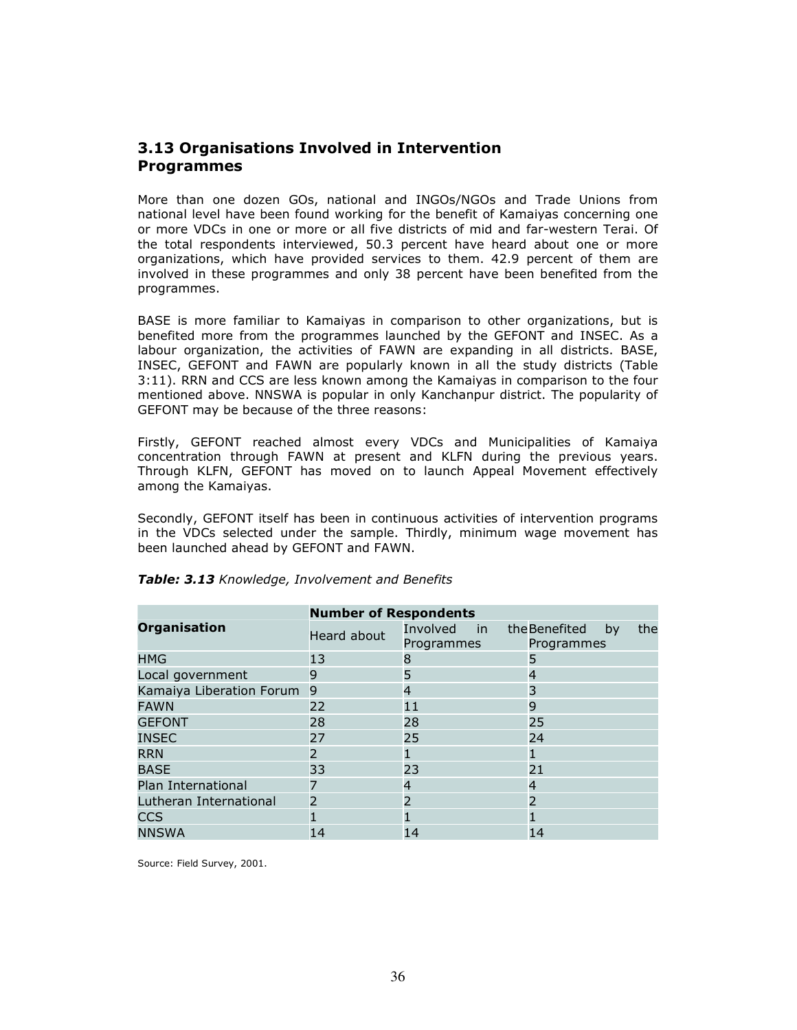## 3.13 Organisations Involved in Intervention Programmes

More than one dozen GOs, national and INGOs/NGOs and Trade Unions from national level have been found working for the benefit of Kamaiyas concerning one or more VDCs in one or more or all five districts of mid and far-western Terai. Of the total respondents interviewed, 50.3 percent have heard about one or more organizations, which have provided services to them. 42.9 percent of them are involved in these programmes and only 38 percent have been benefited from the programmes.

BASE is more familiar to Kamaiyas in comparison to other organizations, but is benefited more from the programmes launched by the GEFONT and INSEC. As a labour organization, the activities of FAWN are expanding in all districts. BASE, INSEC, GEFONT and FAWN are popularly known in all the study districts (Table 3:11). RRN and CCS are less known among the Kamaiyas in comparison to the four mentioned above. NNSWA is popular in only Kanchanpur district. The popularity of GEFONT may be because of the three reasons:

Firstly, GEFONT reached almost every VDCs and Municipalities of Kamaiya concentration through FAWN at present and KLFN during the previous years. Through KLFN, GEFONT has moved on to launch Appeal Movement effectively among the Kamaiyas.

Secondly, GEFONT itself has been in continuous activities of intervention programs in the VDCs selected under the sample. Thirdly, minimum wage movement has been launched ahead by GEFONT and FAWN.

***Table: 3.13*** *Knowledge, Involvement and Benefits*

| Organisation | Number of Respondents | | |
|---|---|---|---|
| | Heard about | Involved in the Programmes | Benefited by the Programmes |
| HMG | 13 | 8 | 5 |
| Local government | 9 | 5 | 4 |
| Kamaiya Liberation Forum | 9 | 4 | 3 |
| FAWN | 22 | 11 | 9 |
| GEFONT | 28 | 28 | 25 |
| INSEC | 27 | 25 | 24 |
| RRN | 2 | 1 | 1 |
| BASE | 33 | 23 | 21 |
| Plan International | 7 | 4 | 4 |
| Lutheran International | 2 | 2 | 2 |
| CCS | 1 | 1 | 1 |
| NNSWA | 14 | 14 | 14 |

Source: Field Survey, 2001.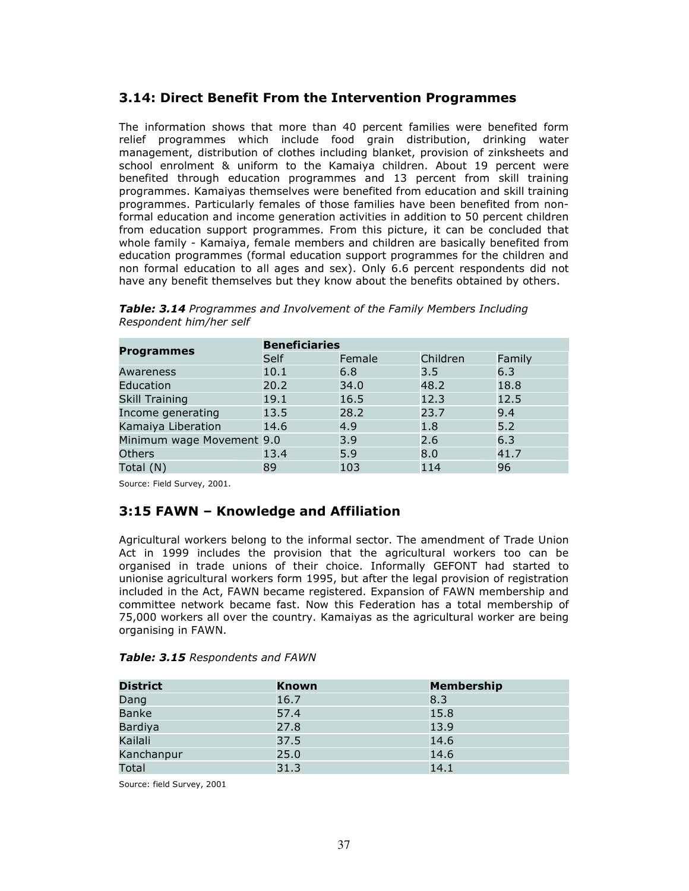## 3.14: Direct Benefit From the Intervention Programmes

The information shows that more than 40 percent families were benefited form relief programmes which include food grain distribution, drinking water management, distribution of clothes including blanket, provision of zinksheets and school enrolment & uniform to the Kamaiya children. About 19 percent were benefited through education programmes and 13 percent from skill training programmes. Kamaiyas themselves were benefited from education and skill training programmes. Particularly females of those families have been benefited from non-formal education and income generation activities in addition to 50 percent children from education support programmes. From this picture, it can be concluded that whole family - Kamaiya, female members and children are basically benefited from education programmes (formal education support programmes for the children and non formal education to all ages and sex). Only 6.6 percent respondents did not have any benefit themselves but they know about the benefits obtained by others.

***Table: 3.14*** *Programmes and Involvement of the Family Members Including Respondent him/her self*

| Programmes | Beneficiaries | | | |
|---|---|---|---|---|
| | Self | Female | Children | Family |
| Awareness | 10.1 | 6.8 | 3.5 | 6.3 |
| Education | 20.2 | 34.0 | 48.2 | 18.8 |
| Skill Training | 19.1 | 16.5 | 12.3 | 12.5 |
| Income generating | 13.5 | 28.2 | 23.7 | 9.4 |
| Kamaiya Liberation | 14.6 | 4.9 | 1.8 | 5.2 |
| Minimum wage Movement | 9.0 | 3.9 | 2.6 | 6.3 |
| Others | 13.4 | 5.9 | 8.0 | 41.7 |
| Total (N) | 89 | 103 | 114 | 96 |

Source: Field Survey, 2001.

## 3:15 FAWN – Knowledge and Affiliation

Agricultural workers belong to the informal sector. The amendment of Trade Union Act in 1999 includes the provision that the agricultural workers too can be organised in trade unions of their choice. Informally GEFONT had started to unionise agricultural workers form 1995, but after the legal provision of registration included in the Act, FAWN became registered. Expansion of FAWN membership and committee network became fast. Now this Federation has a total membership of 75,000 workers all over the country. Kamaiyas as the agricultural worker are being organising in FAWN.

***Table: 3.15*** *Respondents and FAWN*

| District | Known | Membership |
|---|---|---|
| Dang | 16.7 | 8.3 |
| Banke | 57.4 | 15.8 |
| Bardiya | 27.8 | 13.9 |
| Kailali | 37.5 | 14.6 |
| Kanchanpur | 25.0 | 14.6 |
| Total | 31.3 | 14.1 |

Source: field Survey, 2001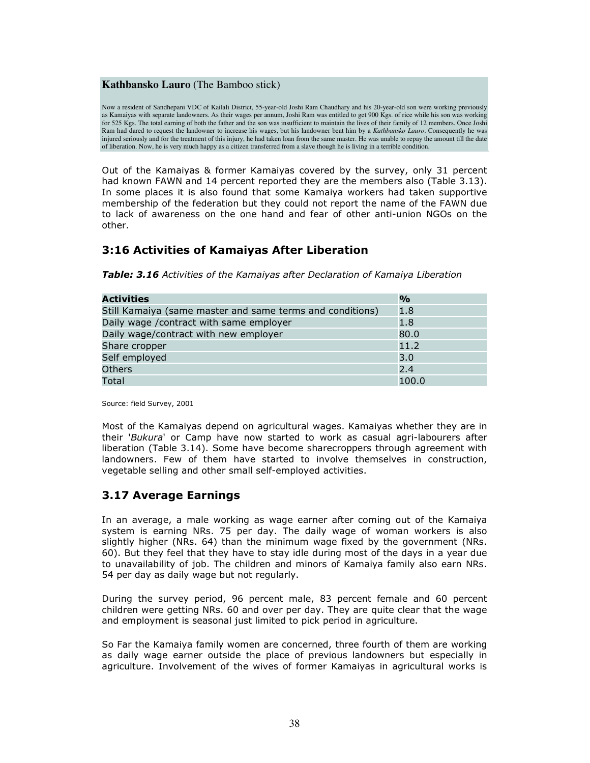**Kathbansko Lauro** (The Bamboo stick)

Now a resident of Sandhepani VDC of Kailali District, 55-year-old Joshi Ram Chaudhary and his 20-year-old son were working previously as Kamaiyas with separate landowners. As their wages per annum, Joshi Ram was entitled to get 900 Kgs. of rice while his son was working for 525 Kgs. The total earning of both the father and the son was insufficient to maintain the lives of their family of 12 members. Once Joshi Ram had dared to request the landowner to increase his wages, but his landowner beat him by a *Kathbansko Lauro*. Consequently he was injured seriously and for the treatment of this injury, he had taken loan from the same master. He was unable to repay the amount till the date of liberation. Now, he is very much happy as a citizen transferred from a slave though he is living in a terrible condition.

Out of the Kamaiyas & former Kamaiyas covered by the survey, only 31 percent had known FAWN and 14 percent reported they are the members also (Table 3.13). In some places it is also found that some Kamaiya workers had taken supportive membership of the federation but they could not report the name of the FAWN due to lack of awareness on the one hand and fear of other anti-union NGOs on the other.

## 3:16 Activities of Kamaiyas After Liberation

***Table: 3.16*** *Activities of the Kamaiyas after Declaration of Kamaiya Liberation*

| Activities | % |
|---|---|
| Still Kamaiya (same master and same terms and conditions) | 1.8 |
| Daily wage /contract with same employer | 1.8 |
| Daily wage/contract with new employer | 80.0 |
| Share cropper | 11.2 |
| Self employed | 3.0 |
| Others | 2.4 |
| Total | 100.0 |

Source: field Survey, 2001

Most of the Kamaiyas depend on agricultural wages. Kamaiyas whether they are in their '*Bukura*' or Camp have now started to work as casual agri-labourers after liberation (Table 3.14). Some have become sharecroppers through agreement with landowners. Few of them have started to involve themselves in construction, vegetable selling and other small self-employed activities.

## 3.17 Average Earnings

In an average, a male working as wage earner after coming out of the Kamaiya system is earning NRs. 75 per day. The daily wage of woman workers is also slightly higher (NRs. 64) than the minimum wage fixed by the government (NRs. 60). But they feel that they have to stay idle during most of the days in a year due to unavailability of job. The children and minors of Kamaiya family also earn NRs. 54 per day as daily wage but not regularly.

During the survey period, 96 percent male, 83 percent female and 60 percent children were getting NRs. 60 and over per day. They are quite clear that the wage and employment is seasonal just limited to pick period in agriculture.

So Far the Kamaiya family women are concerned, three fourth of them are working as daily wage earner outside the place of previous landowners but especially in agriculture. Involvement of the wives of former Kamaiyas in agricultural works is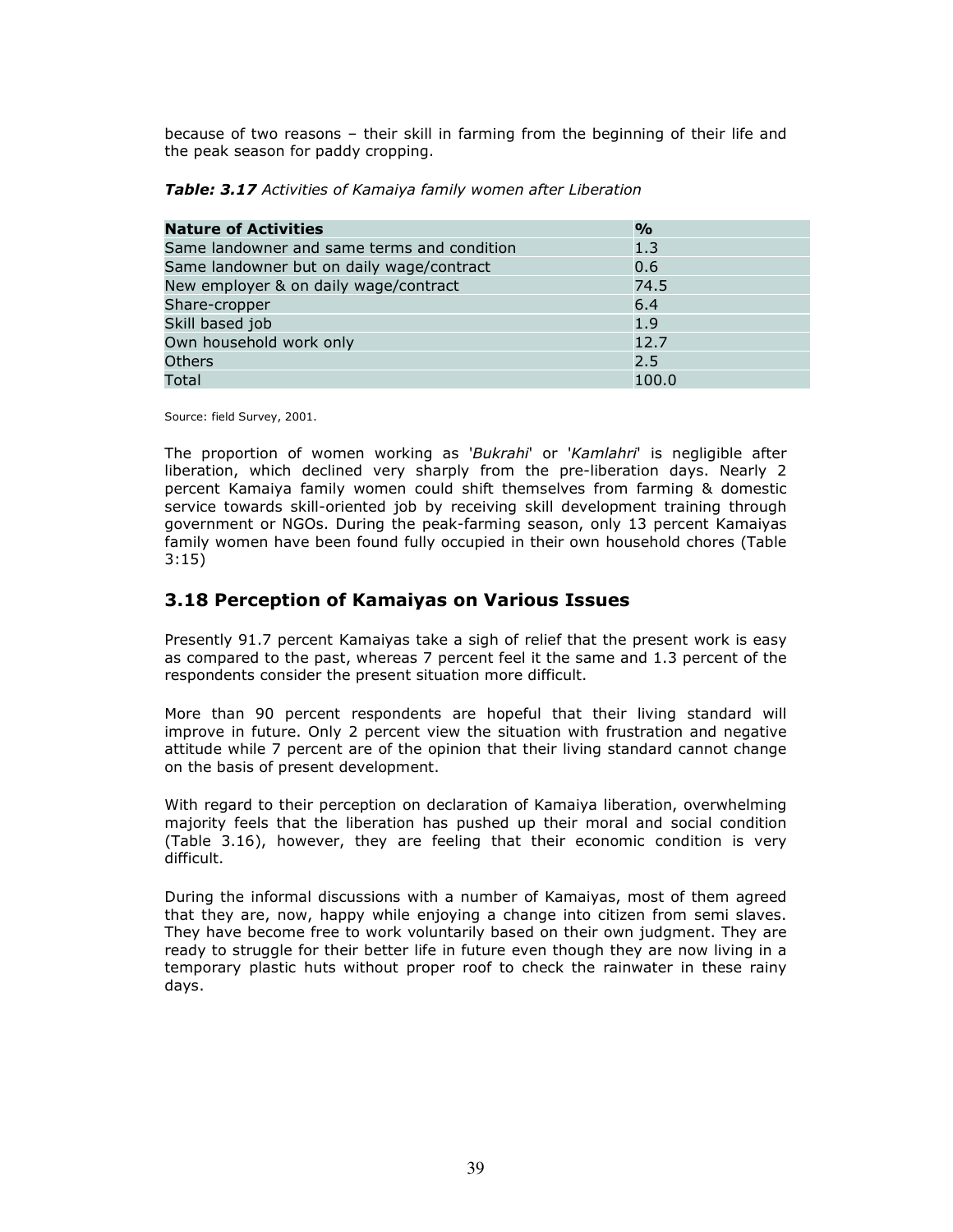because of two reasons – their skill in farming from the beginning of their life and the peak season for paddy cropping.

***Table: 3.17*** *Activities of Kamaiya family women after Liberation*

| **Nature of Activities** | **%** |
|---|---|
| Same landowner and same terms and condition | 1.3 |
| Same landowner but on daily wage/contract | 0.6 |
| New employer & on daily wage/contract | 74.5 |
| Share-cropper | 6.4 |
| Skill based job | 1.9 |
| Own household work only | 12.7 |
| Others | 2.5 |
| Total | 100.0 |

Source: field Survey, 2001.

The proportion of women working as '*Bukrahi*' or '*Kamlahri*' is negligible after liberation, which declined very sharply from the pre-liberation days. Nearly 2 percent Kamaiya family women could shift themselves from farming & domestic service towards skill-oriented job by receiving skill development training through government or NGOs. During the peak-farming season, only 13 percent Kamaiyas family women have been found fully occupied in their own household chores (Table 3:15)

## 3.18 Perception of Kamaiyas on Various Issues

Presently 91.7 percent Kamaiyas take a sigh of relief that the present work is easy as compared to the past, whereas 7 percent feel it the same and 1.3 percent of the respondents consider the present situation more difficult.

More than 90 percent respondents are hopeful that their living standard will improve in future. Only 2 percent view the situation with frustration and negative attitude while 7 percent are of the opinion that their living standard cannot change on the basis of present development.

With regard to their perception on declaration of Kamaiya liberation, overwhelming majority feels that the liberation has pushed up their moral and social condition (Table 3.16), however, they are feeling that their economic condition is very difficult.

During the informal discussions with a number of Kamaiyas, most of them agreed that they are, now, happy while enjoying a change into citizen from semi slaves. They have become free to work voluntarily based on their own judgment. They are ready to struggle for their better life in future even though they are now living in a temporary plastic huts without proper roof to check the rainwater in these rainy days.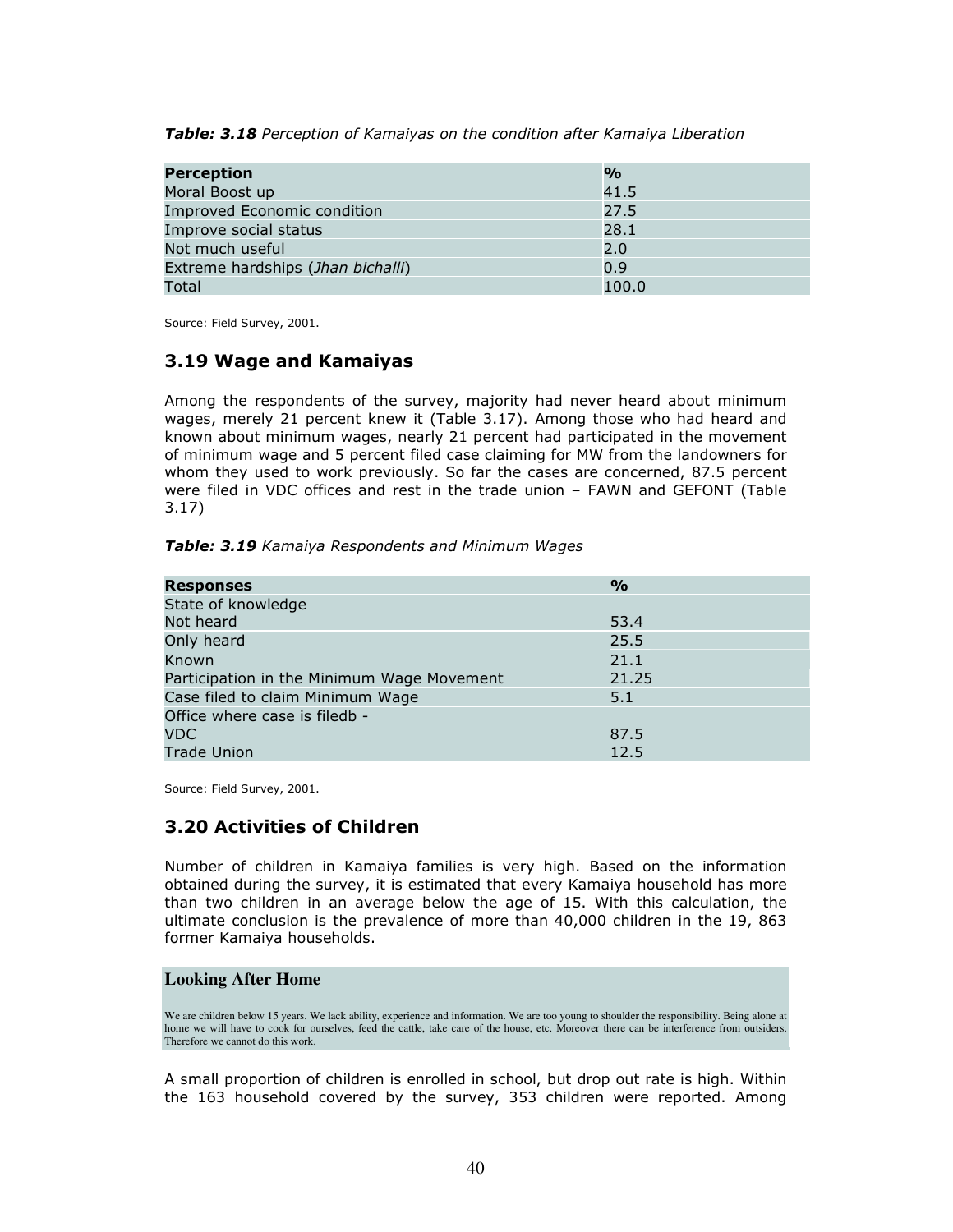***Table: 3.18*** *Perception of Kamaiyas on the condition after Kamaiya Liberation*

| **Perception** | **%** |
|---|---|
| Moral Boost up | 41.5 |
| Improved Economic condition | 27.5 |
| Improve social status | 28.1 |
| Not much useful | 2.0 |
| Extreme hardships (*Jhan bichalli*) | 0.9 |
| Total | 100.0 |

Source: Field Survey, 2001.

## 3.19 Wage and Kamaiyas

Among the respondents of the survey, majority had never heard about minimum wages, merely 21 percent knew it (Table 3.17). Among those who had heard and known about minimum wages, nearly 21 percent had participated in the movement of minimum wage and 5 percent filed case claiming for MW from the landowners for whom they used to work previously. So far the cases are concerned, 87.5 percent were filed in VDC offices and rest in the trade union – FAWN and GEFONT (Table 3.17)

***Table: 3.19*** *Kamaiya Respondents and Minimum Wages*

| **Responses** | **%** |
|---|---|
| State of knowledge | |
| Not heard | 53.4 |
| Only heard | 25.5 |
| Known | 21.1 |
| Participation in the Minimum Wage Movement | 21.25 |
| Case filed to claim Minimum Wage | 5.1 |
| Office where case is filedb - | |
| VDC | 87.5 |
| Trade Union | 12.5 |

Source: Field Survey, 2001.

## 3.20 Activities of Children

Number of children in Kamaiya families is very high. Based on the information obtained during the survey, it is estimated that every Kamaiya household has more than two children in an average below the age of 15. With this calculation, the ultimate conclusion is the prevalence of more than 40,000 children in the 19, 863 former Kamaiya households.

**Looking After Home**

We are children below 15 years. We lack ability, experience and information. We are too young to shoulder the responsibility. Being alone at home we will have to cook for ourselves, feed the cattle, take care of the house, etc. Moreover there can be interference from outsiders. Therefore we cannot do this work.

A small proportion of children is enrolled in school, but drop out rate is high. Within the 163 household covered by the survey, 353 children were reported. Among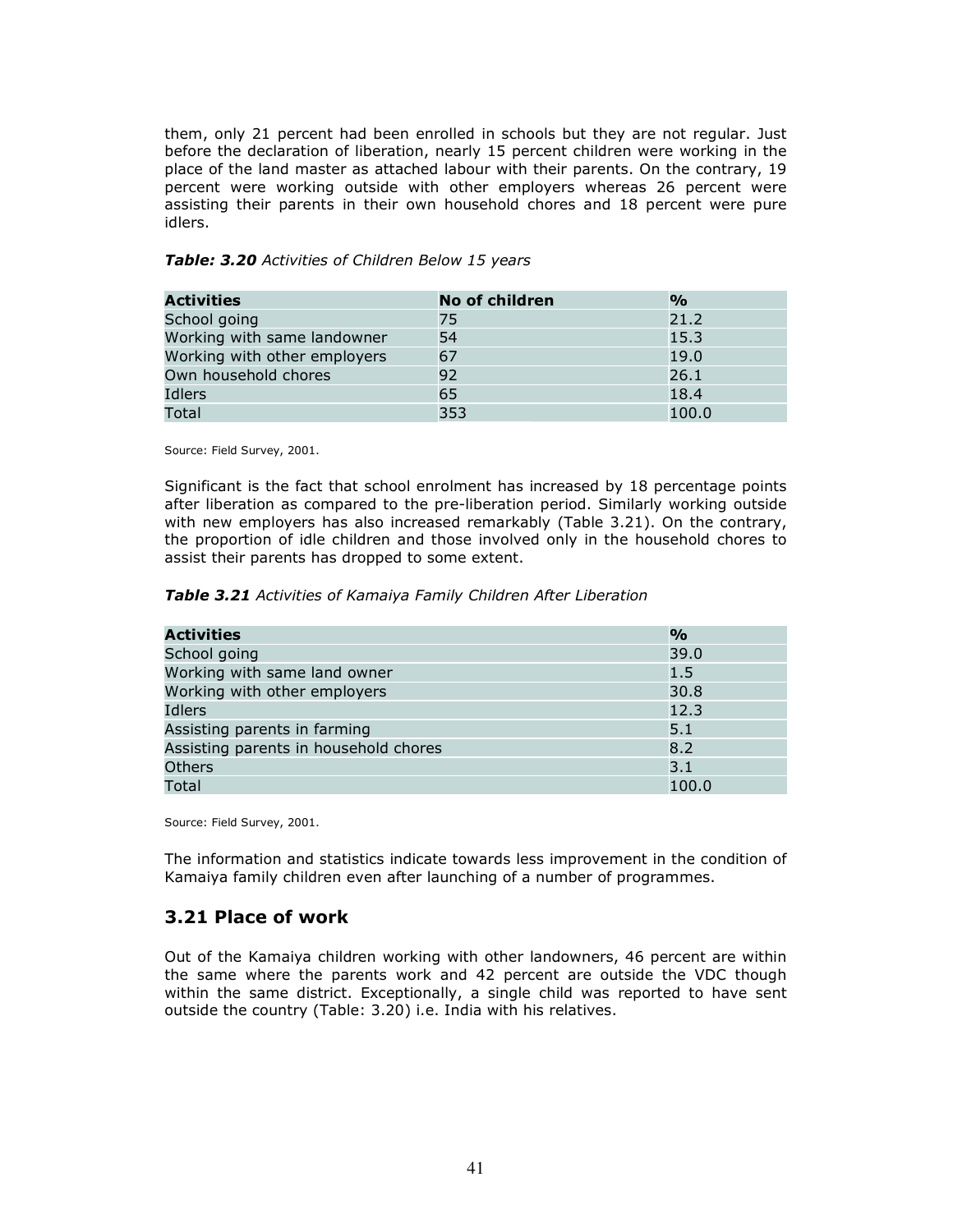them, only 21 percent had been enrolled in schools but they are not regular. Just before the declaration of liberation, nearly 15 percent children were working in the place of the land master as attached labour with their parents. On the contrary, 19 percent were working outside with other employers whereas 26 percent were assisting their parents in their own household chores and 18 percent were pure idlers.

***Table: 3.20*** *Activities of Children Below 15 years*

| Activities | No of children | % |
|---|---|---|
| School going | 75 | 21.2 |
| Working with same landowner | 54 | 15.3 |
| Working with other employers | 67 | 19.0 |
| Own household chores | 92 | 26.1 |
| Idlers | 65 | 18.4 |
| Total | 353 | 100.0 |

Source: Field Survey, 2001.

Significant is the fact that school enrolment has increased by 18 percentage points after liberation as compared to the pre-liberation period. Similarly working outside with new employers has also increased remarkably (Table 3.21). On the contrary, the proportion of idle children and those involved only in the household chores to assist their parents has dropped to some extent.

***Table 3.21*** *Activities of Kamaiya Family Children After Liberation*

| Activities | % |
|---|---|
| School going | 39.0 |
| Working with same land owner | 1.5 |
| Working with other employers | 30.8 |
| Idlers | 12.3 |
| Assisting parents in farming | 5.1 |
| Assisting parents in household chores | 8.2 |
| Others | 3.1 |
| Total | 100.0 |

Source: Field Survey, 2001.

The information and statistics indicate towards less improvement in the condition of Kamaiya family children even after launching of a number of programmes.

## 3.21 Place of work

Out of the Kamaiya children working with other landowners, 46 percent are within the same where the parents work and 42 percent are outside the VDC though within the same district. Exceptionally, a single child was reported to have sent outside the country (Table: 3.20) i.e. India with his relatives.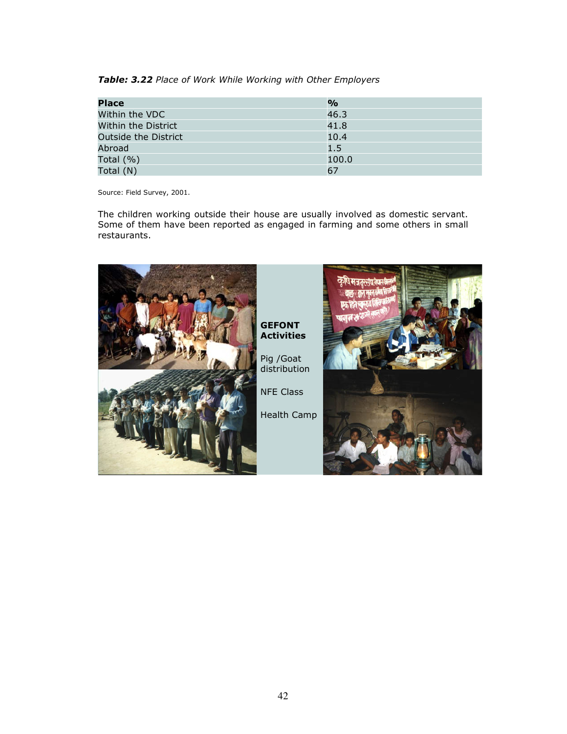***Table: 3.22*** *Place of Work While Working with Other Employers*

| Place | % |
|---|---|
| Within the VDC | 46.3 |
| Within the District | 41.8 |
| Outside the District | 10.4 |
| Abroad | 1.5 |
| Total (%) | 100.0 |
| Total (N) | 67 |

Source: Field Survey, 2001.

The children working outside their house are usually involved as domestic servant. Some of them have been reported as engaged in farming and some others in small restaurants.

**GEFONT Activities**

Pig /Goat distribution

NFE Class

Health Camp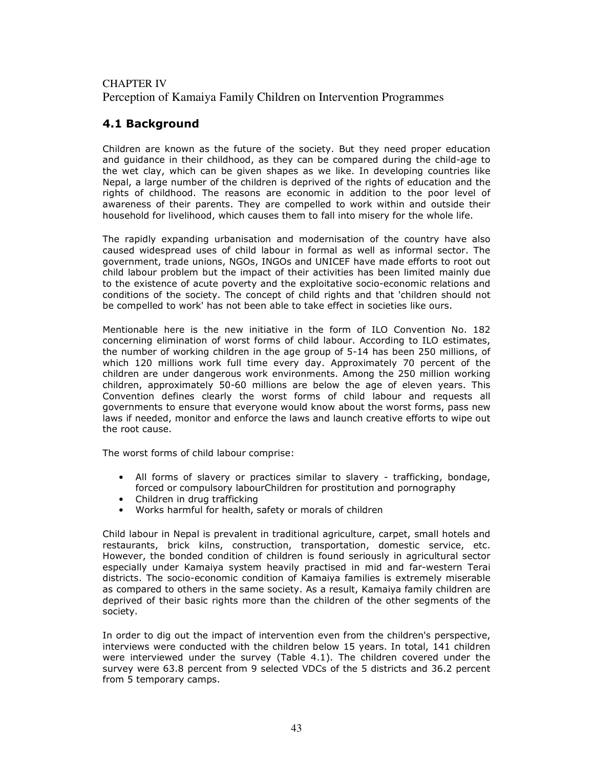CHAPTER IV

# Perception of Kamaiya Family Children on Intervention Programmes

## 4.1 Background

Children are known as the future of the society. But they need proper education and guidance in their childhood, as they can be compared during the child-age to the wet clay, which can be given shapes as we like. In developing countries like Nepal, a large number of the children is deprived of the rights of education and the rights of childhood. The reasons are economic in addition to the poor level of awareness of their parents. They are compelled to work within and outside their household for livelihood, which causes them to fall into misery for the whole life.

The rapidly expanding urbanisation and modernisation of the country have also caused widespread uses of child labour in formal as well as informal sector. The government, trade unions, NGOs, INGOs and UNICEF have made efforts to root out child labour problem but the impact of their activities has been limited mainly due to the existence of acute poverty and the exploitative socio-economic relations and conditions of the society. The concept of child rights and that 'children should not be compelled to work' has not been able to take effect in societies like ours.

Mentionable here is the new initiative in the form of ILO Convention No. 182 concerning elimination of worst forms of child labour. According to ILO estimates, the number of working children in the age group of 5-14 has been 250 millions, of which 120 millions work full time every day. Approximately 70 percent of the children are under dangerous work environments. Among the 250 million working children, approximately 50-60 millions are below the age of eleven years. This Convention defines clearly the worst forms of child labour and requests all governments to ensure that everyone would know about the worst forms, pass new laws if needed, monitor and enforce the laws and launch creative efforts to wipe out the root cause.

The worst forms of child labour comprise:

- All forms of slavery or practices similar to slavery - trafficking, bondage, forced or compulsory labourChildren for prostitution and pornography
- Children in drug trafficking
- Works harmful for health, safety or morals of children

Child labour in Nepal is prevalent in traditional agriculture, carpet, small hotels and restaurants, brick kilns, construction, transportation, domestic service, etc. However, the bonded condition of children is found seriously in agricultural sector especially under Kamaiya system heavily practised in mid and far-western Terai districts. The socio-economic condition of Kamaiya families is extremely miserable as compared to others in the same society. As a result, Kamaiya family children are deprived of their basic rights more than the children of the other segments of the society.

In order to dig out the impact of intervention even from the children's perspective, interviews were conducted with the children below 15 years. In total, 141 children were interviewed under the survey (Table 4.1). The children covered under the survey were 63.8 percent from 9 selected VDCs of the 5 districts and 36.2 percent from 5 temporary camps.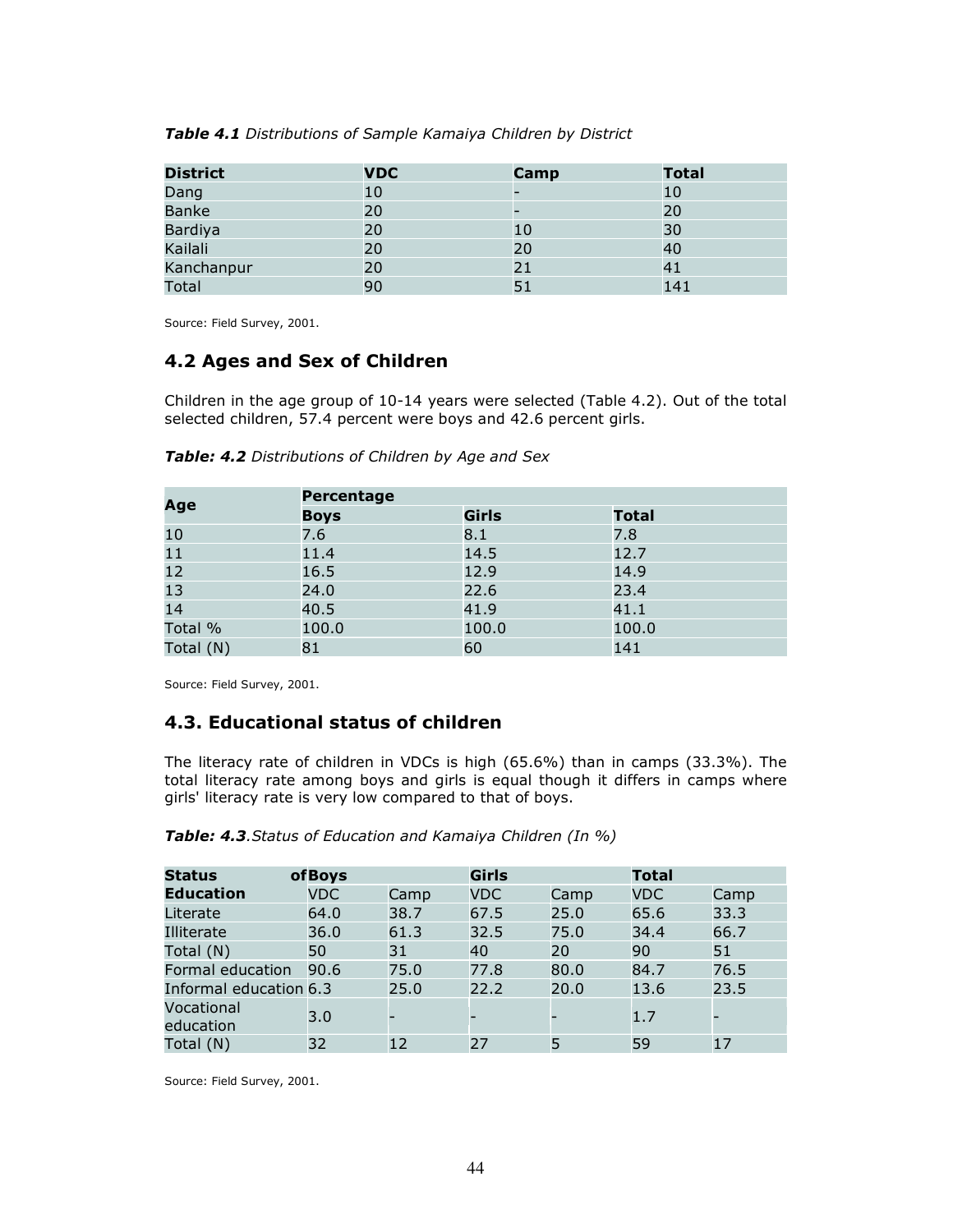***Table 4.1*** *Distributions of Sample Kamaiya Children by District*

| **District** | **VDC** | **Camp** | **Total** |
|---|---|---|---|
| Dang | 10 | - | 10 |
| Banke | 20 | - | 20 |
| Bardiya | 20 | 10 | 30 |
| Kailali | 20 | 20 | 40 |
| Kanchanpur | 20 | 21 | 41 |
| Total | 90 | 51 | 141 |

Source: Field Survey, 2001.

## 4.2 Ages and Sex of Children

Children in the age group of 10-14 years were selected (Table 4.2). Out of the total selected children, 57.4 percent were boys and 42.6 percent girls.

***Table: 4.2*** *Distributions of Children by Age and Sex*

| **Age** | **Percentage** | | |
|---|---|---|---|
| | **Boys** | **Girls** | **Total** |
| 10 | 7.6 | 8.1 | 7.8 |
| 11 | 11.4 | 14.5 | 12.7 |
| 12 | 16.5 | 12.9 | 14.9 |
| 13 | 24.0 | 22.6 | 23.4 |
| 14 | 40.5 | 41.9 | 41.1 |
| Total % | 100.0 | 100.0 | 100.0 |
| Total (N) | 81 | 60 | 141 |

Source: Field Survey, 2001.

## 4.3. Educational status of children

The literacy rate of children in VDCs is high (65.6%) than in camps (33.3%). The total literacy rate among boys and girls is equal though it differs in camps where girls' literacy rate is very low compared to that of boys.

***Table: 4.3****.Status of Education and Kamaiya Children (In %)*

| **Status of Education** | **Boys** | | **Girls** | | **Total** | |
|---|---|---|---|---|---|---|
| | VDC | Camp | VDC | Camp | VDC | Camp |
| Literate | 64.0 | 38.7 | 67.5 | 25.0 | 65.6 | 33.3 |
| Illiterate | 36.0 | 61.3 | 32.5 | 75.0 | 34.4 | 66.7 |
| Total (N) | 50 | 31 | 40 | 20 | 90 | 51 |
| Formal education | 90.6 | 75.0 | 77.8 | 80.0 | 84.7 | 76.5 |
| Informal education | 6.3 | 25.0 | 22.2 | 20.0 | 13.6 | 23.5 |
| Vocational education | 3.0 | - | - | - | 1.7 | - |
| Total (N) | 32 | 12 | 27 | 5 | 59 | 17 |

Source: Field Survey, 2001.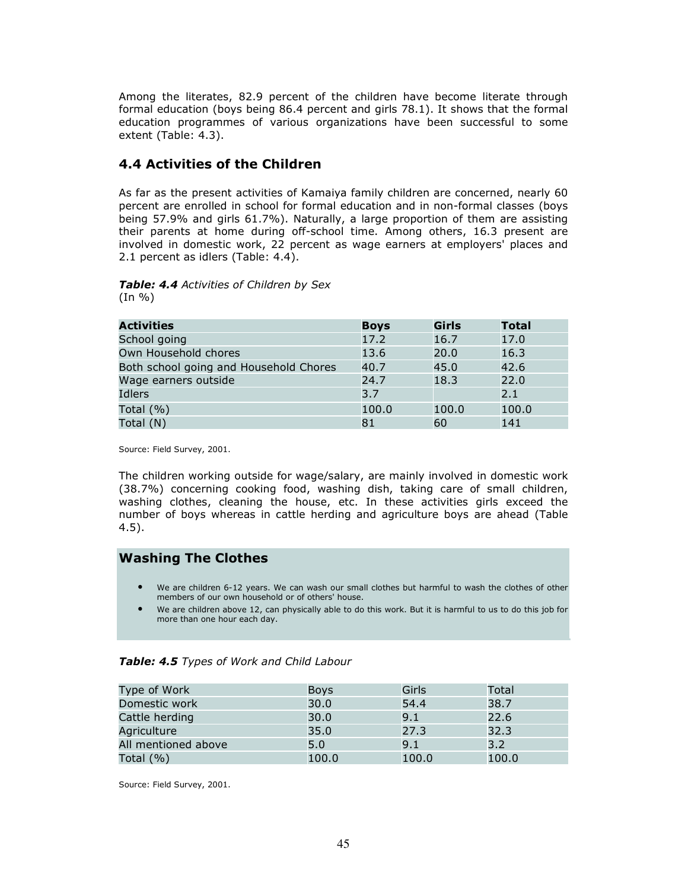Among the literates, 82.9 percent of the children have become literate through formal education (boys being 86.4 percent and girls 78.1). It shows that the formal education programmes of various organizations have been successful to some extent (Table: 4.3).

## 4.4 Activities of the Children

As far as the present activities of Kamaiya family children are concerned, nearly 60 percent are enrolled in school for formal education and in non-formal classes (boys being 57.9% and girls 61.7%). Naturally, a large proportion of them are assisting their parents at home during off-school time. Among others, 16.3 present are involved in domestic work, 22 percent as wage earners at employers' places and 2.1 percent as idlers (Table: 4.4).

***Table: 4.4*** *Activities of Children by Sex*
(In %)

| Activities | Boys | Girls | Total |
|---|---|---|---|
| School going | 17.2 | 16.7 | 17.0 |
| Own Household chores | 13.6 | 20.0 | 16.3 |
| Both school going and Household Chores | 40.7 | 45.0 | 42.6 |
| Wage earners outside | 24.7 | 18.3 | 22.0 |
| Idlers | 3.7 | | 2.1 |
| Total (%) | 100.0 | 100.0 | 100.0 |
| Total (N) | 81 | 60 | 141 |

Source: Field Survey, 2001.

The children working outside for wage/salary, are mainly involved in domestic work (38.7%) concerning cooking food, washing dish, taking care of small children, washing clothes, cleaning the house, etc. In these activities girls exceed the number of boys whereas in cattle herding and agriculture boys are ahead (Table 4.5).

### Washing The Clothes

- We are children 6-12 years. We can wash our small clothes but harmful to wash the clothes of other members of our own household or of others' house.
- We are children above 12, can physically able to do this work. But it is harmful to us to do this job for more than one hour each day.

***Table: 4.5*** *Types of Work and Child Labour*

| Type of Work | Boys | Girls | Total |
|---|---|---|---|
| Domestic work | 30.0 | 54.4 | 38.7 |
| Cattle herding | 30.0 | 9.1 | 22.6 |
| Agriculture | 35.0 | 27.3 | 32.3 |
| All mentioned above | 5.0 | 9.1 | 3.2 |
| Total (%) | 100.0 | 100.0 | 100.0 |

Source: Field Survey, 2001.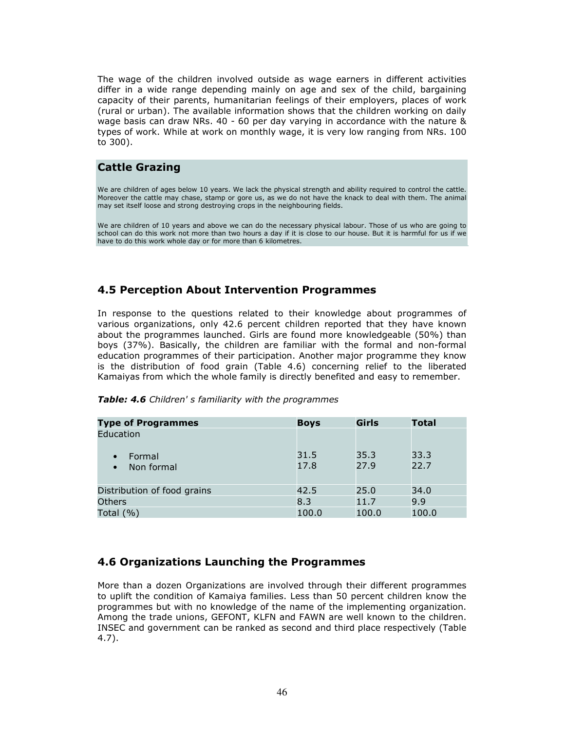The wage of the children involved outside as wage earners in different activities differ in a wide range depending mainly on age and sex of the child, bargaining capacity of their parents, humanitarian feelings of their employers, places of work (rural or urban). The available information shows that the children working on daily wage basis can draw NRs. 40 - 60 per day varying in accordance with the nature & types of work. While at work on monthly wage, it is very low ranging from NRs. 100 to 300).

**Cattle Grazing**

We are children of ages below 10 years. We lack the physical strength and ability required to control the cattle. Moreover the cattle may chase, stamp or gore us, as we do not have the knack to deal with them. The animal may set itself loose and strong destroying crops in the neighbouring fields.

We are children of 10 years and above we can do the necessary physical labour. Those of us who are going to school can do this work not more than two hours a day if it is close to our house. But it is harmful for us if we have to do this work whole day or for more than 6 kilometres.

## 4.5 Perception About Intervention Programmes

In response to the questions related to their knowledge about programmes of various organizations, only 42.6 percent children reported that they have known about the programmes launched. Girls are found more knowledgeable (50%) than boys (37%). Basically, the children are familiar with the formal and non-formal education programmes of their participation. Another major programme they know is the distribution of food grain (Table 4.6) concerning relief to the liberated Kamaiyas from which the whole family is directly benefited and easy to remember.

***Table: 4.6*** *Children' s familiarity with the programmes*

| Type of Programmes | Boys | Girls | Total |
|---|---|---|---|
| Education | | | |
| • Formal | 31.5 | 35.3 | 33.3 |
| • Non formal | 17.8 | 27.9 | 22.7 |
| Distribution of food grains | 42.5 | 25.0 | 34.0 |
| Others | 8.3 | 11.7 | 9.9 |
| Total (%) | 100.0 | 100.0 | 100.0 |

## 4.6 Organizations Launching the Programmes

More than a dozen Organizations are involved through their different programmes to uplift the condition of Kamaiya families. Less than 50 percent children know the programmes but with no knowledge of the name of the implementing organization. Among the trade unions, GEFONT, KLFN and FAWN are well known to the children. INSEC and government can be ranked as second and third place respectively (Table 4.7).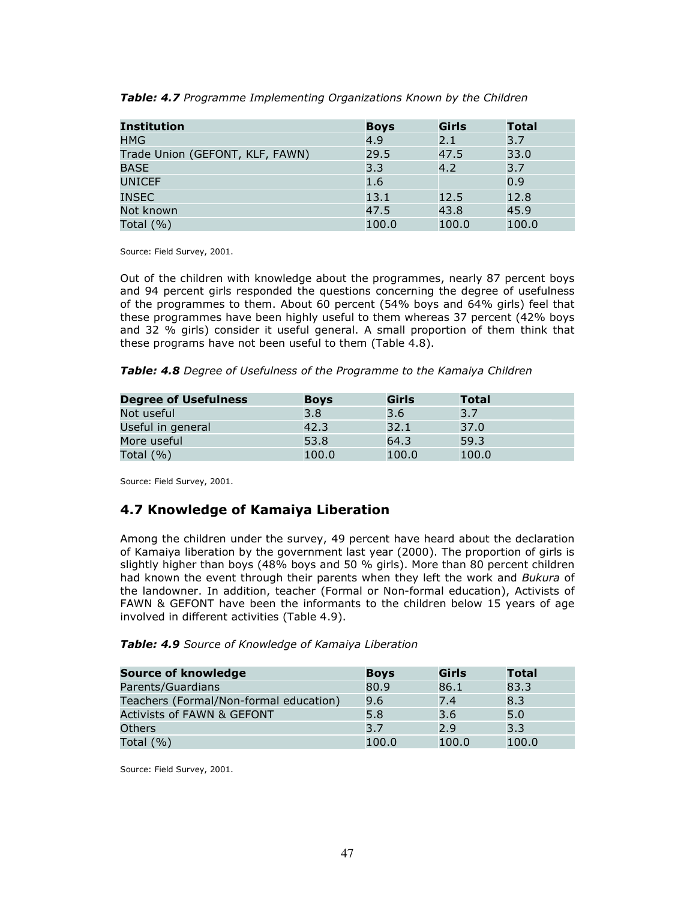***Table: 4.7*** *Programme Implementing Organizations Known by the Children*

| Institution | Boys | Girls | Total |
|---|---|---|---|
| HMG | 4.9 | 2.1 | 3.7 |
| Trade Union (GEFONT, KLF, FAWN) | 29.5 | 47.5 | 33.0 |
| BASE | 3.3 | 4.2 | 3.7 |
| UNICEF | 1.6 | | 0.9 |
| INSEC | 13.1 | 12.5 | 12.8 |
| Not known | 47.5 | 43.8 | 45.9 |
| Total (%) | 100.0 | 100.0 | 100.0 |

Source: Field Survey, 2001.

Out of the children with knowledge about the programmes, nearly 87 percent boys and 94 percent girls responded the questions concerning the degree of usefulness of the programmes to them. About 60 percent (54% boys and 64% girls) feel that these programmes have been highly useful to them whereas 37 percent (42% boys and 32 % girls) consider it useful general. A small proportion of them think that these programs have not been useful to them (Table 4.8).

***Table: 4.8*** *Degree of Usefulness of the Programme to the Kamaiya Children*

| Degree of Usefulness | Boys | Girls | Total |
|---|---|---|---|
| Not useful | 3.8 | 3.6 | 3.7 |
| Useful in general | 42.3 | 32.1 | 37.0 |
| More useful | 53.8 | 64.3 | 59.3 |
| Total (%) | 100.0 | 100.0 | 100.0 |

Source: Field Survey, 2001.

## 4.7 Knowledge of Kamaiya Liberation

Among the children under the survey, 49 percent have heard about the declaration of Kamaiya liberation by the government last year (2000). The proportion of girls is slightly higher than boys (48% boys and 50 % girls). More than 80 percent children had known the event through their parents when they left the work and *Bukura* of the landowner. In addition, teacher (Formal or Non-formal education), Activists of FAWN & GEFONT have been the informants to the children below 15 years of age involved in different activities (Table 4.9).

***Table: 4.9*** *Source of Knowledge of Kamaiya Liberation*

| Source of knowledge | Boys | Girls | Total |
|---|---|---|---|
| Parents/Guardians | 80.9 | 86.1 | 83.3 |
| Teachers (Formal/Non-formal education) | 9.6 | 7.4 | 8.3 |
| Activists of FAWN & GEFONT | 5.8 | 3.6 | 5.0 |
| Others | 3.7 | 2.9 | 3.3 |
| Total (%) | 100.0 | 100.0 | 100.0 |

Source: Field Survey, 2001.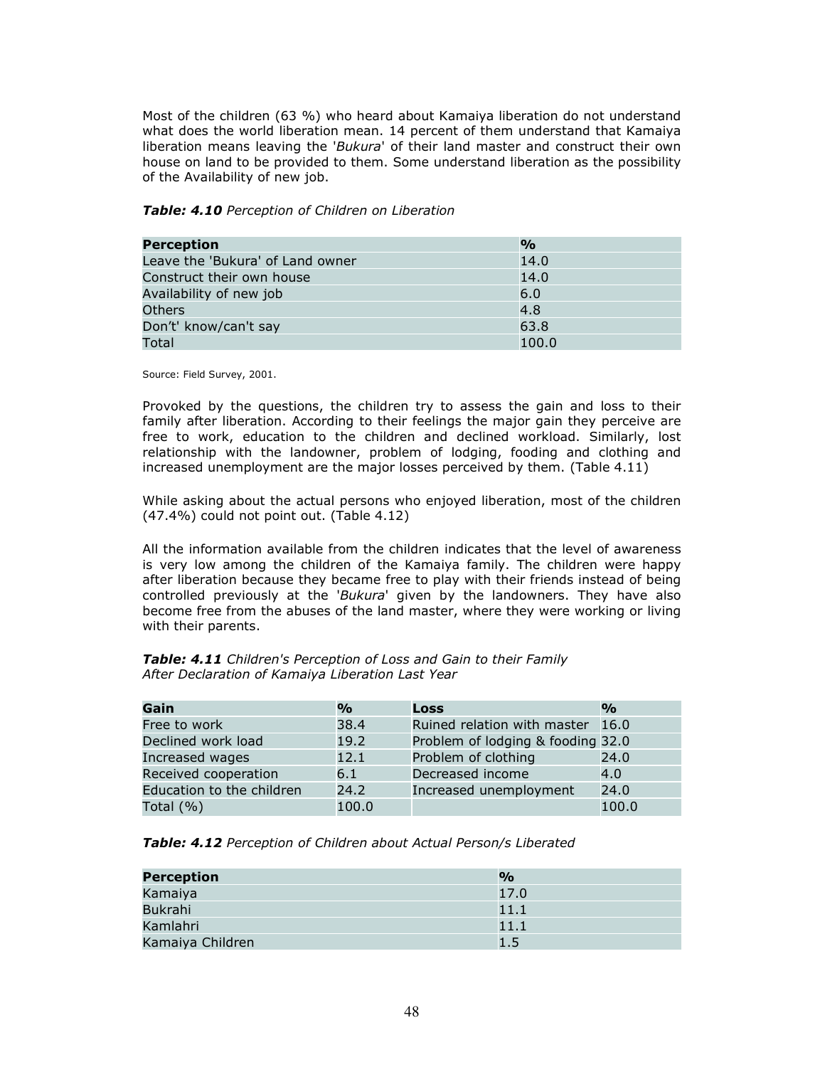Most of the children (63 %) who heard about Kamaiya liberation do not understand what does the world liberation mean. 14 percent of them understand that Kamaiya liberation means leaving the '*Bukura*' of their land master and construct their own house on land to be provided to them. Some understand liberation as the possibility of the Availability of new job.

***Table: 4.10*** *Perception of Children on Liberation*

| Perception | % |
|---|---|
| Leave the 'Bukura' of Land owner | 14.0 |
| Construct their own house | 14.0 |
| Availability of new job | 6.0 |
| Others | 4.8 |
| Don't' know/can't say | 63.8 |
| Total | 100.0 |

Source: Field Survey, 2001.

Provoked by the questions, the children try to assess the gain and loss to their family after liberation. According to their feelings the major gain they perceive are free to work, education to the children and declined workload. Similarly, lost relationship with the landowner, problem of lodging, fooding and clothing and increased unemployment are the major losses perceived by them. (Table 4.11)

While asking about the actual persons who enjoyed liberation, most of the children (47.4%) could not point out. (Table 4.12)

All the information available from the children indicates that the level of awareness is very low among the children of the Kamaiya family. The children were happy after liberation because they became free to play with their friends instead of being controlled previously at the '*Bukura*' given by the landowners. They have also become free from the abuses of the land master, where they were working or living with their parents.

***Table: 4.11*** *Children's Perception of Loss and Gain to their Family After Declaration of Kamaiya Liberation Last Year*

| Gain | % | Loss | % |
|---|---|---|---|
| Free to work | 38.4 | Ruined relation with master | 16.0 |
| Declined work load | 19.2 | Problem of lodging & fooding | 32.0 |
| Increased wages | 12.1 | Problem of clothing | 24.0 |
| Received cooperation | 6.1 | Decreased income | 4.0 |
| Education to the children | 24.2 | Increased unemployment | 24.0 |
| Total (%) | 100.0 | | 100.0 |

***Table: 4.12*** *Perception of Children about Actual Person/s Liberated*

| Perception | % |
|---|---|
| Kamaiya | 17.0 |
| Bukrahi | 11.1 |
| Kamlahri | 11.1 |
| Kamaiya Children | 1.5 |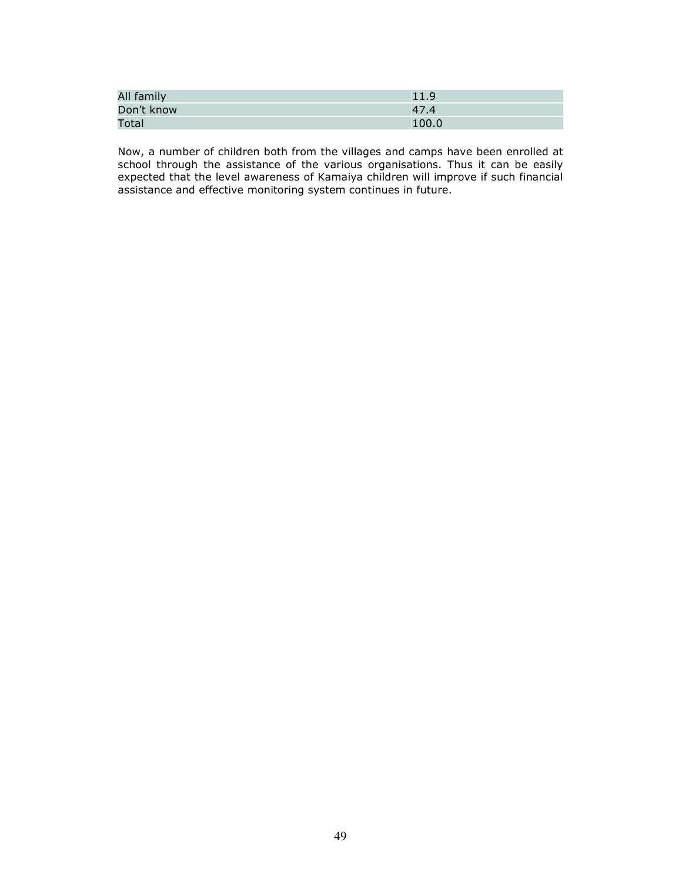| | |
|---|---|
| All family | 11.9 |
| Don't know | 47.4 |
| Total | 100.0 |

Now, a number of children both from the villages and camps have been enrolled at school through the assistance of the various organisations. Thus it can be easily expected that the level awareness of Kamaiya children will improve if such financial assistance and effective monitoring system continues in future.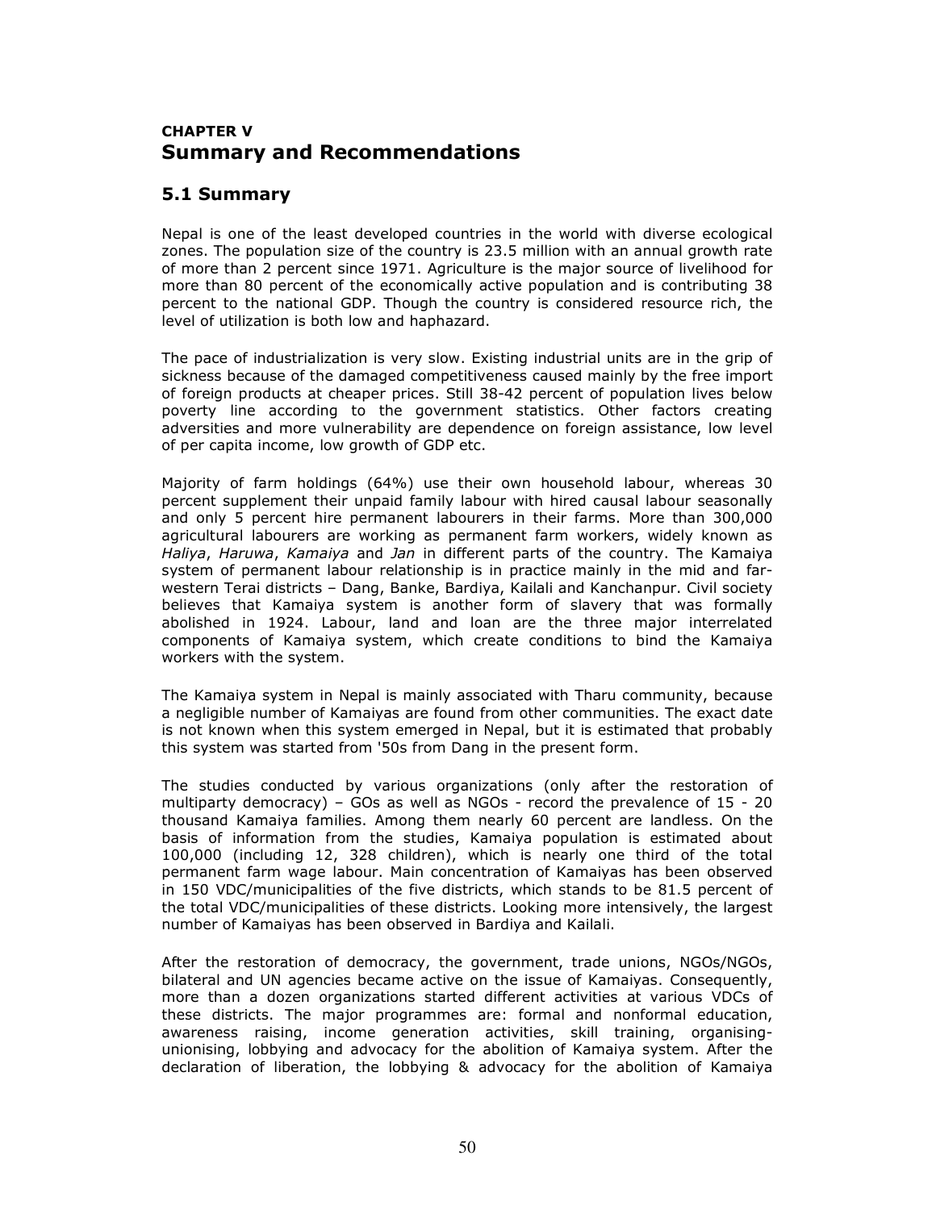# CHAPTER V
# Summary and Recommendations

## 5.1 Summary

Nepal is one of the least developed countries in the world with diverse ecological zones. The population size of the country is 23.5 million with an annual growth rate of more than 2 percent since 1971. Agriculture is the major source of livelihood for more than 80 percent of the economically active population and is contributing 38 percent to the national GDP. Though the country is considered resource rich, the level of utilization is both low and haphazard.

The pace of industrialization is very slow. Existing industrial units are in the grip of sickness because of the damaged competitiveness caused mainly by the free import of foreign products at cheaper prices. Still 38-42 percent of population lives below poverty line according to the government statistics. Other factors creating adversities and more vulnerability are dependence on foreign assistance, low level of per capita income, low growth of GDP etc.

Majority of farm holdings (64%) use their own household labour, whereas 30 percent supplement their unpaid family labour with hired causal labour seasonally and only 5 percent hire permanent labourers in their farms. More than 300,000 agricultural labourers are working as permanent farm workers, widely known as *Haliya*, *Haruwa*, *Kamaiya* and *Jan* in different parts of the country. The Kamaiya system of permanent labour relationship is in practice mainly in the mid and far-western Terai districts – Dang, Banke, Bardiya, Kailali and Kanchanpur. Civil society believes that Kamaiya system is another form of slavery that was formally abolished in 1924. Labour, land and loan are the three major interrelated components of Kamaiya system, which create conditions to bind the Kamaiya workers with the system.

The Kamaiya system in Nepal is mainly associated with Tharu community, because a negligible number of Kamaiyas are found from other communities. The exact date is not known when this system emerged in Nepal, but it is estimated that probably this system was started from '50s from Dang in the present form.

The studies conducted by various organizations (only after the restoration of multiparty democracy) – GOs as well as NGOs - record the prevalence of 15 - 20 thousand Kamaiya families. Among them nearly 60 percent are landless. On the basis of information from the studies, Kamaiya population is estimated about 100,000 (including 12, 328 children), which is nearly one third of the total permanent farm wage labour. Main concentration of Kamaiyas has been observed in 150 VDC/municipalities of the five districts, which stands to be 81.5 percent of the total VDC/municipalities of these districts. Looking more intensively, the largest number of Kamaiyas has been observed in Bardiya and Kailali.

After the restoration of democracy, the government, trade unions, NGOs/NGOs, bilateral and UN agencies became active on the issue of Kamaiyas. Consequently, more than a dozen organizations started different activities at various VDCs of these districts. The major programmes are: formal and nonformal education, awareness raising, income generation activities, skill training, organising-unionising, lobbying and advocacy for the abolition of Kamaiya system. After the declaration of liberation, the lobbying & advocacy for the abolition of Kamaiya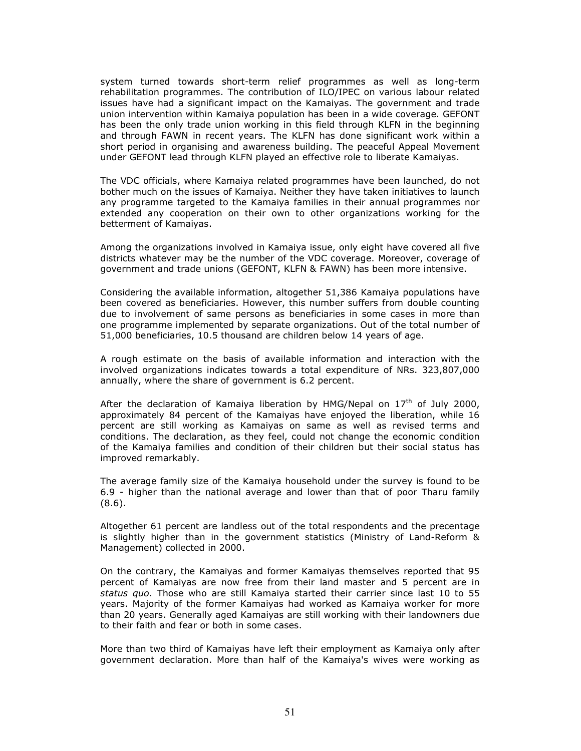system turned towards short-term relief programmes as well as long-term rehabilitation programmes. The contribution of ILO/IPEC on various labour related issues have had a significant impact on the Kamaiyas. The government and trade union intervention within Kamaiya population has been in a wide coverage. GEFONT has been the only trade union working in this field through KLFN in the beginning and through FAWN in recent years. The KLFN has done significant work within a short period in organising and awareness building. The peaceful Appeal Movement under GEFONT lead through KLFN played an effective role to liberate Kamaiyas.

The VDC officials, where Kamaiya related programmes have been launched, do not bother much on the issues of Kamaiya. Neither they have taken initiatives to launch any programme targeted to the Kamaiya families in their annual programmes nor extended any cooperation on their own to other organizations working for the betterment of Kamaiyas.

Among the organizations involved in Kamaiya issue, only eight have covered all five districts whatever may be the number of the VDC coverage. Moreover, coverage of government and trade unions (GEFONT, KLFN & FAWN) has been more intensive.

Considering the available information, altogether 51,386 Kamaiya populations have been covered as beneficiaries. However, this number suffers from double counting due to involvement of same persons as beneficiaries in some cases in more than one programme implemented by separate organizations. Out of the total number of 51,000 beneficiaries, 10.5 thousand are children below 14 years of age.

A rough estimate on the basis of available information and interaction with the involved organizations indicates towards a total expenditure of NRs. 323,807,000 annually, where the share of government is 6.2 percent.

After the declaration of Kamaiya liberation by HMG/Nepal on 17th of July 2000, approximately 84 percent of the Kamaiyas have enjoyed the liberation, while 16 percent are still working as Kamaiyas on same as well as revised terms and conditions. The declaration, as they feel, could not change the economic condition of the Kamaiya families and condition of their children but their social status has improved remarkably.

The average family size of the Kamaiya household under the survey is found to be 6.9 - higher than the national average and lower than that of poor Tharu family (8.6).

Altogether 61 percent are landless out of the total respondents and the precentage is slightly higher than in the government statistics (Ministry of Land-Reform & Management) collected in 2000.

On the contrary, the Kamaiyas and former Kamaiyas themselves reported that 95 percent of Kamaiyas are now free from their land master and 5 percent are in *status quo*. Those who are still Kamaiya started their carrier since last 10 to 55 years. Majority of the former Kamaiyas had worked as Kamaiya worker for more than 20 years. Generally aged Kamaiyas are still working with their landowners due to their faith and fear or both in some cases.

More than two third of Kamaiyas have left their employment as Kamaiya only after government declaration. More than half of the Kamaiya's wives were working as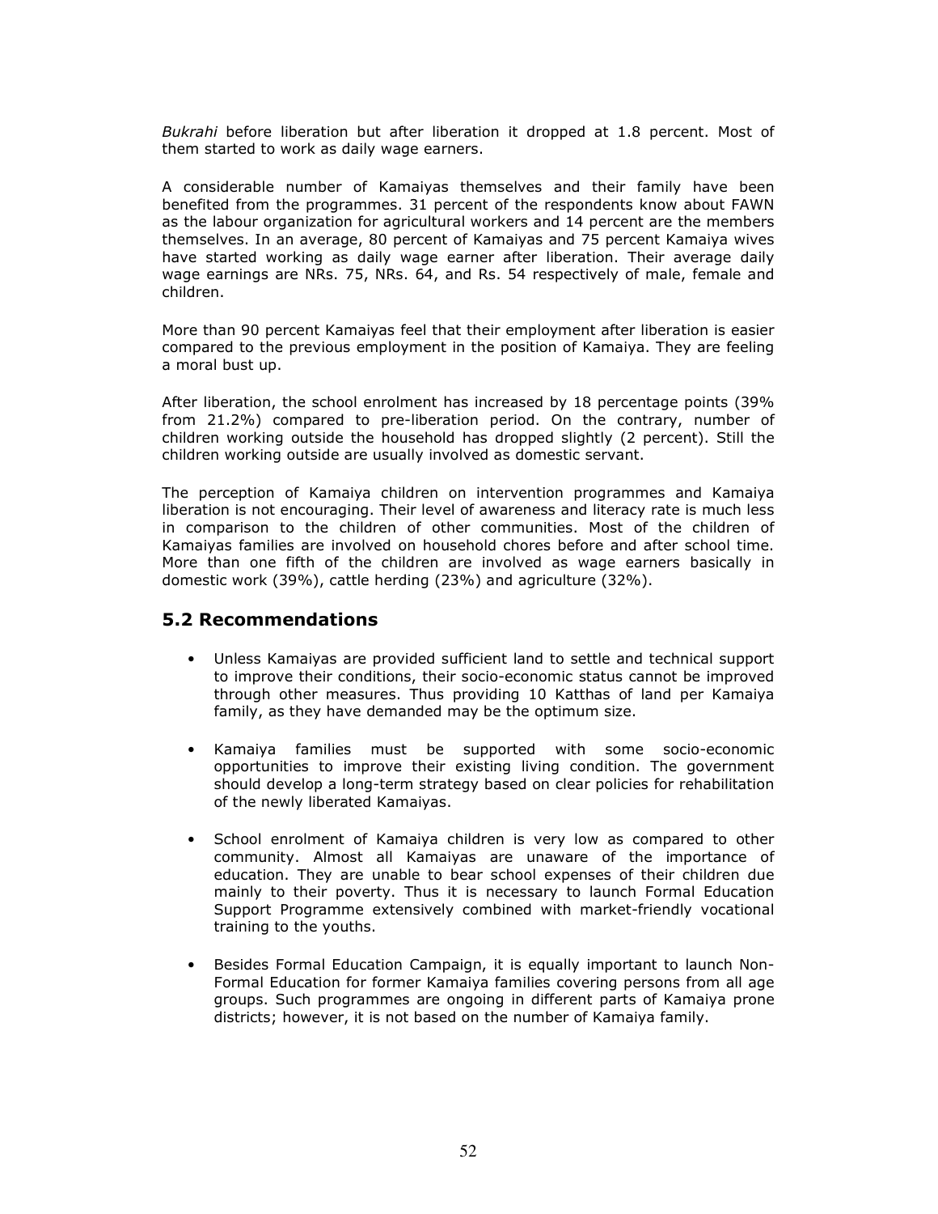*Bukrahi* before liberation but after liberation it dropped at 1.8 percent. Most of them started to work as daily wage earners.

A considerable number of Kamaiyas themselves and their family have been benefited from the programmes. 31 percent of the respondents know about FAWN as the labour organization for agricultural workers and 14 percent are the members themselves. In an average, 80 percent of Kamaiyas and 75 percent Kamaiya wives have started working as daily wage earner after liberation. Their average daily wage earnings are NRs. 75, NRs. 64, and Rs. 54 respectively of male, female and children.

More than 90 percent Kamaiyas feel that their employment after liberation is easier compared to the previous employment in the position of Kamaiya. They are feeling a moral bust up.

After liberation, the school enrolment has increased by 18 percentage points (39% from 21.2%) compared to pre-liberation period. On the contrary, number of children working outside the household has dropped slightly (2 percent). Still the children working outside are usually involved as domestic servant.

The perception of Kamaiya children on intervention programmes and Kamaiya liberation is not encouraging. Their level of awareness and literacy rate is much less in comparison to the children of other communities. Most of the children of Kamaiyas families are involved on household chores before and after school time. More than one fifth of the children are involved as wage earners basically in domestic work (39%), cattle herding (23%) and agriculture (32%).

## 5.2 Recommendations

- Unless Kamaiyas are provided sufficient land to settle and technical support to improve their conditions, their socio-economic status cannot be improved through other measures. Thus providing 10 Katthas of land per Kamaiya family, as they have demanded may be the optimum size.

- Kamaiya families must be supported with some socio-economic opportunities to improve their existing living condition. The government should develop a long-term strategy based on clear policies for rehabilitation of the newly liberated Kamaiyas.

- School enrolment of Kamaiya children is very low as compared to other community. Almost all Kamaiyas are unaware of the importance of education. They are unable to bear school expenses of their children due mainly to their poverty. Thus it is necessary to launch Formal Education Support Programme extensively combined with market-friendly vocational training to the youths.

- Besides Formal Education Campaign, it is equally important to launch Non-Formal Education for former Kamaiya families covering persons from all age groups. Such programmes are ongoing in different parts of Kamaiya prone districts; however, it is not based on the number of Kamaiya family.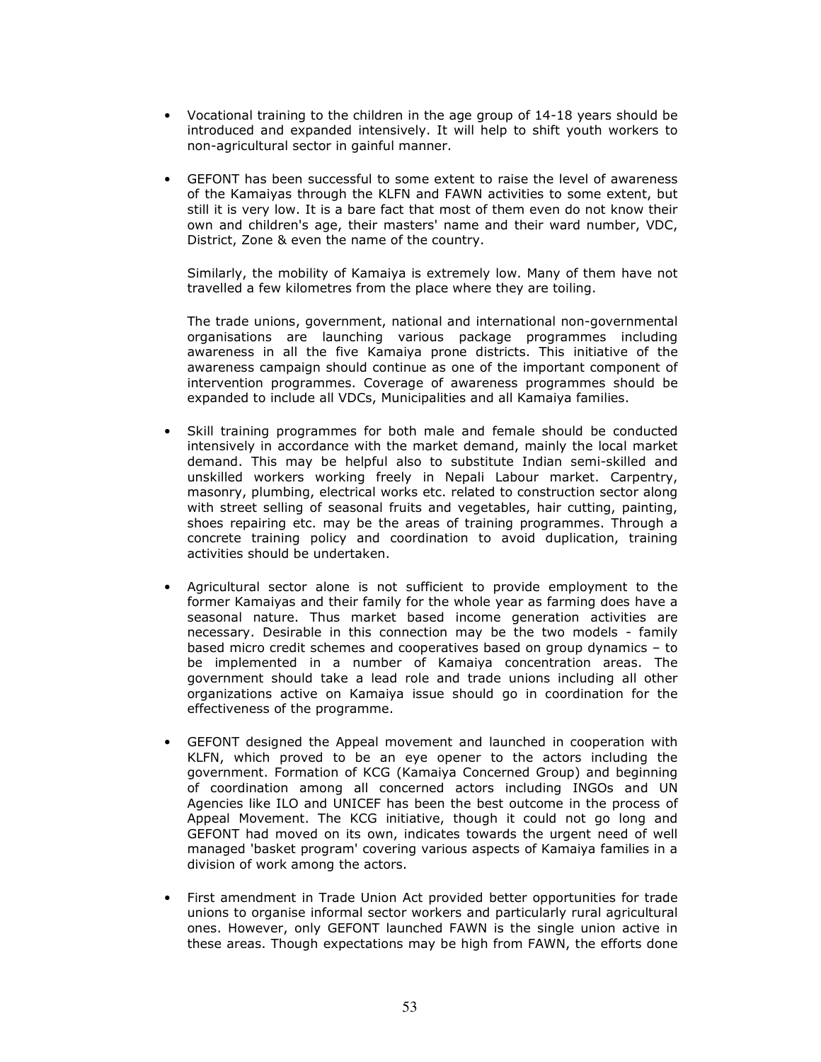- Vocational training to the children in the age group of 14-18 years should be introduced and expanded intensively. It will help to shift youth workers to non-agricultural sector in gainful manner.

- GEFONT has been successful to some extent to raise the level of awareness of the Kamaiyas through the KLFN and FAWN activities to some extent, but still it is very low. It is a bare fact that most of them even do not know their own and children's age, their masters' name and their ward number, VDC, District, Zone & even the name of the country.

  Similarly, the mobility of Kamaiya is extremely low. Many of them have not travelled a few kilometres from the place where they are toiling.

  The trade unions, government, national and international non-governmental organisations are launching various package programmes including awareness in all the five Kamaiya prone districts. This initiative of the awareness campaign should continue as one of the important component of intervention programmes. Coverage of awareness programmes should be expanded to include all VDCs, Municipalities and all Kamaiya families.

- Skill training programmes for both male and female should be conducted intensively in accordance with the market demand, mainly the local market demand. This may be helpful also to substitute Indian semi-skilled and unskilled workers working freely in Nepali Labour market. Carpentry, masonry, plumbing, electrical works etc. related to construction sector along with street selling of seasonal fruits and vegetables, hair cutting, painting, shoes repairing etc. may be the areas of training programmes. Through a concrete training policy and coordination to avoid duplication, training activities should be undertaken.

- Agricultural sector alone is not sufficient to provide employment to the former Kamaiyas and their family for the whole year as farming does have a seasonal nature. Thus market based income generation activities are necessary. Desirable in this connection may be the two models - family based micro credit schemes and cooperatives based on group dynamics – to be implemented in a number of Kamaiya concentration areas. The government should take a lead role and trade unions including all other organizations active on Kamaiya issue should go in coordination for the effectiveness of the programme.

- GEFONT designed the Appeal movement and launched in cooperation with KLFN, which proved to be an eye opener to the actors including the government. Formation of KCG (Kamaiya Concerned Group) and beginning of coordination among all concerned actors including INGOs and UN Agencies like ILO and UNICEF has been the best outcome in the process of Appeal Movement. The KCG initiative, though it could not go long and GEFONT had moved on its own, indicates towards the urgent need of well managed 'basket program' covering various aspects of Kamaiya families in a division of work among the actors.

- First amendment in Trade Union Act provided better opportunities for trade unions to organise informal sector workers and particularly rural agricultural ones. However, only GEFONT launched FAWN is the single union active in these areas. Though expectations may be high from FAWN, the efforts done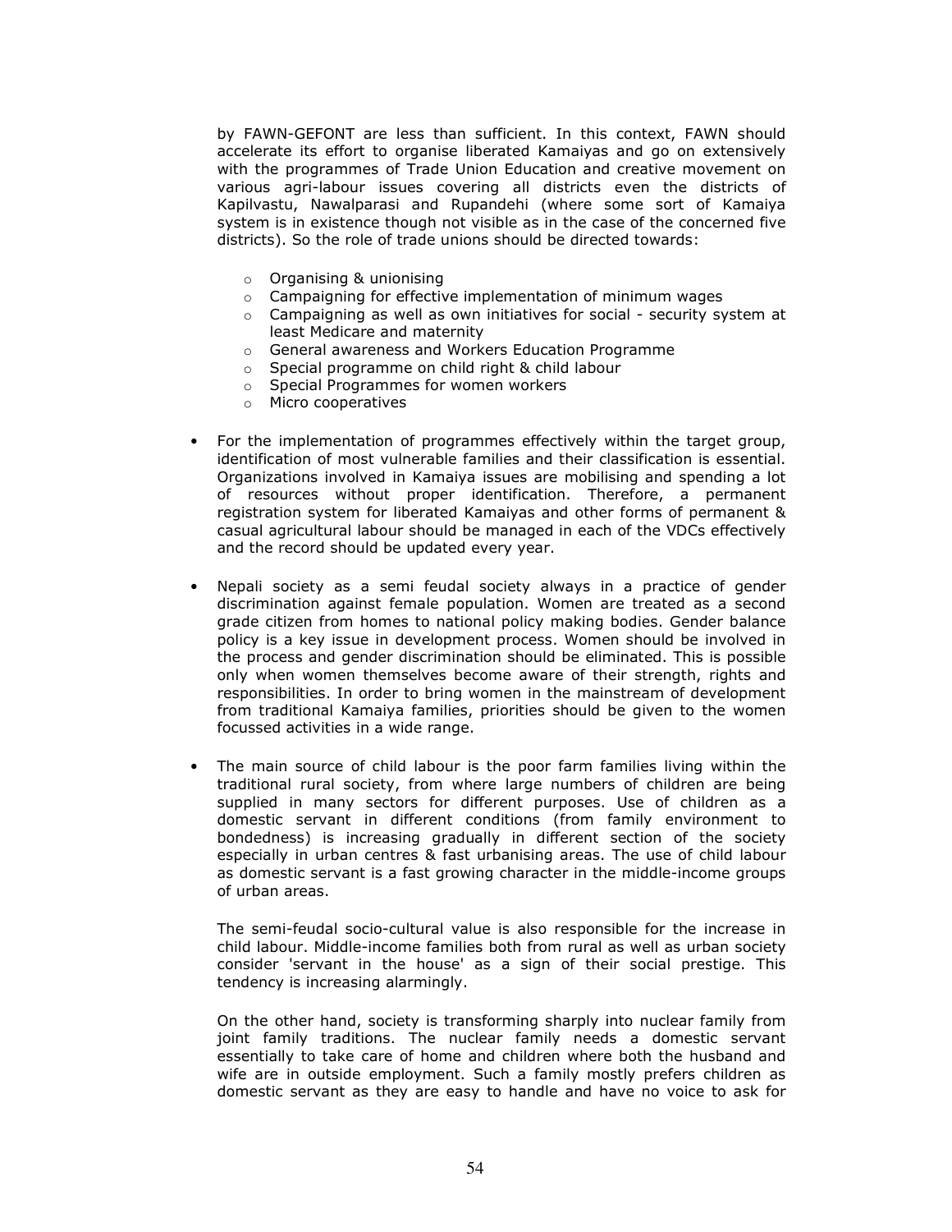by FAWN-GEFONT are less than sufficient. In this context, FAWN should accelerate its effort to organise liberated Kamaiyas and go on extensively with the programmes of Trade Union Education and creative movement on various agri-labour issues covering all districts even the districts of Kapilvastu, Nawalparasi and Rupandehi (where some sort of Kamaiya system is in existence though not visible as in the case of the concerned five districts). So the role of trade unions should be directed towards:

- Organising & unionising
- Campaigning for effective implementation of minimum wages
- Campaigning as well as own initiatives for social - security system at least Medicare and maternity
- General awareness and Workers Education Programme
- Special programme on child right & child labour
- Special Programmes for women workers
- Micro cooperatives

- For the implementation of programmes effectively within the target group, identification of most vulnerable families and their classification is essential. Organizations involved in Kamaiya issues are mobilising and spending a lot of resources without proper identification. Therefore, a permanent registration system for liberated Kamaiyas and other forms of permanent & casual agricultural labour should be managed in each of the VDCs effectively and the record should be updated every year.

- Nepali society as a semi feudal society always in a practice of gender discrimination against female population. Women are treated as a second grade citizen from homes to national policy making bodies. Gender balance policy is a key issue in development process. Women should be involved in the process and gender discrimination should be eliminated. This is possible only when women themselves become aware of their strength, rights and responsibilities. In order to bring women in the mainstream of development from traditional Kamaiya families, priorities should be given to the women focussed activities in a wide range.

- The main source of child labour is the poor farm families living within the traditional rural society, from where large numbers of children are being supplied in many sectors for different purposes. Use of children as a domestic servant in different conditions (from family environment to bondedness) is increasing gradually in different section of the society especially in urban centres & fast urbanising areas. The use of child labour as domestic servant is a fast growing character in the middle-income groups of urban areas.

  The semi-feudal socio-cultural value is also responsible for the increase in child labour. Middle-income families both from rural as well as urban society consider 'servant in the house' as a sign of their social prestige. This tendency is increasing alarmingly.

  On the other hand, society is transforming sharply into nuclear family from joint family traditions. The nuclear family needs a domestic servant essentially to take care of home and children where both the husband and wife are in outside employment. Such a family mostly prefers children as domestic servant as they are easy to handle and have no voice to ask for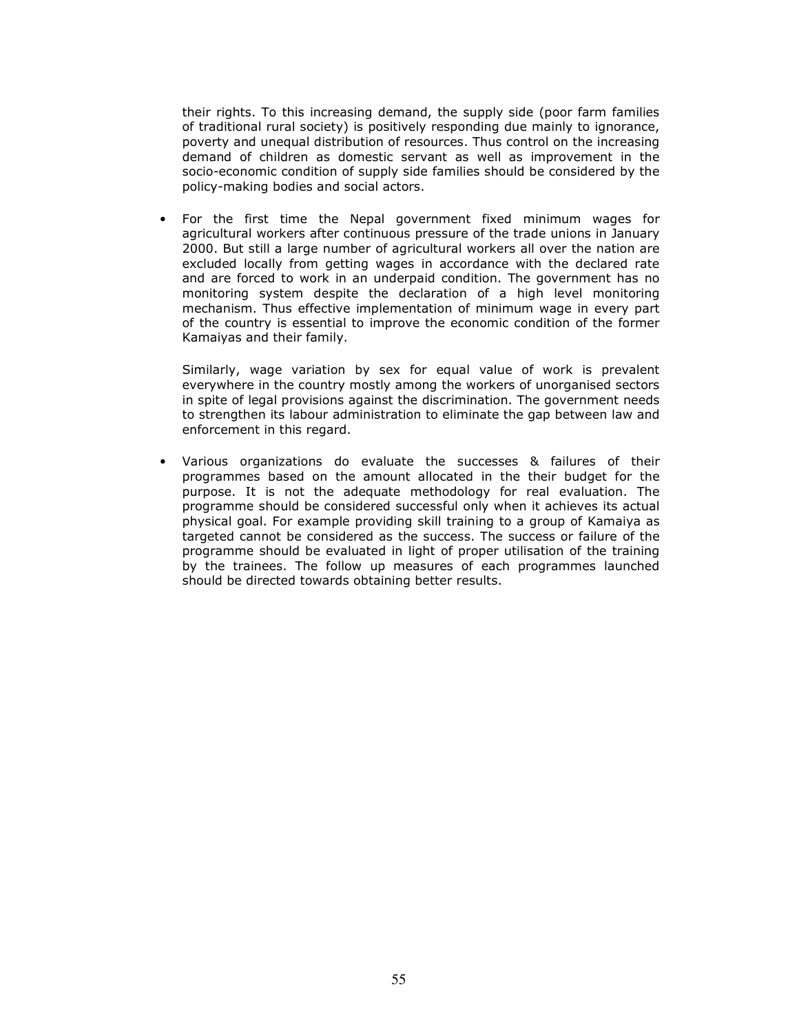their rights. To this increasing demand, the supply side (poor farm families of traditional rural society) is positively responding due mainly to ignorance, poverty and unequal distribution of resources. Thus control on the increasing demand of children as domestic servant as well as improvement in the socio-economic condition of supply side families should be considered by the policy-making bodies and social actors.

- For the first time the Nepal government fixed minimum wages for agricultural workers after continuous pressure of the trade unions in January 2000. But still a large number of agricultural workers all over the nation are excluded locally from getting wages in accordance with the declared rate and are forced to work in an underpaid condition. The government has no monitoring system despite the declaration of a high level monitoring mechanism. Thus effective implementation of minimum wage in every part of the country is essential to improve the economic condition of the former Kamaiyas and their family.

  Similarly, wage variation by sex for equal value of work is prevalent everywhere in the country mostly among the workers of unorganised sectors in spite of legal provisions against the discrimination. The government needs to strengthen its labour administration to eliminate the gap between law and enforcement in this regard.

- Various organizations do evaluate the successes & failures of their programmes based on the amount allocated in the their budget for the purpose. It is not the adequate methodology for real evaluation. The programme should be considered successful only when it achieves its actual physical goal. For example providing skill training to a group of Kamaiya as targeted cannot be considered as the success. The success or failure of the programme should be evaluated in light of proper utilisation of the training by the trainees. The follow up measures of each programmes launched should be directed towards obtaining better results.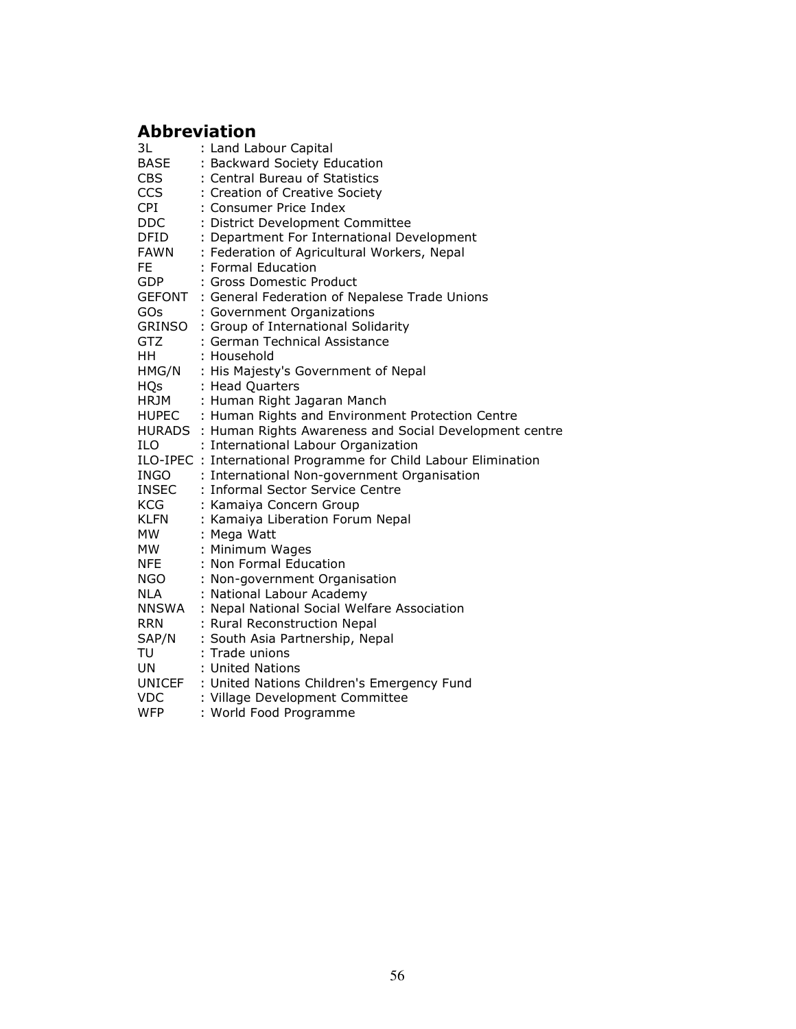## Abbreviation

3L : Land Labour Capital
BASE : Backward Society Education
CBS : Central Bureau of Statistics
CCS : Creation of Creative Society
CPI : Consumer Price Index
DDC : District Development Committee
DFID : Department For International Development
FAWN : Federation of Agricultural Workers, Nepal
FE : Formal Education
GDP : Gross Domestic Product
GEFONT : General Federation of Nepalese Trade Unions
GOs : Government Organizations
GRINSO : Group of International Solidarity
GTZ : German Technical Assistance
HH : Household
HMG/N : His Majesty's Government of Nepal
HQs : Head Quarters
HRJM : Human Right Jagaran Manch
HUPEC : Human Rights and Environment Protection Centre
HURADS : Human Rights Awareness and Social Development centre
ILO : International Labour Organization
ILO-IPEC : International Programme for Child Labour Elimination
INGO : International Non-government Organisation
INSEC : Informal Sector Service Centre
KCG : Kamaiya Concern Group
KLFN : Kamaiya Liberation Forum Nepal
MW : Mega Watt
MW : Minimum Wages
NFE : Non Formal Education
NGO : Non-government Organisation
NLA : National Labour Academy
NNSWA : Nepal National Social Welfare Association
RRN : Rural Reconstruction Nepal
SAP/N : South Asia Partnership, Nepal
TU : Trade unions
UN : United Nations
UNICEF : United Nations Children's Emergency Fund
VDC : Village Development Committee
WFP : World Food Programme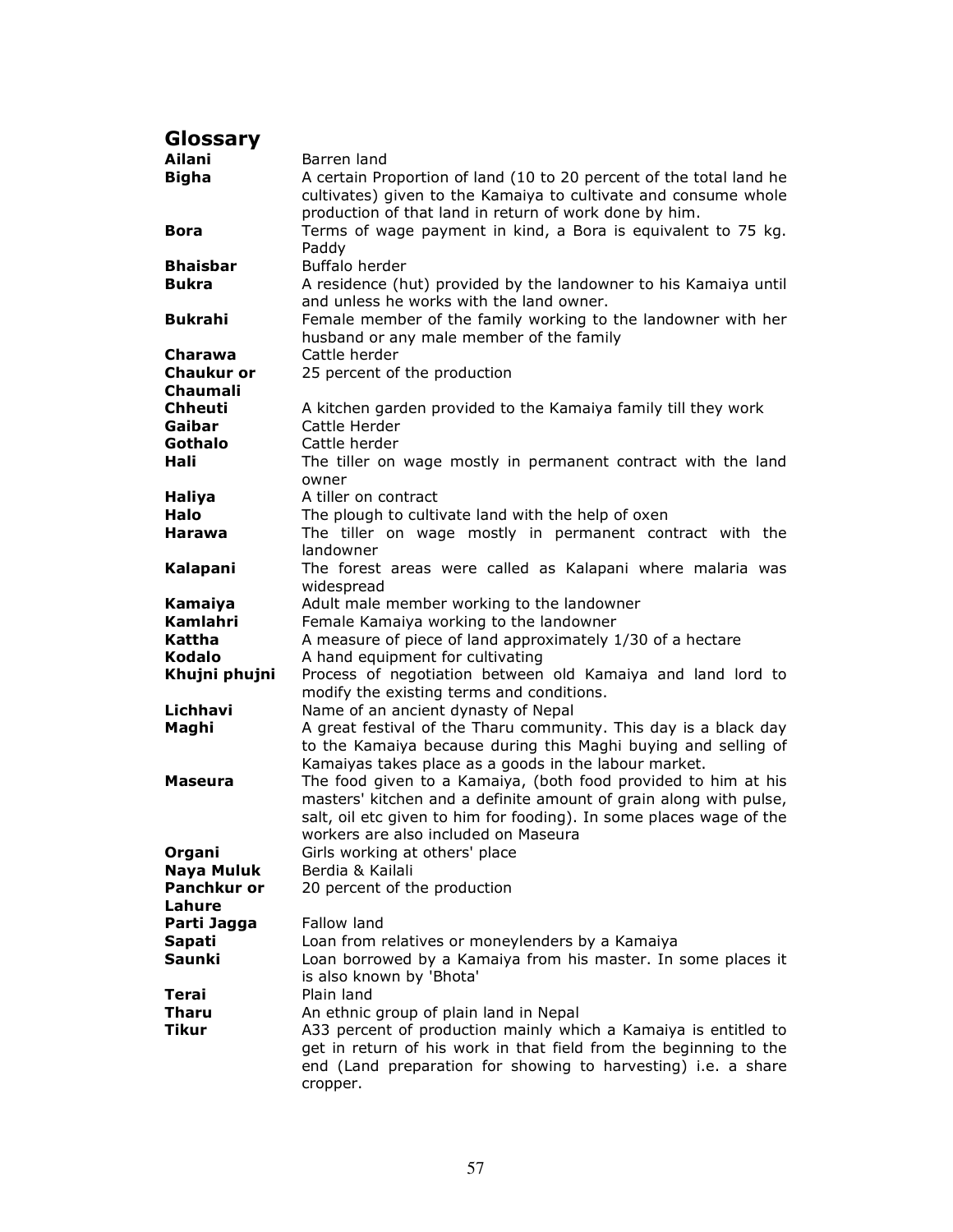## Glossary

| | |
|---|---|
| **Ailani** | Barren land |
| **Bigha** | A certain Proportion of land (10 to 20 percent of the total land he cultivates) given to the Kamaiya to cultivate and consume whole production of that land in return of work done by him. |
| **Bora** | Terms of wage payment in kind, a Bora is equivalent to 75 kg. Paddy |
| **Bhaisbar** | Buffalo herder |
| **Bukra** | A residence (hut) provided by the landowner to his Kamaiya until and unless he works with the land owner. |
| **Bukrahi** | Female member of the family working to the landowner with her husband or any male member of the family |
| **Charawa** | Cattle herder |
| **Chaukur or Chaumali** | 25 percent of the production |
| **Chheuti** | A kitchen garden provided to the Kamaiya family till they work |
| **Gaibar** | Cattle Herder |
| **Gothalo** | Cattle herder |
| **Hali** | The tiller on wage mostly in permanent contract with the land owner |
| **Haliya** | A tiller on contract |
| **Halo** | The plough to cultivate land with the help of oxen |
| **Harawa** | The tiller on wage mostly in permanent contract with the landowner |
| **Kalapani** | The forest areas were called as Kalapani where malaria was widespread |
| **Kamaiya** | Adult male member working to the landowner |
| **Kamlahri** | Female Kamaiya working to the landowner |
| **Kattha** | A measure of piece of land approximately 1/30 of a hectare |
| **Kodalo** | A hand equipment for cultivating |
| **Khujni phujni** | Process of negotiation between old Kamaiya and land lord to modify the existing terms and conditions. |
| **Lichhavi** | Name of an ancient dynasty of Nepal |
| **Maghi** | A great festival of the Tharu community. This day is a black day to the Kamaiya because during this Maghi buying and selling of Kamaiyas takes place as a goods in the labour market. |
| **Maseura** | The food given to a Kamaiya, (both food provided to him at his masters' kitchen and a definite amount of grain along with pulse, salt, oil etc given to him for fooding). In some places wage of the workers are also included on Maseura |
| **Organi** | Girls working at others' place |
| **Naya Muluk** | Berdia & Kailali |
| **Panchkur or Lahure** | 20 percent of the production |
| **Parti Jagga** | Fallow land |
| **Sapati** | Loan from relatives or moneylenders by a Kamaiya |
| **Saunki** | Loan borrowed by a Kamaiya from his master. In some places it is also known by 'Bhota' |
| **Terai** | Plain land |
| **Tharu** | An ethnic group of plain land in Nepal |
| **Tikur** | A33 percent of production mainly which a Kamaiya is entitled to get in return of his work in that field from the beginning to the end (Land preparation for showing to harvesting) i.e. a share cropper. |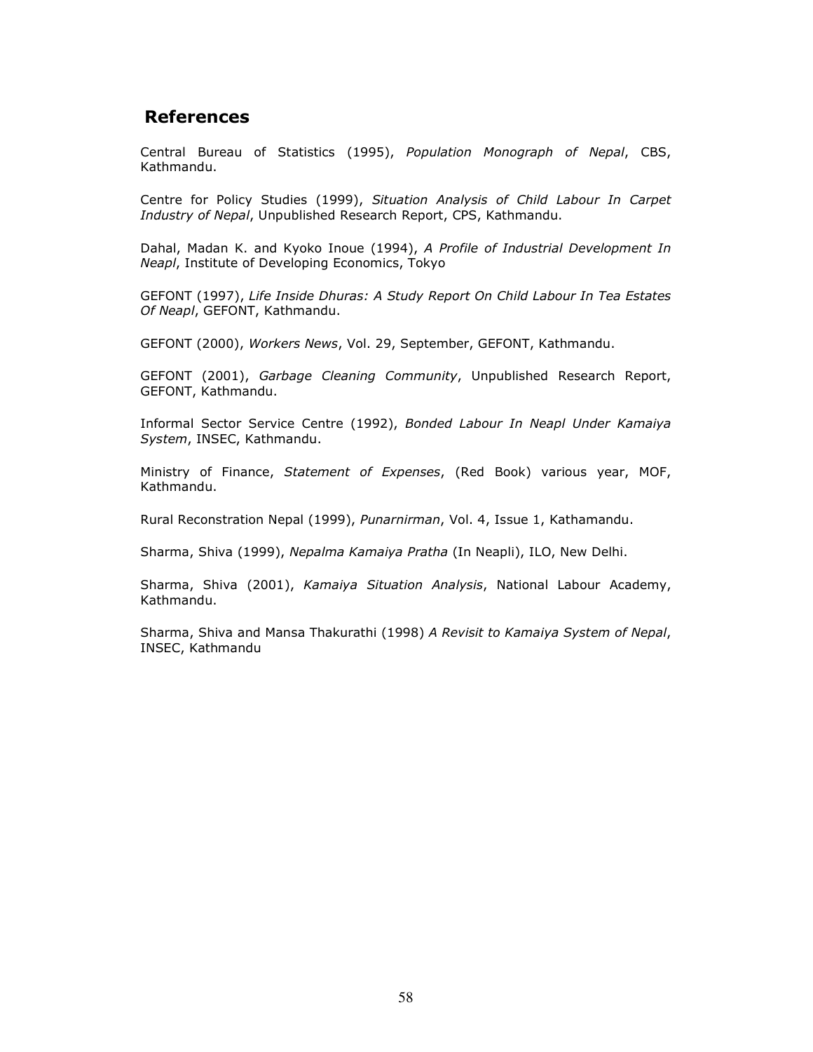## References

Central Bureau of Statistics (1995), *Population Monograph of Nepal*, CBS, Kathmandu.

Centre for Policy Studies (1999), *Situation Analysis of Child Labour In Carpet Industry of Nepal*, Unpublished Research Report, CPS, Kathmandu.

Dahal, Madan K. and Kyoko Inoue (1994), *A Profile of Industrial Development In Neapl*, Institute of Developing Economics, Tokyo

GEFONT (1997), *Life Inside Dhuras: A Study Report On Child Labour In Tea Estates Of Neapl*, GEFONT, Kathmandu.

GEFONT (2000), *Workers News*, Vol. 29, September, GEFONT, Kathmandu.

GEFONT (2001), *Garbage Cleaning Community*, Unpublished Research Report, GEFONT, Kathmandu.

Informal Sector Service Centre (1992), *Bonded Labour In Neapl Under Kamaiya System*, INSEC, Kathmandu.

Ministry of Finance, *Statement of Expenses*, (Red Book) various year, MOF, Kathmandu.

Rural Reconstration Nepal (1999), *Punarnirman*, Vol. 4, Issue 1, Kathamandu.

Sharma, Shiva (1999), *Nepalma Kamaiya Pratha* (In Neapli), ILO, New Delhi.

Sharma, Shiva (2001), *Kamaiya Situation Analysis*, National Labour Academy, Kathmandu.

Sharma, Shiva and Mansa Thakurathi (1998) *A Revisit to Kamaiya System of Nepal*, INSEC, Kathmandu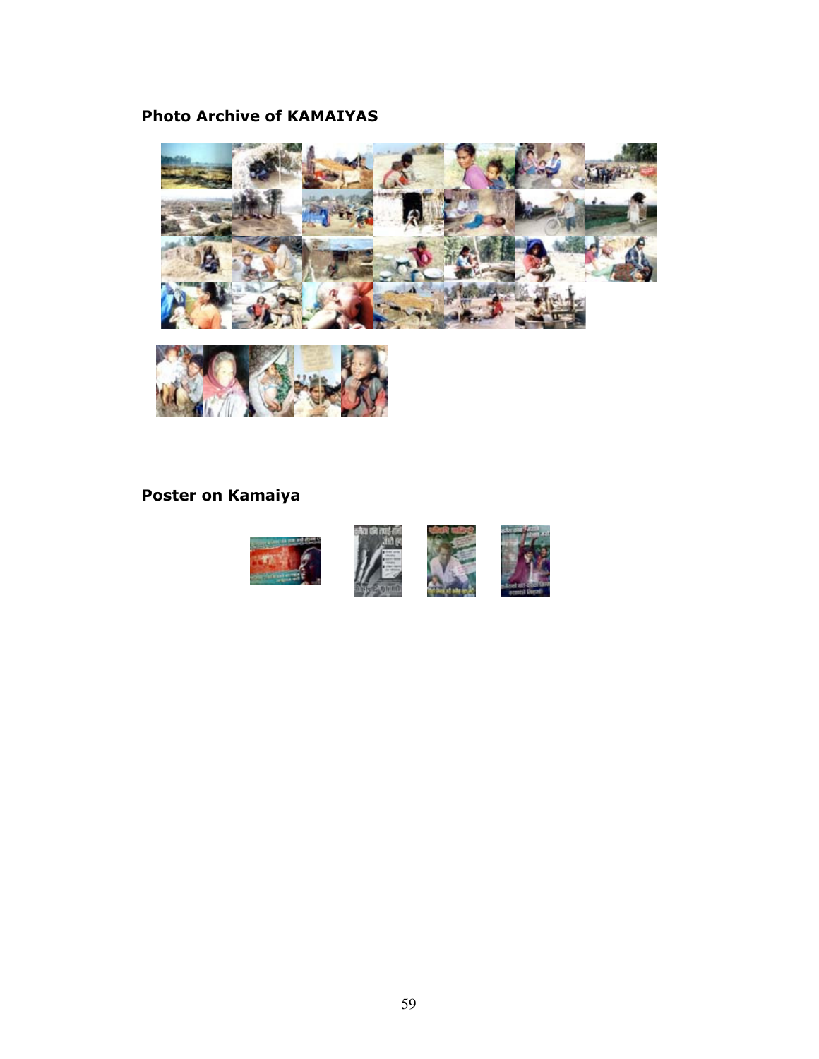## Photo Archive of KAMAIYAS

## Poster on Kamaiya